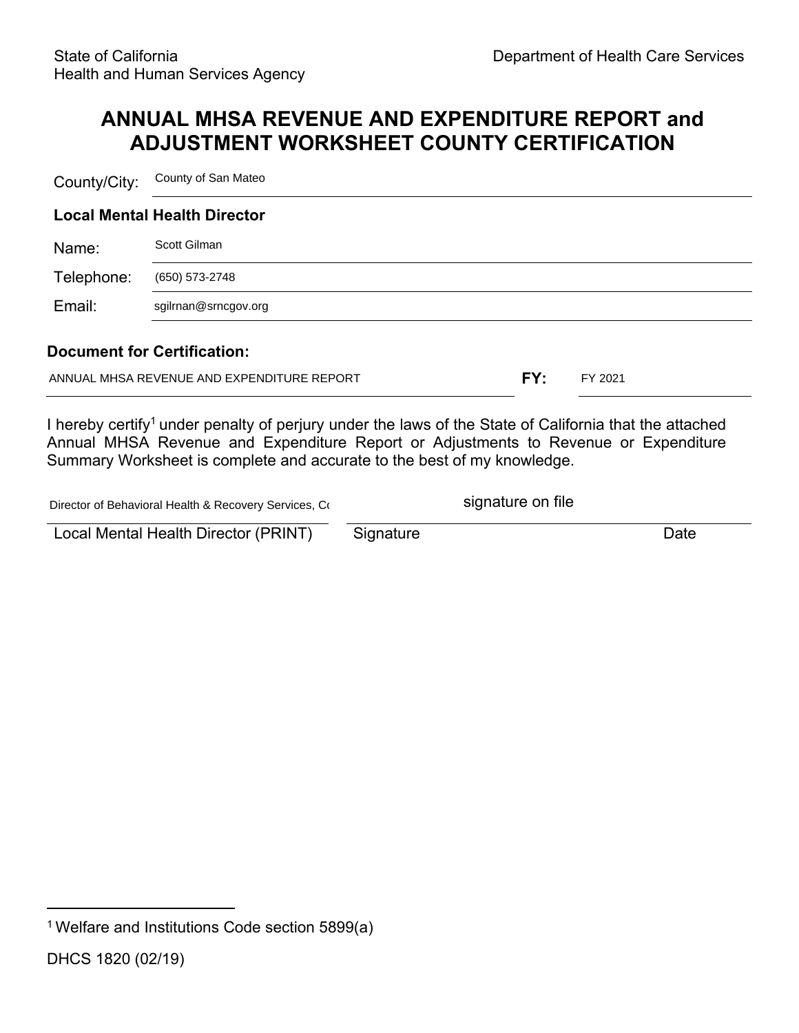State of California
Health and Human Services Agency

Department of Health Care Services

# ANNUAL MHSA REVENUE AND EXPENDITURE REPORT and ADJUSTMENT WORKSHEET COUNTY CERTIFICATION

County/City: County of San Mateo

**Local Mental Health Director**

Name: Scott Gilman

Telephone: (650) 573-2748

Email: sgilrnan@srncgov.org

**Document for Certification:**

ANNUAL MHSA REVENUE AND EXPENDITURE REPORT **FY:** FY 2021

I hereby certify[1] under penalty of perjury under the laws of the State of California that the attached Annual MHSA Revenue and Expenditure Report or Adjustments to Revenue or Expenditure Summary Worksheet is complete and accurate to the best of my knowledge.

| Director of Behavioral Health & Recovery Services, Co | signature on file | |
|---|---|---|
| Local Mental Health Director (PRINT) | Signature | Date |

[1] Welfare and Institutions Code section 5899(a)

DHCS 1820 (02/19)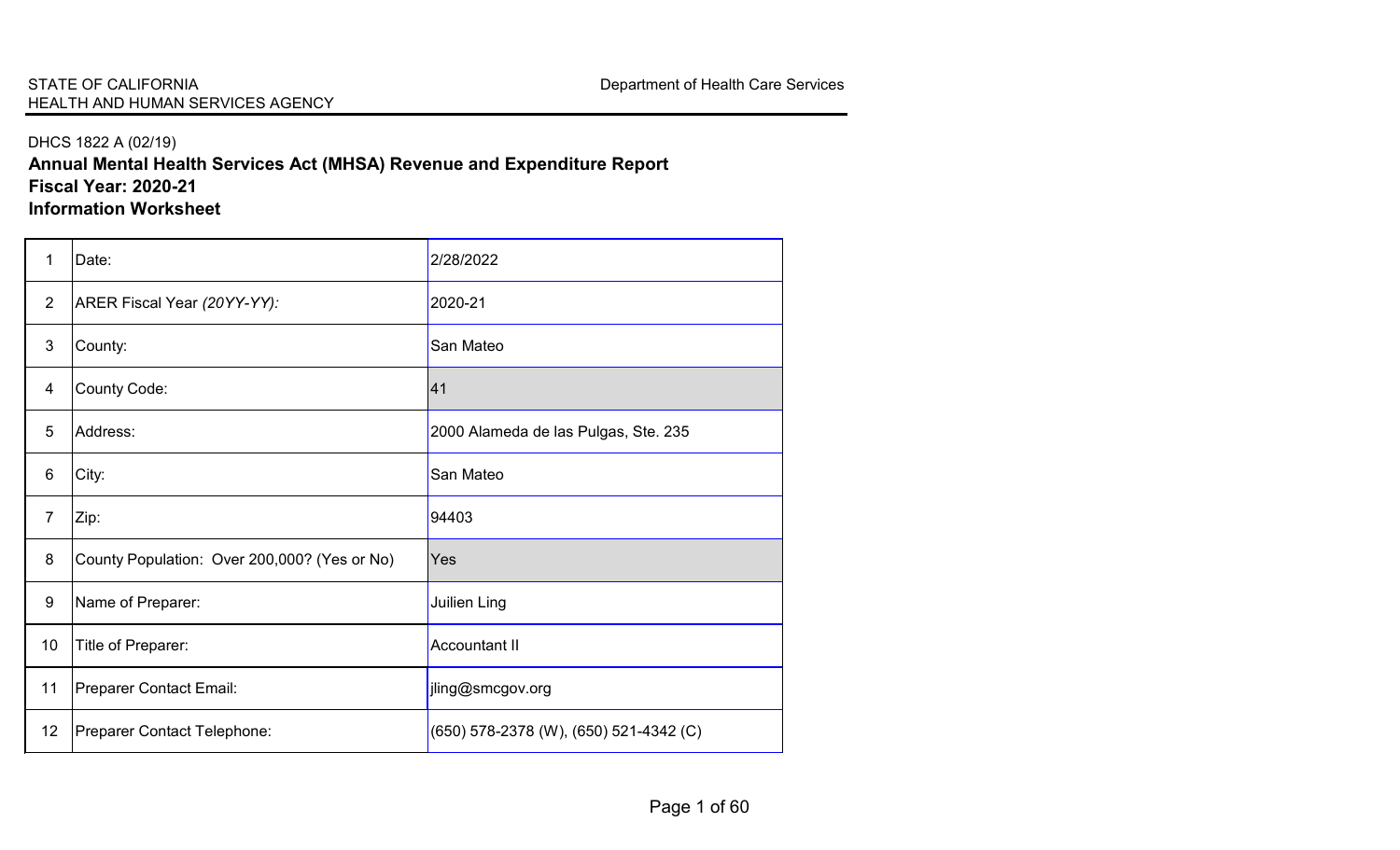STATE OF CALIFORNIA
HEALTH AND HUMAN SERVICES AGENCY

Department of Health Care Services

DHCS 1822 A (02/19)

**Annual Mental Health Services Act (MHSA) Revenue and Expenditure Report**
**Fiscal Year: 2020-21**
**Information Worksheet**

| | | |
|---|---|---|
| 1 | Date: | 2/28/2022 |
| 2 | ARER Fiscal Year *(20YY-YY):* | 2020-21 |
| 3 | County: | San Mateo |
| 4 | County Code: | 41 |
| 5 | Address: | 2000 Alameda de las Pulgas, Ste. 235 |
| 6 | City: | San Mateo |
| 7 | Zip: | 94403 |
| 8 | County Population: Over 200,000? (Yes or No) | Yes |
| 9 | Name of Preparer: | Juilien Ling |
| 10 | Title of Preparer: | Accountant II |
| 11 | Preparer Contact Email: | jling@smcgov.org |
| 12 | Preparer Contact Telephone: | (650) 578-2378 (W), (650) 521-4342 (C) |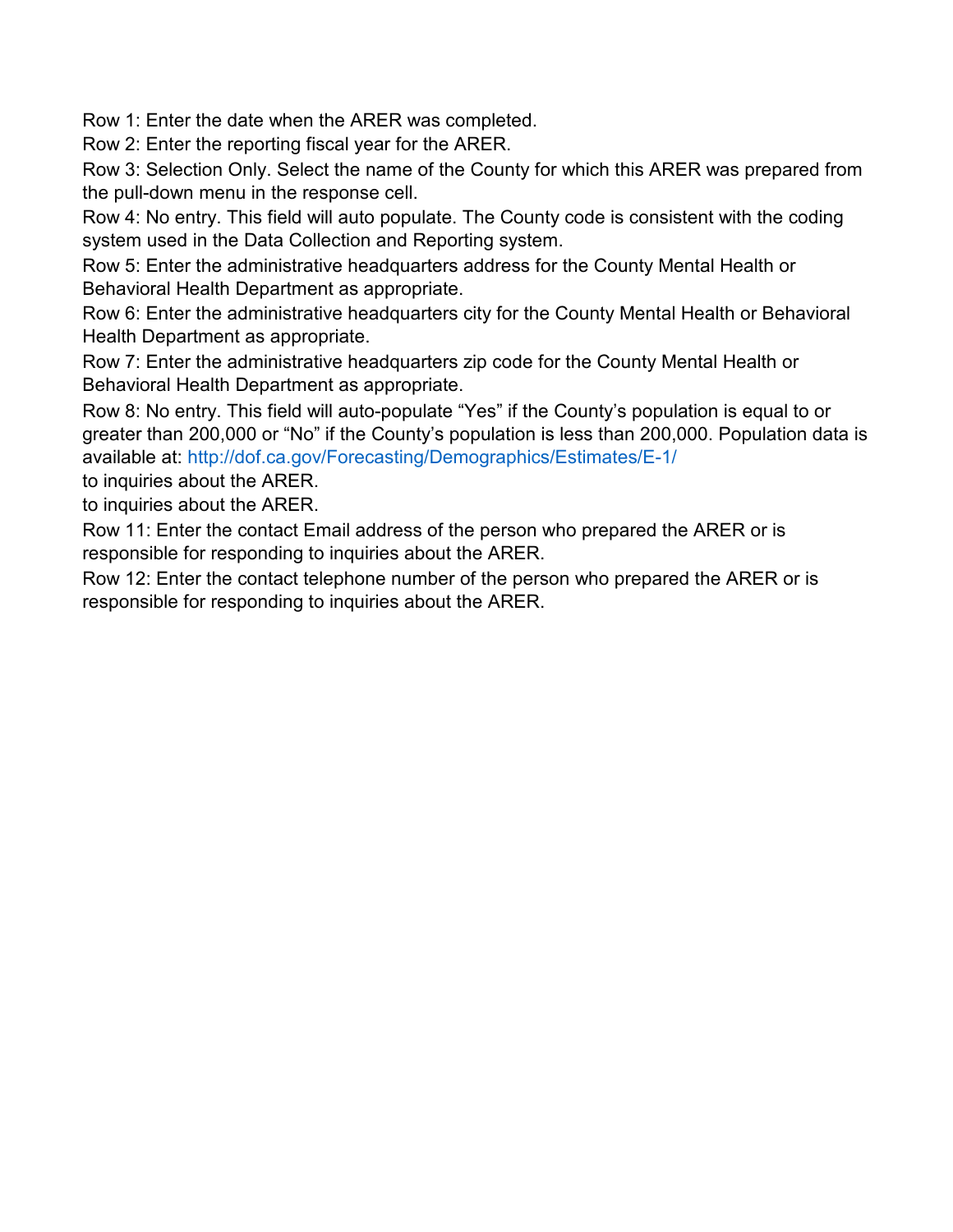Row 1: Enter the date when the ARER was completed.

Row 2: Enter the reporting fiscal year for the ARER.

Row 3: Selection Only. Select the name of the County for which this ARER was prepared from the pull-down menu in the response cell.

Row 4: No entry. This field will auto populate. The County code is consistent with the coding system used in the Data Collection and Reporting system.

Row 5: Enter the administrative headquarters address for the County Mental Health or Behavioral Health Department as appropriate.

Row 6: Enter the administrative headquarters city for the County Mental Health or Behavioral Health Department as appropriate.

Row 7: Enter the administrative headquarters zip code for the County Mental Health or Behavioral Health Department as appropriate.

Row 8: No entry. This field will auto-populate “Yes” if the County’s population is equal to or greater than 200,000 or “No” if the County’s population is less than 200,000. Population data is available at: http://dof.ca.gov/Forecasting/Demographics/Estimates/E-1/

to inquiries about the ARER.

to inquiries about the ARER.

Row 11: Enter the contact Email address of the person who prepared the ARER or is responsible for responding to inquiries about the ARER.

Row 12: Enter the contact telephone number of the person who prepared the ARER or is responsible for responding to inquiries about the ARER.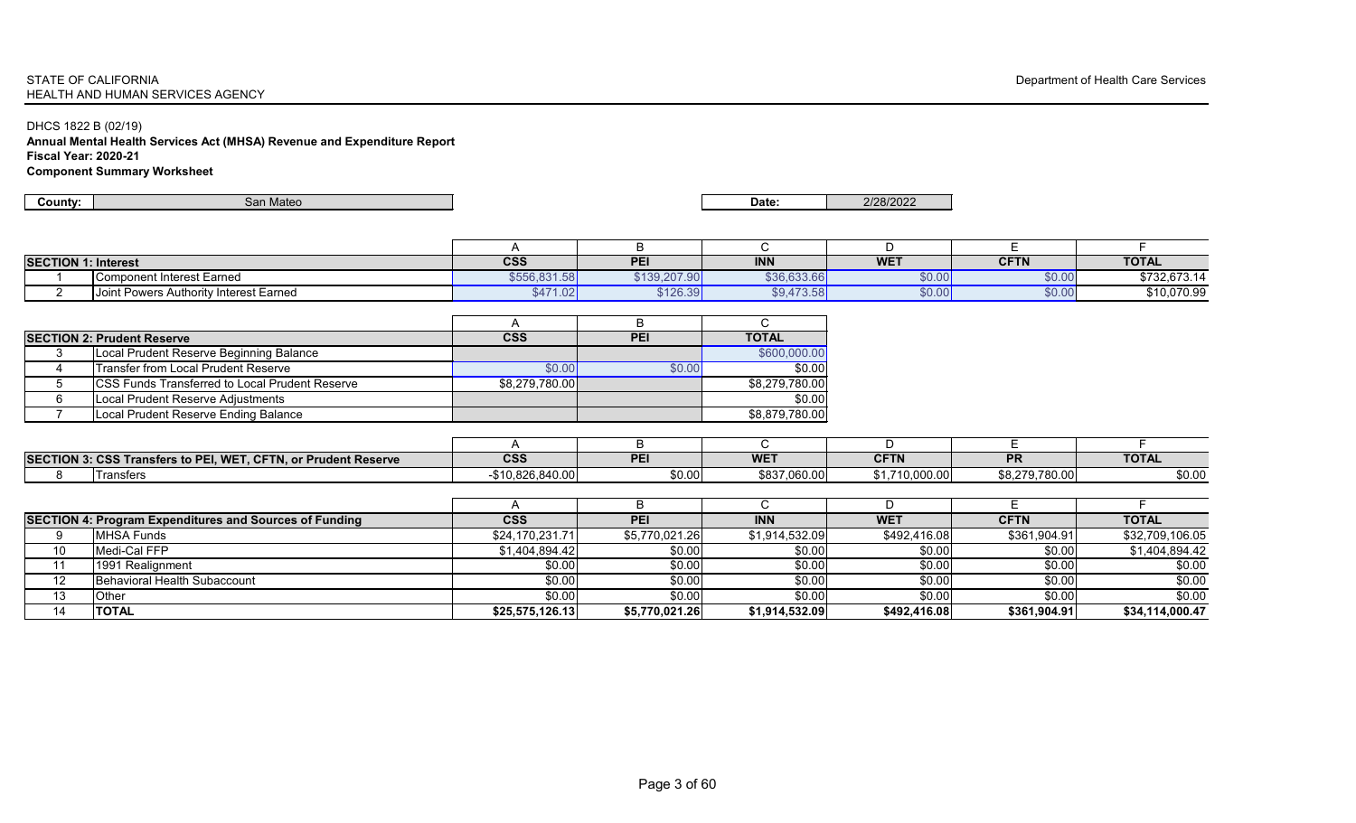STATE OF CALIFORNIA
HEALTH AND HUMAN SERVICES AGENCY

Department of Health Care Services

DHCS 1822 B (02/19)

**Annual Mental Health Services Act (MHSA) Revenue and Expenditure Report**

**Fiscal Year: 2020-21**

**Component Summary Worksheet**

| County: | San Mateo | Date: | 2/28/2022 |
|---|---|---|---|

| | | A | B | C | D | E | F |
|---|---|---|---|---|---|---|---|
| **SECTION 1: Interest** | | **CSS** | **PEI** | **INN** | **WET** | **CFTN** | **TOTAL** |
| 1 | Component Interest Earned | \$556,831.58 | \$139,207.90 | \$36,633.66 | \$0.00 | \$0.00 | \$732,673.14 |
| 2 | Joint Powers Authority Interest Earned | \$471.02 | \$126.39 | \$9,473.58 | \$0.00 | \$0.00 | \$10,070.99 |

| | | A | B | C |
|---|---|---|---|---|
| **SECTION 2: Prudent Reserve** | | **CSS** | **PEI** | **TOTAL** |
| 3 | Local Prudent Reserve Beginning Balance | | | \$600,000.00 |
| 4 | Transfer from Local Prudent Reserve | \$0.00 | \$0.00 | \$0.00 |
| 5 | CSS Funds Transferred to Local Prudent Reserve | \$8,279,780.00 | | \$8,279,780.00 |
| 6 | Local Prudent Reserve Adjustments | | | \$0.00 |
| 7 | Local Prudent Reserve Ending Balance | | | \$8,879,780.00 |

| | | A | B | C | D | E | F |
|---|---|---|---|---|---|---|---|
| **SECTION 3: CSS Transfers to PEI, WET, CFTN, or Prudent Reserve** | | **CSS** | **PEI** | **WET** | **CFTN** | **PR** | **TOTAL** |
| 8 | Transfers | -\$10,826,840.00 | \$0.00 | \$837,060.00 | \$1,710,000.00 | \$8,279,780.00 | \$0.00 |

| | | A | B | C | D | E | F |
|---|---|---|---|---|---|---|---|
| **SECTION 4: Program Expenditures and Sources of Funding** | | **CSS** | **PEI** | **INN** | **WET** | **CFTN** | **TOTAL** |
| 9 | MHSA Funds | \$24,170,231.71 | \$5,770,021.26 | \$1,914,532.09 | \$492,416.08 | \$361,904.91 | \$32,709,106.05 |
| 10 | Medi-Cal FFP | \$1,404,894.42 | \$0.00 | \$0.00 | \$0.00 | \$0.00 | \$1,404,894.42 |
| 11 | 1991 Realignment | \$0.00 | \$0.00 | \$0.00 | \$0.00 | \$0.00 | \$0.00 |
| 12 | Behavioral Health Subaccount | \$0.00 | \$0.00 | \$0.00 | \$0.00 | \$0.00 | \$0.00 |
| 13 | Other | \$0.00 | \$0.00 | \$0.00 | \$0.00 | \$0.00 | \$0.00 |
| 14 | **TOTAL** | **\$25,575,126.13** | **\$5,770,021.26** | **\$1,914,532.09** | **\$492,416.08** | **\$361,904.91** | **\$34,114,000.47** |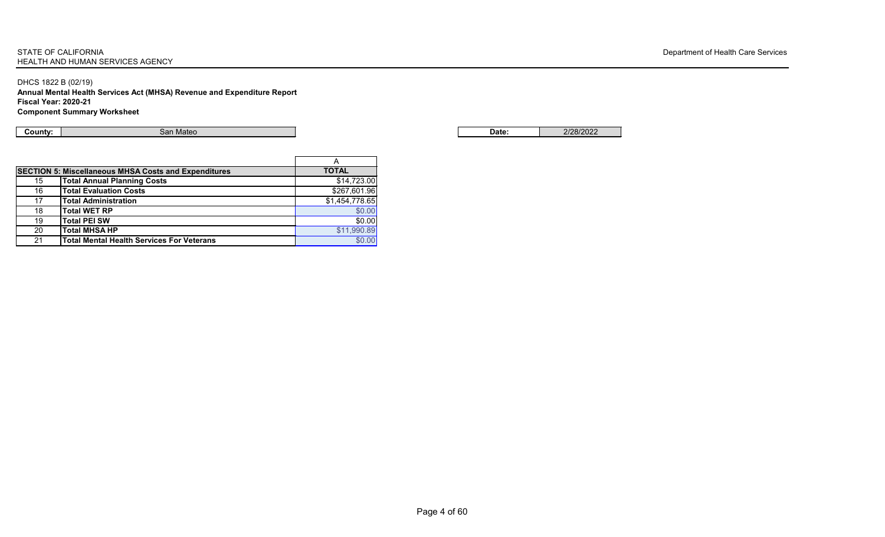STATE OF CALIFORNIA
HEALTH AND HUMAN SERVICES AGENCY

Department of Health Care Services

DHCS 1822 B (02/19)

**Annual Mental Health Services Act (MHSA) Revenue and Expenditure Report**
**Fiscal Year: 2020-21**
**Component Summary Worksheet**

| **County:** | San Mateo |
|---|---|

| **Date:** | 2/28/2022 |
|---|---|

| | | A |
|---|---|---|
| **SECTION 5: Miscellaneous MHSA Costs and Expenditures** | | **TOTAL** |
| 15 | **Total Annual Planning Costs** | $14,723.00 |
| 16 | **Total Evaluation Costs** | $267,601.96 |
| 17 | **Total Administration** | $1,454,778.65 |
| 18 | **Total WET RP** | $0.00 |
| 19 | **Total PEI SW** | $0.00 |
| 20 | **Total MHSA HP** | $11,990.89 |
| 21 | **Total Mental Health Services For Veterans** | $0.00 |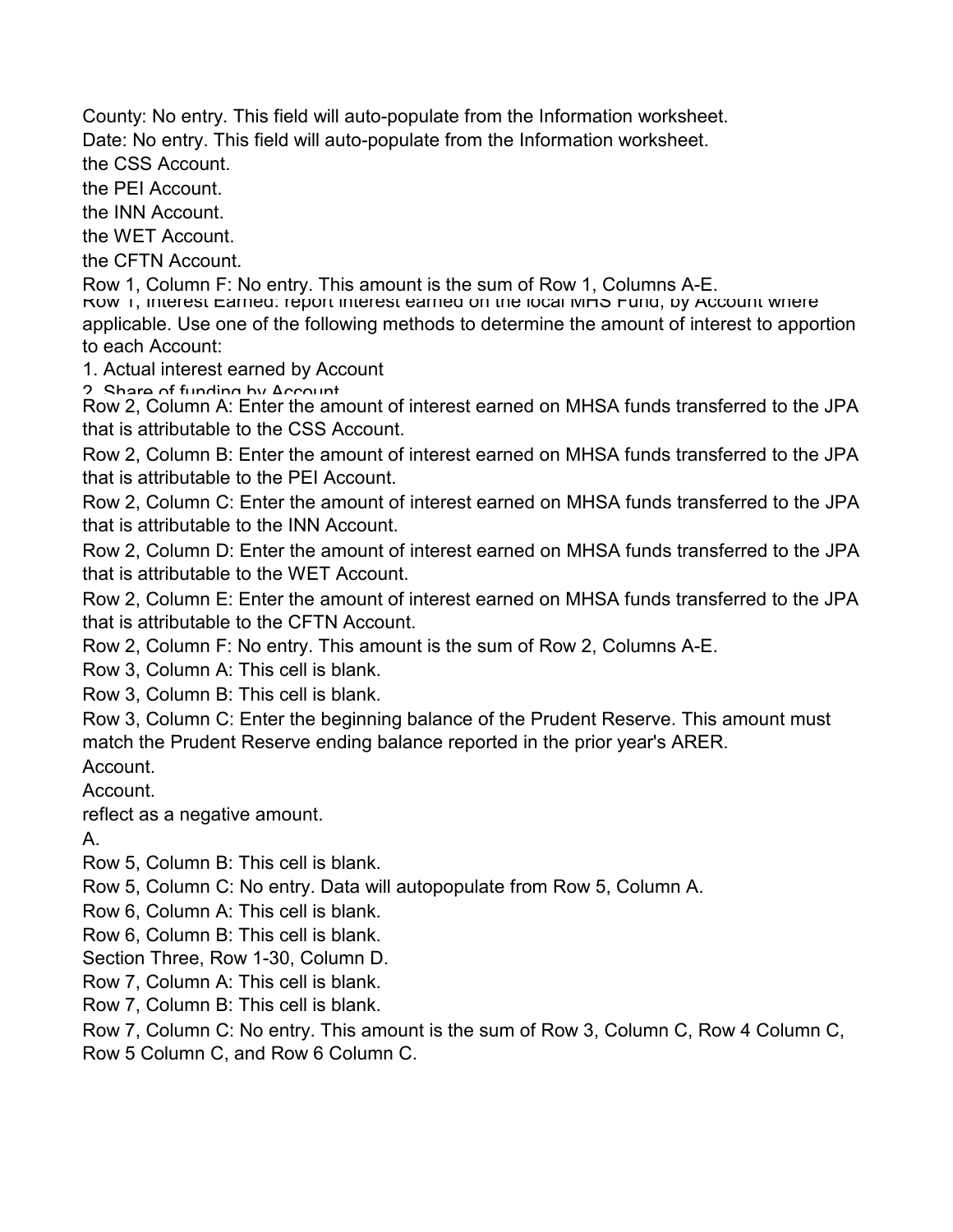County: No entry. This field will auto-populate from the Information worksheet.

Date: No entry. This field will auto-populate from the Information worksheet.

the CSS Account.

the PEI Account.

the INN Account.

the WET Account.

the CFTN Account.

Row 1, Column F: No entry. This amount is the sum of Row 1, Columns A-E.

Row 1, Interest Earned: report interest earned on the local MHS Fund, by Account where applicable. Use one of the following methods to determine the amount of interest to apportion to each Account:

1. Actual interest earned by Account
2. Share of funding by Account

Row 2, Column A: Enter the amount of interest earned on MHSA funds transferred to the JPA that is attributable to the CSS Account.

Row 2, Column B: Enter the amount of interest earned on MHSA funds transferred to the JPA that is attributable to the PEI Account.

Row 2, Column C: Enter the amount of interest earned on MHSA funds transferred to the JPA that is attributable to the INN Account.

Row 2, Column D: Enter the amount of interest earned on MHSA funds transferred to the JPA that is attributable to the WET Account.

Row 2, Column E: Enter the amount of interest earned on MHSA funds transferred to the JPA that is attributable to the CFTN Account.

Row 2, Column F: No entry. This amount is the sum of Row 2, Columns A-E.

Row 3, Column A: This cell is blank.

Row 3, Column B: This cell is blank.

Row 3, Column C: Enter the beginning balance of the Prudent Reserve. This amount must match the Prudent Reserve ending balance reported in the prior year's ARER.

Account.

Account.

reflect as a negative amount.

A.

Row 5, Column B: This cell is blank.

Row 5, Column C: No entry. Data will autopopulate from Row 5, Column A.

Row 6, Column A: This cell is blank.

Row 6, Column B: This cell is blank.

Section Three, Row 1-30, Column D.

Row 7, Column A: This cell is blank.

Row 7, Column B: This cell is blank.

Row 7, Column C: No entry. This amount is the sum of Row 3, Column C, Row 4 Column C, Row 5 Column C, and Row 6 Column C.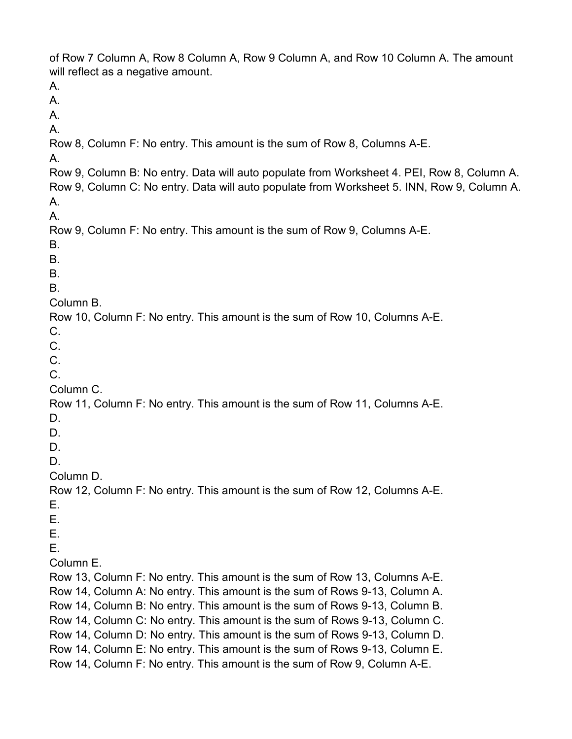of Row 7 Column A, Row 8 Column A, Row 9 Column A, and Row 10 Column A. The amount will reflect as a negative amount.

A.

A.

A.

A.

Row 8, Column F: No entry. This amount is the sum of Row 8, Columns A-E.

A.

Row 9, Column B: No entry. Data will auto populate from Worksheet 4. PEI, Row 8, Column A.

Row 9, Column C: No entry. Data will auto populate from Worksheet 5. INN, Row 9, Column A.

A.

A.

Row 9, Column F: No entry. This amount is the sum of Row 9, Columns A-E.

B.

B.

B.

B.

Column B.

Row 10, Column F: No entry. This amount is the sum of Row 10, Columns A-E.

C.

C.

C.

C.

Column C.

Row 11, Column F: No entry. This amount is the sum of Row 11, Columns A-E.

D.

D.

D.

D.

Column D.

Row 12, Column F: No entry. This amount is the sum of Row 12, Columns A-E.

E.

E.

E.

E.

Column E.

Row 13, Column F: No entry. This amount is the sum of Row 13, Columns A-E.

Row 14, Column A: No entry. This amount is the sum of Rows 9-13, Column A.

Row 14, Column B: No entry. This amount is the sum of Rows 9-13, Column B.

Row 14, Column C: No entry. This amount is the sum of Rows 9-13, Column C.

Row 14, Column D: No entry. This amount is the sum of Rows 9-13, Column D.

Row 14, Column E: No entry. This amount is the sum of Rows 9-13, Column E.

Row 14, Column F: No entry. This amount is the sum of Row 9, Column A-E.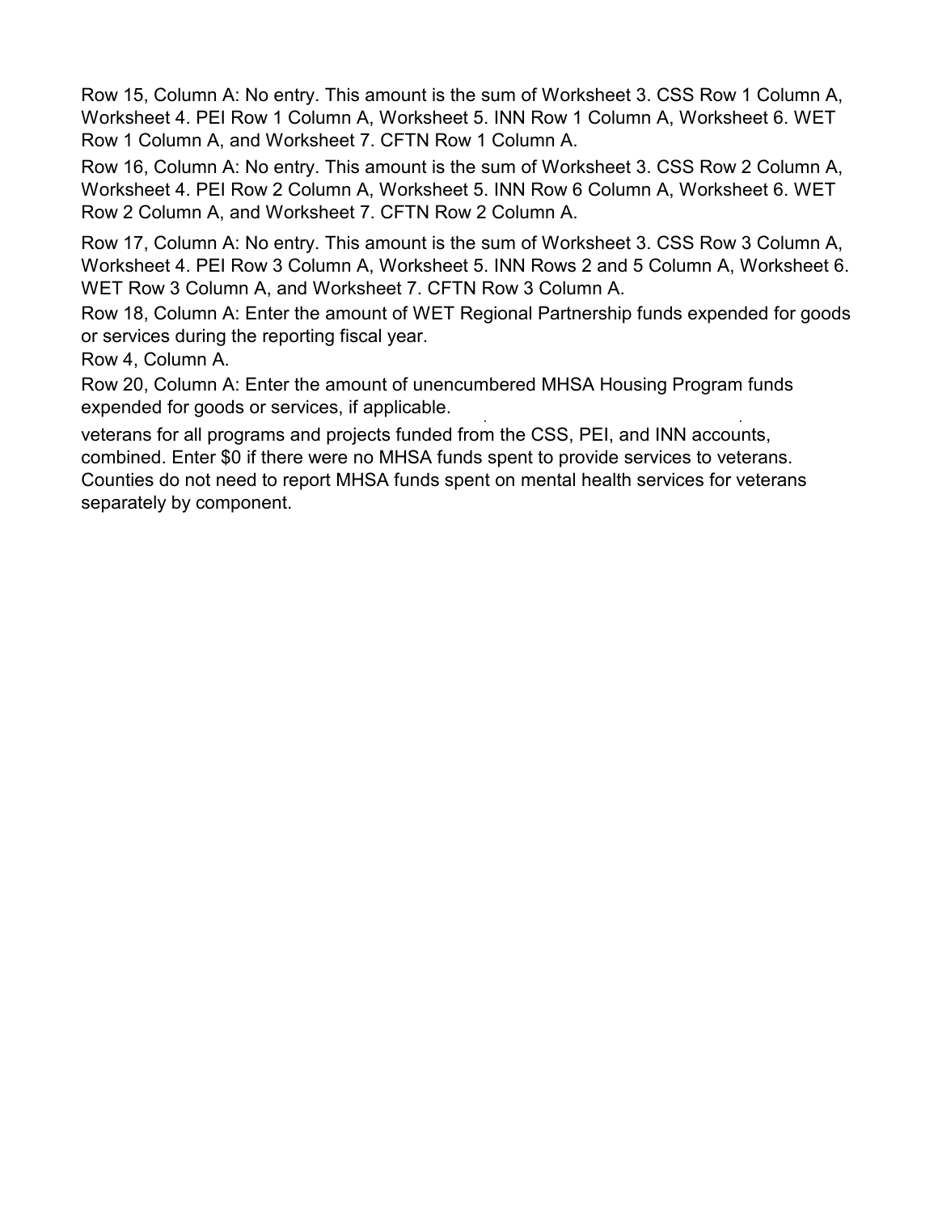Row 15, Column A: No entry. This amount is the sum of Worksheet 3. CSS Row 1 Column A, Worksheet 4. PEI Row 1 Column A, Worksheet 5. INN Row 1 Column A, Worksheet 6. WET Row 1 Column A, and Worksheet 7. CFTN Row 1 Column A.

Row 16, Column A: No entry. This amount is the sum of Worksheet 3. CSS Row 2 Column A, Worksheet 4. PEI Row 2 Column A, Worksheet 5. INN Row 6 Column A, Worksheet 6. WET Row 2 Column A, and Worksheet 7. CFTN Row 2 Column A.

Row 17, Column A: No entry. This amount is the sum of Worksheet 3. CSS Row 3 Column A, Worksheet 4. PEI Row 3 Column A, Worksheet 5. INN Rows 2 and 5 Column A, Worksheet 6. WET Row 3 Column A, and Worksheet 7. CFTN Row 3 Column A.

Row 18, Column A: Enter the amount of WET Regional Partnership funds expended for goods or services during the reporting fiscal year.

Row 4, Column A.

Row 20, Column A: Enter the amount of unencumbered MHSA Housing Program funds expended for goods or services, if applicable.

veterans for all programs and projects funded from the CSS, PEI, and INN accounts, combined. Enter $0 if there were no MHSA funds spent to provide services to veterans. Counties do not need to report MHSA funds spent on mental health services for veterans separately by component.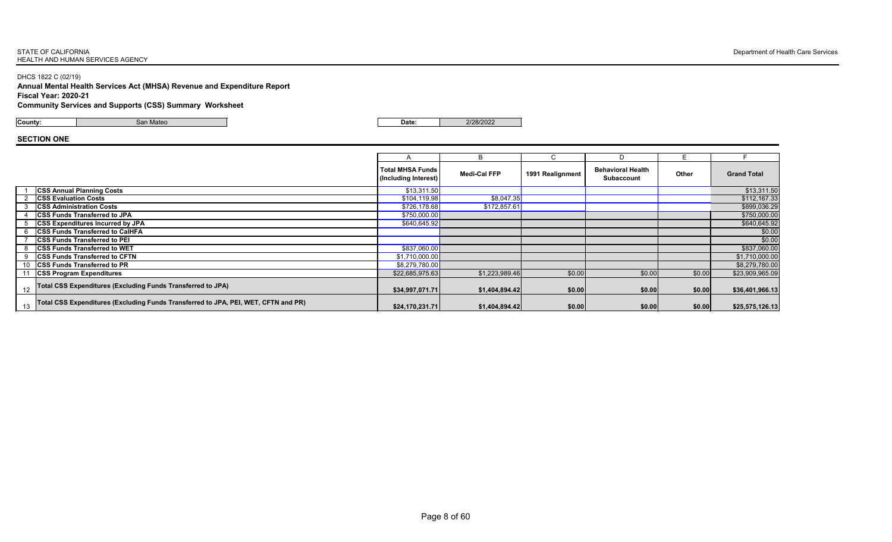STATE OF CALIFORNIA
HEALTH AND HUMAN SERVICES AGENCY

Department of Health Care Services

DHCS 1822 C (02/19)

**Annual Mental Health Services Act (MHSA) Revenue and Expenditure Report**
**Fiscal Year: 2020-21**
**Community Services and Supports (CSS) Summary Worksheet**

| **County:** | San Mateo | **Date:** | 2/28/2022 |
|---|---|---|---|

## SECTION ONE

| | | A | B | C | D | E | F |
|---|---|---|---|---|---|---|---|
| | | **Total MHSA Funds (Including Interest)** | **Medi-Cal FFP** | **1991 Realignment** | **Behavioral Health Subaccount** | **Other** | **Grand Total** |
| 1 | **CSS Annual Planning Costs** | $13,311.50 | | | | | $13,311.50 |
| 2 | **CSS Evaluation Costs** | $104,119.98 | $8,047.35 | | | | $112,167.33 |
| 3 | **CSS Administration Costs** | $726,178.68 | $172,857.61 | | | | $899,036.29 |
| 4 | **CSS Funds Transferred to JPA** | $750,000.00 | | | | | $750,000.00 |
| 5 | **CSS Expenditures Incurred by JPA** | $640,645.92 | | | | | $640,645.92 |
| 6 | **CSS Funds Transferred to CalHFA** | | | | | | $0.00 |
| 7 | **CSS Funds Transferred to PEI** | | | | | | $0.00 |
| 8 | **CSS Funds Transferred to WET** | $837,060.00 | | | | | $837,060.00 |
| 9 | **CSS Funds Transferred to CFTN** | $1,710,000.00 | | | | | $1,710,000.00 |
| 10 | **CSS Funds Transferred to PR** | $8,279,780.00 | | | | | $8,279,780.00 |
| 11 | **CSS Program Expenditures** | $22,685,975.63 | $1,223,989.46 | $0.00 | $0.00 | $0.00 | $23,909,965.09 |
| 12 | **Total CSS Expenditures (Excluding Funds Transferred to JPA)** | **$34,997,071.71** | **$1,404,894.42** | **$0.00** | **$0.00** | **$0.00** | **$36,401,966.13** |
| 13 | **Total CSS Expenditures (Excluding Funds Transferred to JPA, PEI, WET, CFTN and PR)** | **$24,170,231.71** | **$1,404,894.42** | **$0.00** | **$0.00** | **$0.00** | **$25,575,126.13** |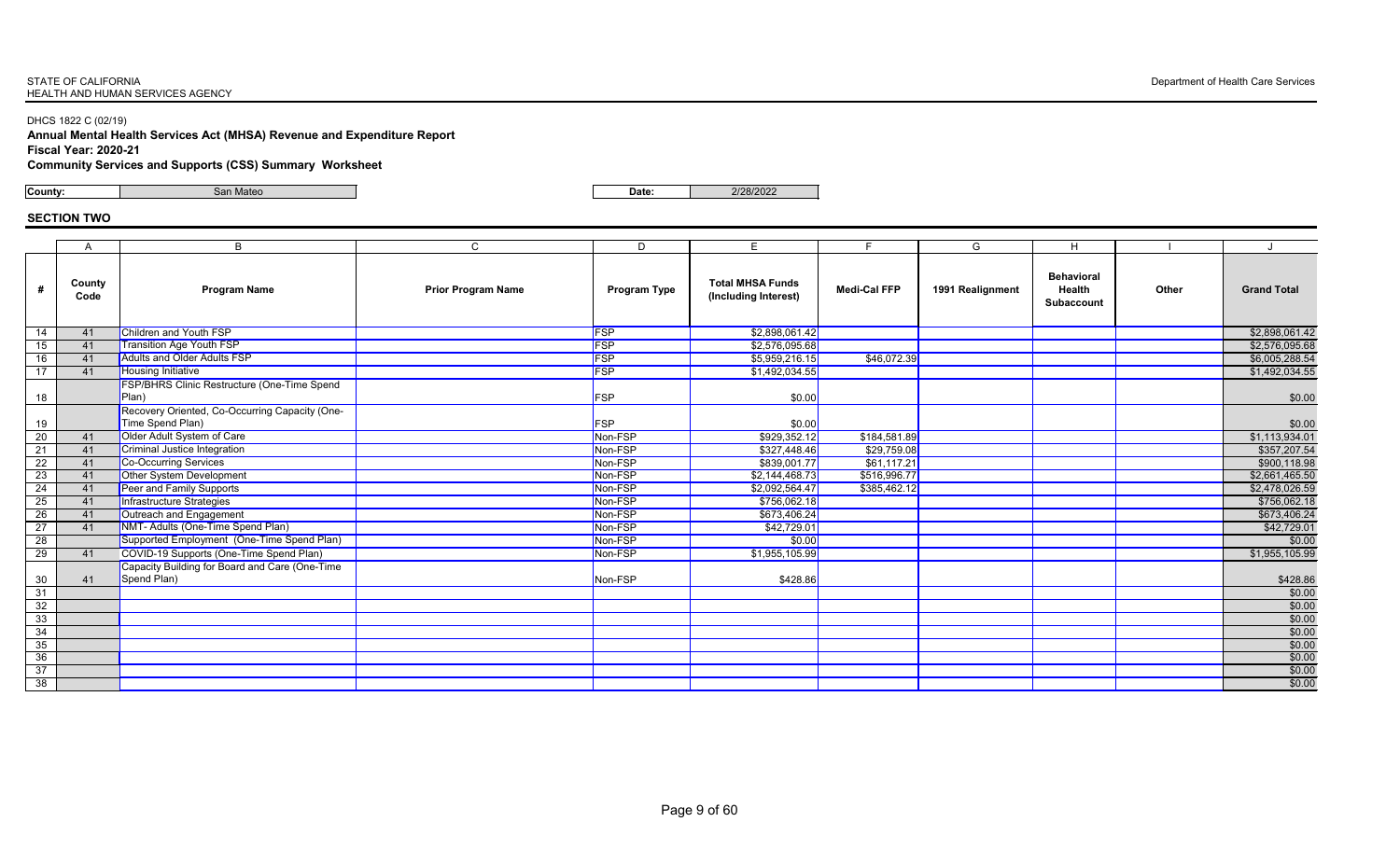STATE OF CALIFORNIA
HEALTH AND HUMAN SERVICES AGENCY

Department of Health Care Services

DHCS 1822 C (02/19)

**Annual Mental Health Services Act (MHSA) Revenue and Expenditure Report**

**Fiscal Year: 2020-21**

**Community Services and Supports (CSS) Summary Worksheet**

**County:** San Mateo | **Date:** 2/28/2022

## SECTION TWO

| | A | B | C | D | E | F | G | H | I | J |
|---|---|---|---|---|---|---|---|---|---|---|
| # | County Code | Program Name | Prior Program Name | Program Type | Total MHSA Funds (Including Interest) | Medi-Cal FFP | 1991 Realignment | Behavioral Health Subaccount | Other | Grand Total |
| 14 | 41 | Children and Youth FSP | | FSP | $2,898,061.42 | | | | | $2,898,061.42 |
| 15 | 41 | Transition Age Youth FSP | | FSP | $2,576,095.68 | | | | | $2,576,095.68 |
| 16 | 41 | Adults and Older Adults FSP | | FSP | $5,959,216.15 | $46,072.39 | | | | $6,005,288.54 |
| 17 | 41 | Housing Initiative | | FSP | $1,492,034.55 | | | | | $1,492,034.55 |
| 18 | | FSP/BHRS Clinic Restructure (One-Time Spend Plan) | | FSP | $0.00 | | | | | $0.00 |
| 19 | | Recovery Oriented, Co-Occurring Capacity (One-Time Spend Plan) | | FSP | $0.00 | | | | | $0.00 |
| 20 | 41 | Older Adult System of Care | | Non-FSP | $929,352.12 | $184,581.89 | | | | $1,113,934.01 |
| 21 | 41 | Criminal Justice Integration | | Non-FSP | $327,448.46 | $29,759.08 | | | | $357,207.54 |
| 22 | 41 | Co-Occurring Services | | Non-FSP | $839,001.77 | $61,117.21 | | | | $900,118.98 |
| 23 | 41 | Other System Development | | Non-FSP | $2,144,468.73 | $516,996.77 | | | | $2,661,465.50 |
| 24 | 41 | Peer and Family Supports | | Non-FSP | $2,092,564.47 | $385,462.12 | | | | $2,478,026.59 |
| 25 | 41 | Infrastructure Strategies | | Non-FSP | $756,062.18 | | | | | $756,062.18 |
| 26 | 41 | Outreach and Engagement | | Non-FSP | $673,406.24 | | | | | $673,406.24 |
| 27 | 41 | NMT- Adults (One-Time Spend Plan) | | Non-FSP | $42,729.01 | | | | | $42,729.01 |
| 28 | | Supported Employment (One-Time Spend Plan) | | Non-FSP | $0.00 | | | | | $0.00 |
| 29 | 41 | COVID-19 Supports (One-Time Spend Plan) | | Non-FSP | $1,955,105.99 | | | | | $1,955,105.99 |
| 30 | 41 | Capacity Building for Board and Care (One-Time Spend Plan) | | Non-FSP | $428.86 | | | | | $428.86 |
| 31 | | | | | | | | | | $0.00 |
| 32 | | | | | | | | | | $0.00 |
| 33 | | | | | | | | | | $0.00 |
| 34 | | | | | | | | | | $0.00 |
| 35 | | | | | | | | | | $0.00 |
| 36 | | | | | | | | | | $0.00 |
| 37 | | | | | | | | | | $0.00 |
| 38 | | | | | | | | | | $0.00 |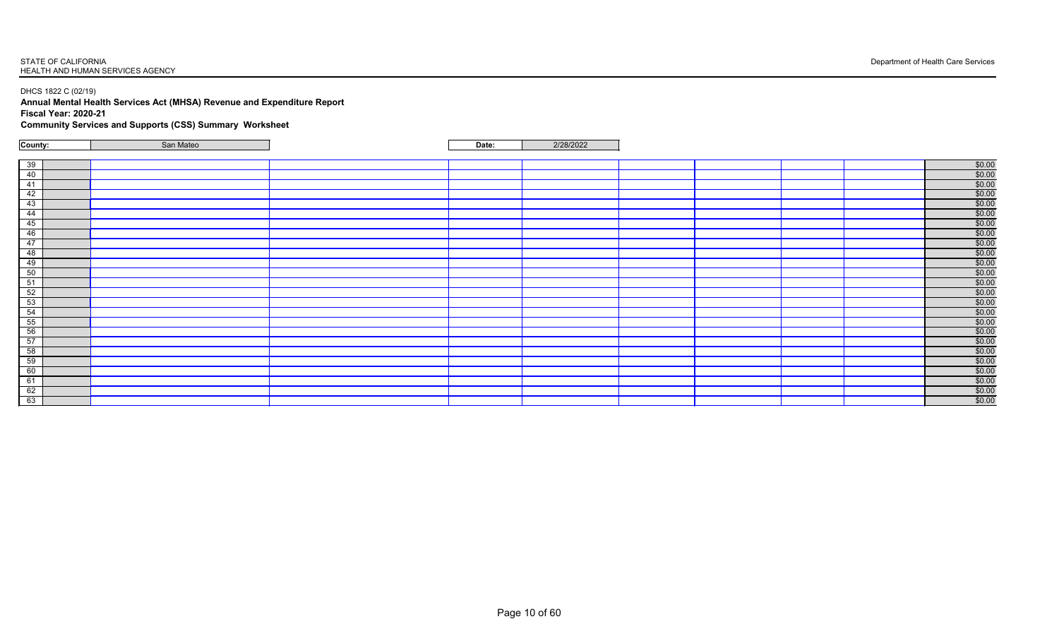STATE OF CALIFORNIA
HEALTH AND HUMAN SERVICES AGENCY

Department of Health Care Services

DHCS 1822 C (02/19)

**Annual Mental Health Services Act (MHSA) Revenue and Expenditure Report**

**Fiscal Year: 2020-21**

**Community Services and Supports (CSS) Summary Worksheet**

| **County:** | San Mateo | **Date:** | 2/28/2022 |
|---|---|---|---|

| | | | | | | | | | | |
|---|---|---|---|---|---|---|---|---|---|---|
| 39 | | | | | | | | | | $0.00 |
| 40 | | | | | | | | | | $0.00 |
| 41 | | | | | | | | | | $0.00 |
| 42 | | | | | | | | | | $0.00 |
| 43 | | | | | | | | | | $0.00 |
| 44 | | | | | | | | | | $0.00 |
| 45 | | | | | | | | | | $0.00 |
| 46 | | | | | | | | | | $0.00 |
| 47 | | | | | | | | | | $0.00 |
| 48 | | | | | | | | | | $0.00 |
| 49 | | | | | | | | | | $0.00 |
| 50 | | | | | | | | | | $0.00 |
| 51 | | | | | | | | | | $0.00 |
| 52 | | | | | | | | | | $0.00 |
| 53 | | | | | | | | | | $0.00 |
| 54 | | | | | | | | | | $0.00 |
| 55 | | | | | | | | | | $0.00 |
| 56 | | | | | | | | | | $0.00 |
| 57 | | | | | | | | | | $0.00 |
| 58 | | | | | | | | | | $0.00 |
| 59 | | | | | | | | | | $0.00 |
| 60 | | | | | | | | | | $0.00 |
| 61 | | | | | | | | | | $0.00 |
| 62 | | | | | | | | | | $0.00 |
| 63 | | | | | | | | | | $0.00 |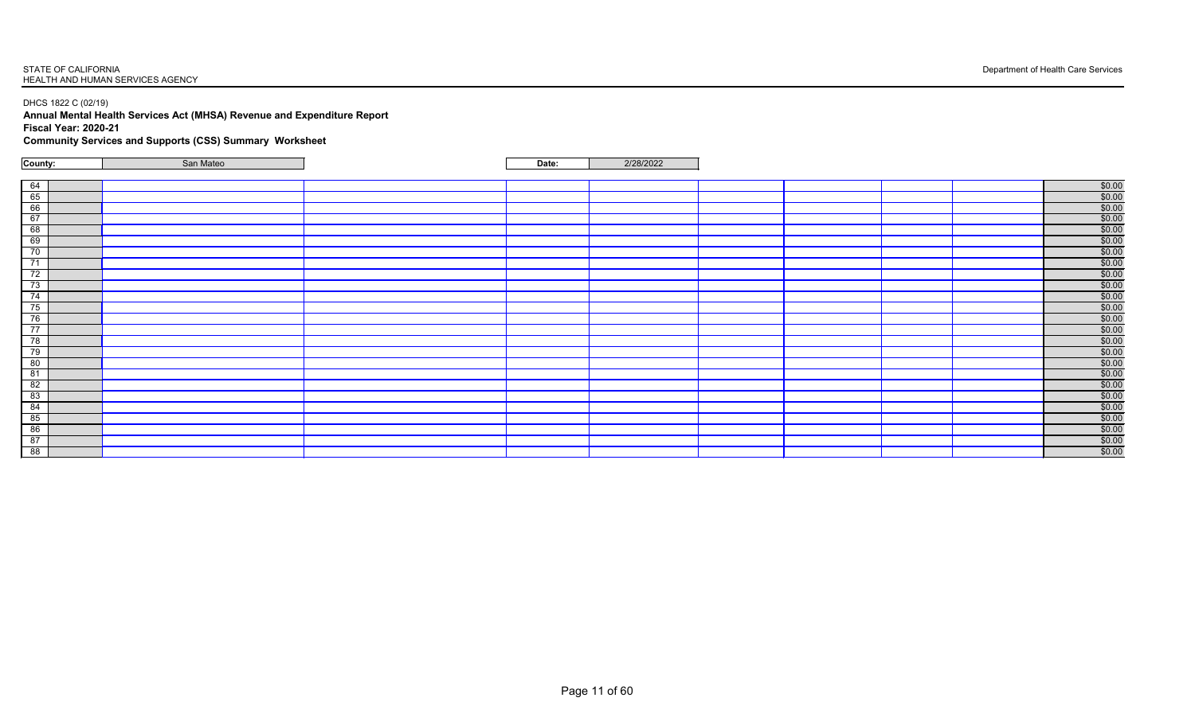STATE OF CALIFORNIA
HEALTH AND HUMAN SERVICES AGENCY

Department of Health Care Services

DHCS 1822 C (02/19)

**Annual Mental Health Services Act (MHSA) Revenue and Expenditure Report**

**Fiscal Year: 2020-21**

**Community Services and Supports (CSS) Summary Worksheet**

| **County:** | San Mateo | | **Date:** | 2/28/2022 |
|---|---|---|---|---|

| | | | | | | | | | | |
|---|---|---|---|---|---|---|---|---|---|---|
| 64 | | | | | | | | | | $0.00 |
| 65 | | | | | | | | | | $0.00 |
| 66 | | | | | | | | | | $0.00 |
| 67 | | | | | | | | | | $0.00 |
| 68 | | | | | | | | | | $0.00 |
| 69 | | | | | | | | | | $0.00 |
| 70 | | | | | | | | | | $0.00 |
| 71 | | | | | | | | | | $0.00 |
| 72 | | | | | | | | | | $0.00 |
| 73 | | | | | | | | | | $0.00 |
| 74 | | | | | | | | | | $0.00 |
| 75 | | | | | | | | | | $0.00 |
| 76 | | | | | | | | | | $0.00 |
| 77 | | | | | | | | | | $0.00 |
| 78 | | | | | | | | | | $0.00 |
| 79 | | | | | | | | | | $0.00 |
| 80 | | | | | | | | | | $0.00 |
| 81 | | | | | | | | | | $0.00 |
| 82 | | | | | | | | | | $0.00 |
| 83 | | | | | | | | | | $0.00 |
| 84 | | | | | | | | | | $0.00 |
| 85 | | | | | | | | | | $0.00 |
| 86 | | | | | | | | | | $0.00 |
| 87 | | | | | | | | | | $0.00 |
| 88 | | | | | | | | | | $0.00 |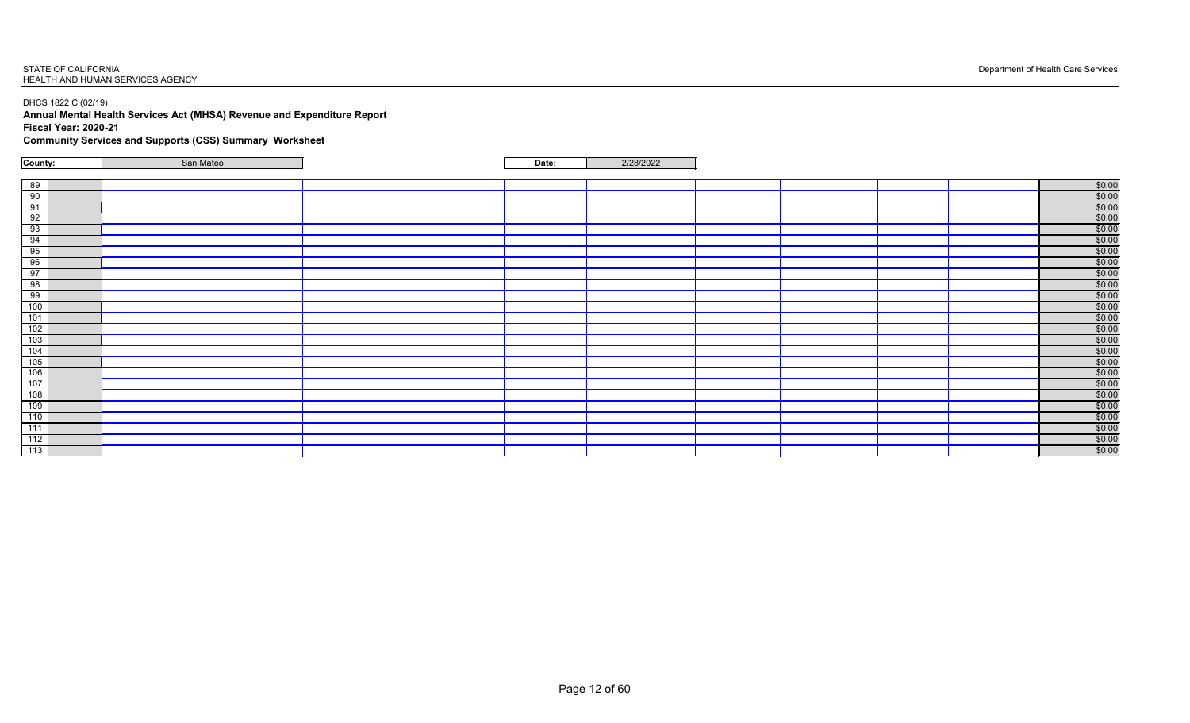STATE OF CALIFORNIA
HEALTH AND HUMAN SERVICES AGENCY

Department of Health Care Services

DHCS 1822 C (02/19)

**Annual Mental Health Services Act (MHSA) Revenue and Expenditure Report**

**Fiscal Year: 2020-21**

**Community Services and Supports (CSS) Summary Worksheet**

| **County:** | San Mateo | | **Date:** | 2/28/2022 |
|---|---|---|---|---|

| | | | | | | | | | | |
|---|---|---|---|---|---|---|---|---|---|---|
| 89 | | | | | | | | | | $0.00 |
| 90 | | | | | | | | | | $0.00 |
| 91 | | | | | | | | | | $0.00 |
| 92 | | | | | | | | | | $0.00 |
| 93 | | | | | | | | | | $0.00 |
| 94 | | | | | | | | | | $0.00 |
| 95 | | | | | | | | | | $0.00 |
| 96 | | | | | | | | | | $0.00 |
| 97 | | | | | | | | | | $0.00 |
| 98 | | | | | | | | | | $0.00 |
| 99 | | | | | | | | | | $0.00 |
| 100 | | | | | | | | | | $0.00 |
| 101 | | | | | | | | | | $0.00 |
| 102 | | | | | | | | | | $0.00 |
| 103 | | | | | | | | | | $0.00 |
| 104 | | | | | | | | | | $0.00 |
| 105 | | | | | | | | | | $0.00 |
| 106 | | | | | | | | | | $0.00 |
| 107 | | | | | | | | | | $0.00 |
| 108 | | | | | | | | | | $0.00 |
| 109 | | | | | | | | | | $0.00 |
| 110 | | | | | | | | | | $0.00 |
| 111 | | | | | | | | | | $0.00 |
| 112 | | | | | | | | | | $0.00 |
| 113 | | | | | | | | | | $0.00 |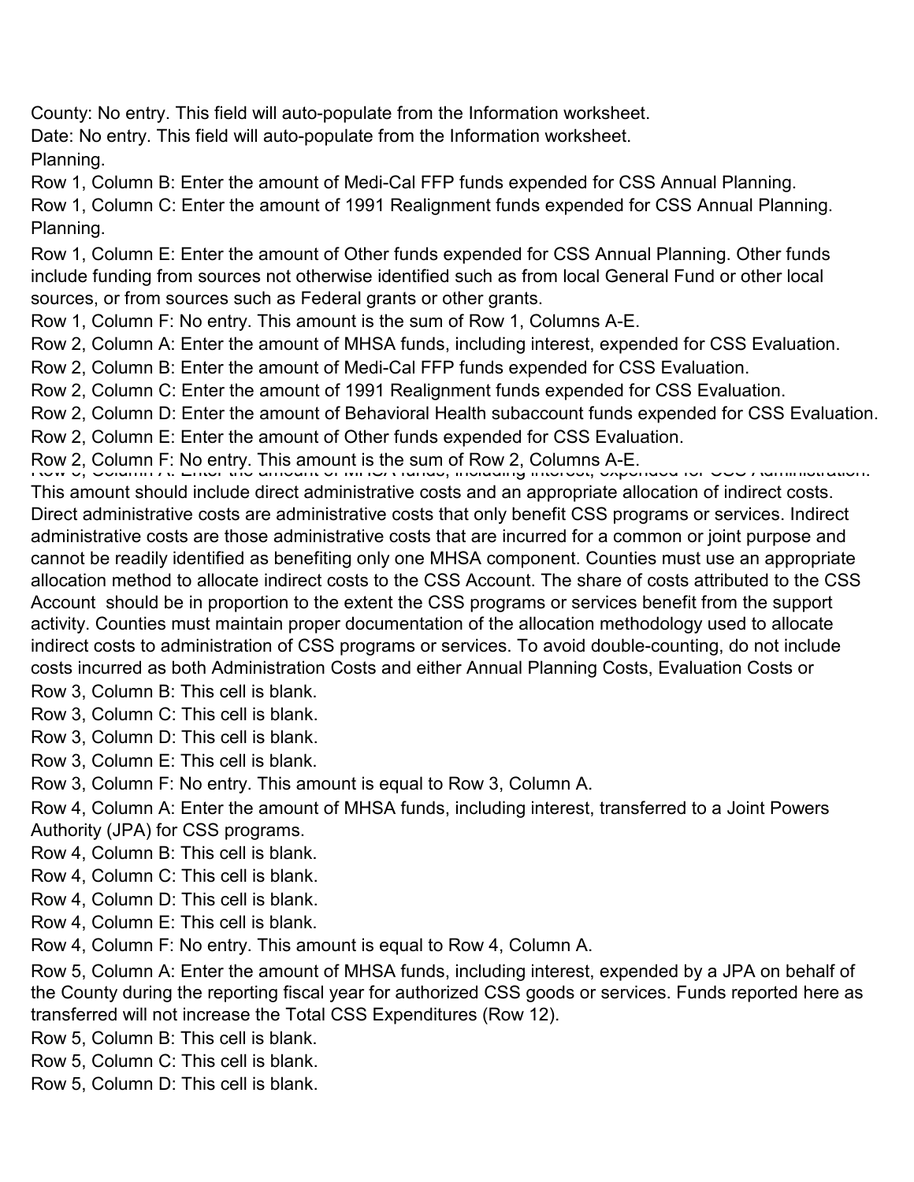County: No entry. This field will auto-populate from the Information worksheet.

Date: No entry. This field will auto-populate from the Information worksheet.

Planning.

Row 1, Column B: Enter the amount of Medi-Cal FFP funds expended for CSS Annual Planning.

Row 1, Column C: Enter the amount of 1991 Realignment funds expended for CSS Annual Planning.

Planning.

Row 1, Column E: Enter the amount of Other funds expended for CSS Annual Planning. Other funds include funding from sources not otherwise identified such as from local General Fund or other local sources, or from sources such as Federal grants or other grants.

Row 1, Column F: No entry. This amount is the sum of Row 1, Columns A-E.

Row 2, Column A: Enter the amount of MHSA funds, including interest, expended for CSS Evaluation.

Row 2, Column B: Enter the amount of Medi-Cal FFP funds expended for CSS Evaluation.

Row 2, Column C: Enter the amount of 1991 Realignment funds expended for CSS Evaluation.

Row 2, Column D: Enter the amount of Behavioral Health subaccount funds expended for CSS Evaluation.

Row 2, Column E: Enter the amount of Other funds expended for CSS Evaluation.

Row 2, Column F: No entry. This amount is the sum of Row 2, Columns A-E.

Row 3, Column A: Enter the amount of MHSA funds, including interest, expended for CSS Administration. This amount should include direct administrative costs and an appropriate allocation of indirect costs. Direct administrative costs are administrative costs that only benefit CSS programs or services. Indirect administrative costs are those administrative costs that are incurred for a common or joint purpose and cannot be readily identified as benefiting only one MHSA component. Counties must use an appropriate allocation method to allocate indirect costs to the CSS Account. The share of costs attributed to the CSS Account should be in proportion to the extent the CSS programs or services benefit from the support activity. Counties must maintain proper documentation of the allocation methodology used to allocate indirect costs to administration of CSS programs or services. To avoid double-counting, do not include costs incurred as both Administration Costs and either Annual Planning Costs, Evaluation Costs or

Row 3, Column B: This cell is blank.

Row 3, Column C: This cell is blank.

Row 3, Column D: This cell is blank.

Row 3, Column E: This cell is blank.

Row 3, Column F: No entry. This amount is equal to Row 3, Column A.

Row 4, Column A: Enter the amount of MHSA funds, including interest, transferred to a Joint Powers Authority (JPA) for CSS programs.

Row 4, Column B: This cell is blank.

Row 4, Column C: This cell is blank.

Row 4, Column D: This cell is blank.

Row 4, Column E: This cell is blank.

Row 4, Column F: No entry. This amount is equal to Row 4, Column A.

Row 5, Column A: Enter the amount of MHSA funds, including interest, expended by a JPA on behalf of the County during the reporting fiscal year for authorized CSS goods or services. Funds reported here as transferred will not increase the Total CSS Expenditures (Row 12).

Row 5, Column B: This cell is blank.

Row 5, Column C: This cell is blank.

Row 5, Column D: This cell is blank.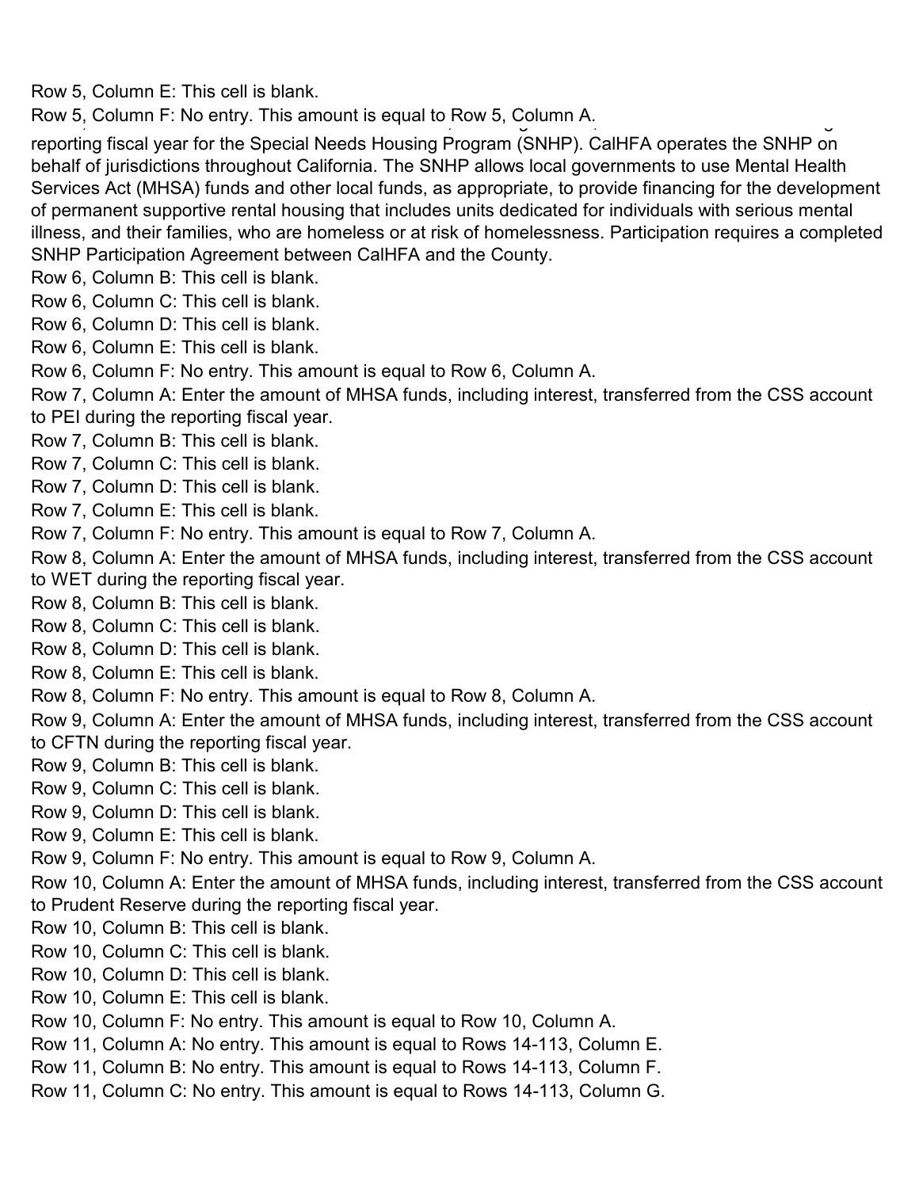Row 5, Column E: This cell is blank.

Row 5, Column F: No entry. This amount is equal to Row 5, Column A.

reporting fiscal year for the Special Needs Housing Program (SNHP). CalHFA operates the SNHP on behalf of jurisdictions throughout California. The SNHP allows local governments to use Mental Health Services Act (MHSA) funds and other local funds, as appropriate, to provide financing for the development of permanent supportive rental housing that includes units dedicated for individuals with serious mental illness, and their families, who are homeless or at risk of homelessness. Participation requires a completed SNHP Participation Agreement between CalHFA and the County.

Row 6, Column B: This cell is blank.

Row 6, Column C: This cell is blank.

Row 6, Column D: This cell is blank.

Row 6, Column E: This cell is blank.

Row 6, Column F: No entry. This amount is equal to Row 6, Column A.

Row 7, Column A: Enter the amount of MHSA funds, including interest, transferred from the CSS account to PEI during the reporting fiscal year.

Row 7, Column B: This cell is blank.

Row 7, Column C: This cell is blank.

Row 7, Column D: This cell is blank.

Row 7, Column E: This cell is blank.

Row 7, Column F: No entry. This amount is equal to Row 7, Column A.

Row 8, Column A: Enter the amount of MHSA funds, including interest, transferred from the CSS account to WET during the reporting fiscal year.

Row 8, Column B: This cell is blank.

Row 8, Column C: This cell is blank.

Row 8, Column D: This cell is blank.

Row 8, Column E: This cell is blank.

Row 8, Column F: No entry. This amount is equal to Row 8, Column A.

Row 9, Column A: Enter the amount of MHSA funds, including interest, transferred from the CSS account to CFTN during the reporting fiscal year.

Row 9, Column B: This cell is blank.

Row 9, Column C: This cell is blank.

Row 9, Column D: This cell is blank.

Row 9, Column E: This cell is blank.

Row 9, Column F: No entry. This amount is equal to Row 9, Column A.

Row 10, Column A: Enter the amount of MHSA funds, including interest, transferred from the CSS account to Prudent Reserve during the reporting fiscal year.

Row 10, Column B: This cell is blank.

Row 10, Column C: This cell is blank.

Row 10, Column D: This cell is blank.

Row 10, Column E: This cell is blank.

Row 10, Column F: No entry. This amount is equal to Row 10, Column A.

Row 11, Column A: No entry. This amount is equal to Rows 14-113, Column E.

Row 11, Column B: No entry. This amount is equal to Rows 14-113, Column F.

Row 11, Column C: No entry. This amount is equal to Rows 14-113, Column G.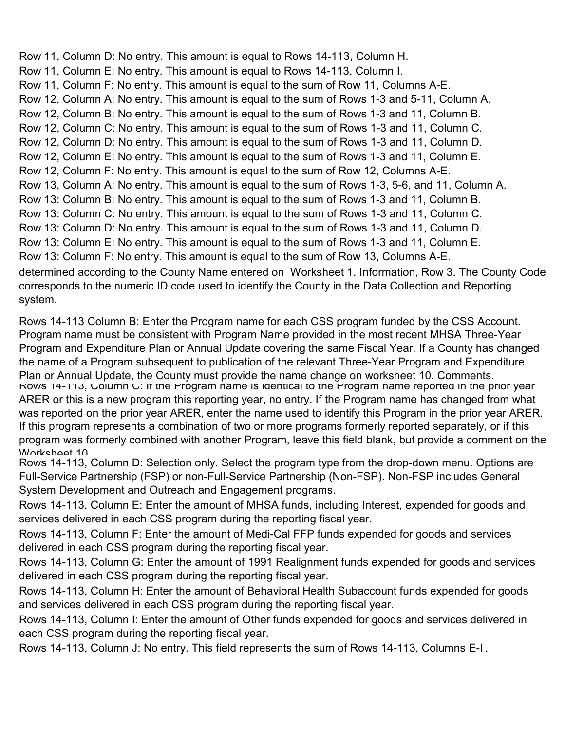Row 11, Column D: No entry. This amount is equal to Rows 14-113, Column H.

Row 11, Column E: No entry. This amount is equal to Rows 14-113, Column I.

Row 11, Column F: No entry. This amount is equal to the sum of Row 11, Columns A-E.

Row 12, Column A: No entry. This amount is equal to the sum of Rows 1-3 and 5-11, Column A.

Row 12, Column B: No entry. This amount is equal to the sum of Rows 1-3 and 11, Column B.

Row 12, Column C: No entry. This amount is equal to the sum of Rows 1-3 and 11, Column C.

Row 12, Column D: No entry. This amount is equal to the sum of Rows 1-3 and 11, Column D.

Row 12, Column E: No entry. This amount is equal to the sum of Rows 1-3 and 11, Column E.

Row 12, Column F: No entry. This amount is equal to the sum of Row 12, Columns A-E.

Row 13, Column A: No entry. This amount is equal to the sum of Rows 1-3, 5-6, and 11, Column A.

Row 13: Column B: No entry. This amount is equal to the sum of Rows 1-3 and 11, Column B.

Row 13: Column C: No entry. This amount is equal to the sum of Rows 1-3 and 11, Column C.

Row 13: Column D: No entry. This amount is equal to the sum of Rows 1-3 and 11, Column D.

Row 13: Column E: No entry. This amount is equal to the sum of Rows 1-3 and 11, Column E.

Row 13: Column F: No entry. This amount is equal to the sum of Row 13, Columns A-E.

determined according to the County Name entered on Worksheet 1. Information, Row 3. The County Code corresponds to the numeric ID code used to identify the County in the Data Collection and Reporting system.

Rows 14-113 Column B: Enter the Program name for each CSS program funded by the CSS Account. Program name must be consistent with Program Name provided in the most recent MHSA Three-Year Program and Expenditure Plan or Annual Update covering the same Fiscal Year. If a County has changed the name of a Program subsequent to publication of the relevant Three-Year Program and Expenditure Plan or Annual Update, the County must provide the name change on worksheet 10. Comments.

Rows 14-113, Column C: If the Program name is identical to the Program name reported in the prior year ARER or this is a new program this reporting year, no entry. If the Program name has changed from what was reported on the prior year ARER, enter the name used to identify this Program in the prior year ARER. If this program represents a combination of two or more programs formerly reported separately, or if this program was formerly combined with another Program, leave this field blank, but provide a comment on the Worksheet 10.

Rows 14-113, Column D: Selection only. Select the program type from the drop-down menu. Options are Full-Service Partnership (FSP) or non-Full-Service Partnership (Non-FSP). Non-FSP includes General System Development and Outreach and Engagement programs.

Rows 14-113, Column E: Enter the amount of MHSA funds, including Interest, expended for goods and services delivered in each CSS program during the reporting fiscal year.

Rows 14-113, Column F: Enter the amount of Medi-Cal FFP funds expended for goods and services delivered in each CSS program during the reporting fiscal year.

Rows 14-113, Column G: Enter the amount of 1991 Realignment funds expended for goods and services delivered in each CSS program during the reporting fiscal year.

Rows 14-113, Column H: Enter the amount of Behavioral Health Subaccount funds expended for goods and services delivered in each CSS program during the reporting fiscal year.

Rows 14-113, Column I: Enter the amount of Other funds expended for goods and services delivered in each CSS program during the reporting fiscal year.

Rows 14-113, Column J: No entry. This field represents the sum of Rows 14-113, Columns E-I .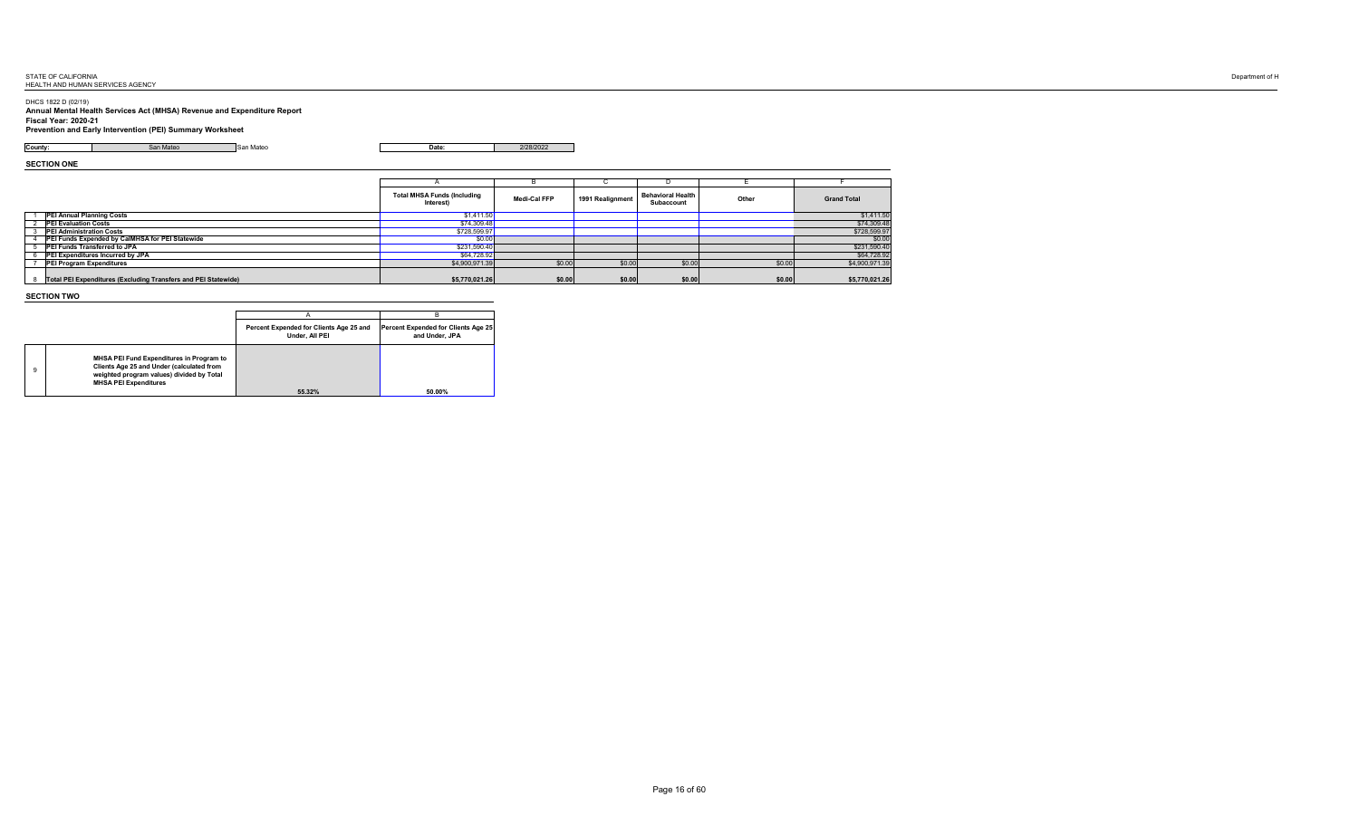STATE OF CALIFORNIA
HEALTH AND HUMAN SERVICES AGENCY

Department of H

DHCS 1822 D (02/19)

**Annual Mental Health Services Act (MHSA) Revenue and Expenditure Report**

**Fiscal Year: 2020-21**

**Prevention and Early Intervention (PEI) Summary Worksheet**

| **County:** | San Mateo | San Mateo | **Date:** | 2/28/2022 |
|---|---|---|---|---|

**SECTION ONE**

| | | A | B | C | D | E | F |
|---|---|---|---|---|---|---|---|
| | | **Total MHSA Funds (Including Interest)** | **Medi-Cal FFP** | **1991 Realignment** | **Behavioral Health Subaccount** | **Other** | **Grand Total** |
| 1 | **PEI Annual Planning Costs** | $1,411.50 | | | | | $1,411.50 |
| 2 | **PEI Evaluation Costs** | $74,309.48 | | | | | $74,309.48 |
| 3 | **PEI Administration Costs** | $728,599.97 | | | | | $728,599.97 |
| 4 | **PEI Funds Expended by CalMHSA for PEI Statewide** | $0.00 | | | | | $0.00 |
| 5 | **PEI Funds Transferred to JPA** | $231,590.40 | | | | | $231,590.40 |
| 6 | **PEI Expenditures Incurred by JPA** | $64,728.92 | | | | | $64,728.92 |
| 7 | **PEI Program Expenditures** | $4,900,971.39 | $0.00 | $0.00 | $0.00 | $0.00 | $4,900,971.39 |
| 8 | **Total PEI Expenditures (Excluding Transfers and PEI Statewide)** | **$5,770,021.26** | **$0.00** | **$0.00** | **$0.00** | **$0.00** | **$5,770,021.26** |

**SECTION TWO**

| | | A | B |
|---|---|---|---|
| | | **Percent Expended for Clients Age 25 and Under, All PEI** | **Percent Expended for Clients Age 25 and Under, JPA** |
| 9 | **MHSA PEI Fund Expenditures in Program to Clients Age 25 and Under (calculated from weighted program values) divided by Total MHSA PEI Expenditures** | **55.32%** | **50.00%** |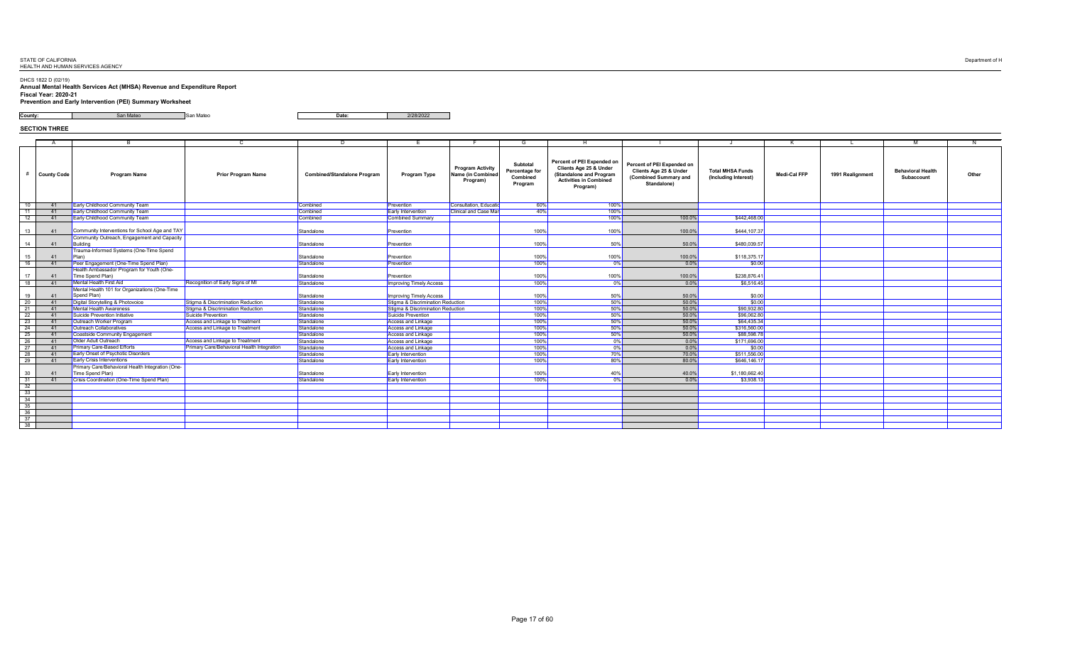STATE OF CALIFORNIA
HEALTH AND HUMAN SERVICES AGENCY

Department of H

DHCS 1822 D (02/19)
**Annual Mental Health Services Act (MHSA) Revenue and Expenditure Report**
**Fiscal Year: 2020-21**
**Prevention and Early Intervention (PEI) Summary Worksheet**

| County: | San Mateo | San Mateo | Date: | 2/28/2022 |
|---|---|---|---|---|

**SECTION THREE**

| | A | B | C | D | E | F | G | H | I | J | K | L | M | N |
|---|---|---|---|---|---|---|---|---|---|---|---|---|---|---|
| # | County Code | Program Name | Prior Program Name | Combined/Standalone Program | Program Type | Program Activity Name (in Combined Program) | Subtotal Percentage for Combined Program | Percent of PEI Expended on Clients Age 25 & Under (Standalone and Program Activities in Combined Program) | Percent of PEI Expended on Clients Age 25 & Under (Combined Summary and Standalone) | Total MHSA Funds (Including Interest) | Medi-Cal FFP | 1991 Realignment | Behavioral Health Subaccount | Other |
| 10 | 41 | Early Childhood Community Team | | Combined | Prevention | Consultation, Educatio | 60% | 100% | | | | | | |
| 11 | 41 | Early Childhood Community Team | | Combined | Early Intervention | Clinical and Case Mar | 40% | 100% | | | | | | |
| 12 | 41 | Early Childhood Community Team | | Combined | Combined Summary | | | 100% | 100.0% | $442,468.00 | | | | |
| 13 | 41 | Community Interventions for School Age and TAY | | Standalone | Prevention | | 100% | 100% | 100.0% | $444,107.37 | | | | |
| 14 | 41 | Community Outreach, Engagement and Capacity Building | | Standalone | Prevention | | 100% | 50% | 50.0% | $480,039.57 | | | | |
| 15 | 41 | Trauma-Informed Systems (One-Time Spend Plan) | | Standalone | Prevention | | 100% | 100% | 100.0% | $118,375.17 | | | | |
| 16 | 41 | Peer Engagement (One-Time Spend Plan) | | Standalone | Prevention | | 100% | 0% | 0.0% | $0.00 | | | | |
| 17 | 41 | Health Ambassador Program for Youth (One-Time Spend Plan) | | Standalone | Prevention | | 100% | 100% | 100.0% | $238,876.41 | | | | |
| 18 | 41 | Mental Health First Aid | Recognition of Early Signs of MI | Standalone | Improving Timely Access | | 100% | 0% | 0.0% | $6,516.45 | | | | |
| 19 | 41 | Mental Health 101 for Organizations (One-Time Spend Plan) | | Standalone | Improving Timely Access | | 100% | 50% | 50.0% | $0.00 | | | | |
| 20 | 41 | Digital Storytelling & Photovoice | Stigma & Discrimination Reduction | Standalone | Stigma & Discrimination Reduction | | 100% | 50% | 50.0% | $0.00 | | | | |
| 21 | 41 | Mental Health Awareness | Stigma & Discrimination Reduction | Standalone | Stigma & Discrimination Reduction | | 100% | 50% | 50.0% | $90,932.80 | | | | |
| 22 | 41 | Suicide Prevention Initiative | Suicide Prevention | Standalone | Suicide Prevention | | 100% | 50% | 50.0% | $96,062.80 | | | | |
| 23 | 41 | Outreach Worker Program | Access and Linkage to Treatment | Standalone | Access and Linkage | | 100% | 50% | 50.0% | $64,435.34 | | | | |
| 24 | 41 | Outreach Collaboratives | Access and Linkage to Treatment | Standalone | Access and Linkage | | 100% | 50% | 50.0% | $316,560.00 | | | | |
| 25 | 41 | Coastside Community Engagement | | Standalone | Access and Linkage | | 100% | 50% | 50.0% | $88,598.78 | | | | |
| 26 | 41 | Older Adult Outreach | Access and Linkage to Treatment | Standalone | Access and Linkage | | 100% | 0% | 0.0% | $171,696.00 | | | | |
| 27 | 41 | Primary Care-Based Efforts | Primary Care/Behavioral Health Integration | Standalone | Access and Linkage | | 100% | 0% | 0.0% | $0.00 | | | | |
| 28 | 41 | Early Onset of Psychotic Disorders | | Standalone | Early Intervention | | 100% | 70% | 70.0% | $511,556.00 | | | | |
| 29 | 41 | Early Crisis Interventions | | Standalone | Early Intervention | | 100% | 80% | 80.0% | $646,146.17 | | | | |
| 30 | 41 | Primary Care/Behavioral Health Integration (One-Time Spend Plan) | | Standalone | Early Intervention | | 100% | 40% | 40.0% | $1,180,662.40 | | | | |
| 31 | 41 | Crisis Coordination (One-Time Spend Plan) | | Standalone | Early Intervention | | 100% | 0% | 0.0% | $3,938.13 | | | | |
| 32 | | | | | | | | | | | | | | |
| 33 | | | | | | | | | | | | | | |
| 34 | | | | | | | | | | | | | | |
| 35 | | | | | | | | | | | | | | |
| 36 | | | | | | | | | | | | | | |
| 37 | | | | | | | | | | | | | | |
| 38 | | | | | | | | | | | | | | |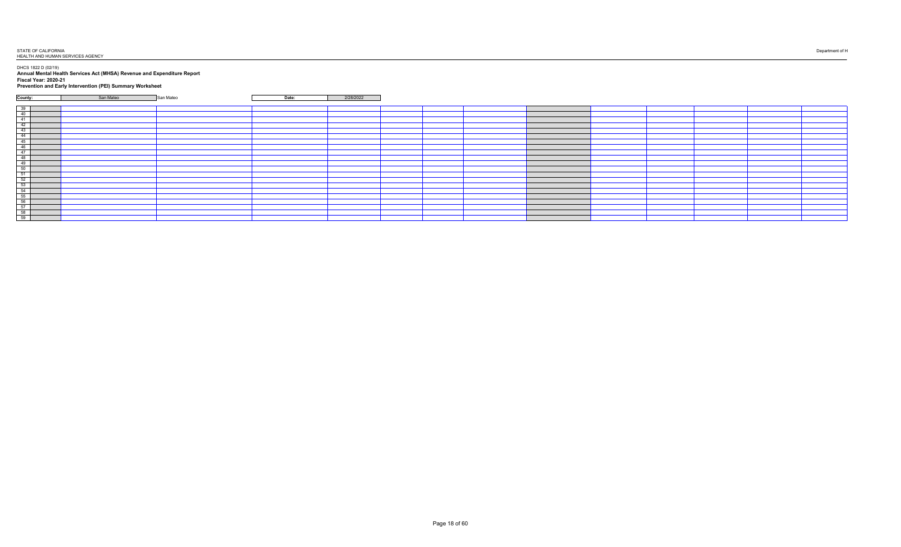STATE OF CALIFORNIA
HEALTH AND HUMAN SERVICES AGENCY

Department of H

DHCS 1822 D (02/19)

**Annual Mental Health Services Act (MHSA) Revenue and Expenditure Report**

**Fiscal Year: 2020-21**

**Prevention and Early Intervention (PEI) Summary Worksheet**

| **County:** | San Mateo | San Mateo | **Date:** | 2/28/2022 |
|---|---|---|---|---|

| | | | | | | | | | | | | | | | |
|---|---|---|---|---|---|---|---|---|---|---|---|---|---|---|---|
| 39 | | | | | | | | | | | | | | | |
| 40 | | | | | | | | | | | | | | | |
| 41 | | | | | | | | | | | | | | | |
| 42 | | | | | | | | | | | | | | | |
| 43 | | | | | | | | | | | | | | | |
| 44 | | | | | | | | | | | | | | | |
| 45 | | | | | | | | | | | | | | | |
| 46 | | | | | | | | | | | | | | | |
| 47 | | | | | | | | | | | | | | | |
| 48 | | | | | | | | | | | | | | | |
| 49 | | | | | | | | | | | | | | | |
| 50 | | | | | | | | | | | | | | | |
| 51 | | | | | | | | | | | | | | | |
| 52 | | | | | | | | | | | | | | | |
| 53 | | | | | | | | | | | | | | | |
| 54 | | | | | | | | | | | | | | | |
| 55 | | | | | | | | | | | | | | | |
| 56 | | | | | | | | | | | | | | | |
| 57 | | | | | | | | | | | | | | | |
| 58 | | | | | | | | | | | | | | | |
| 59 | | | | | | | | | | | | | | | |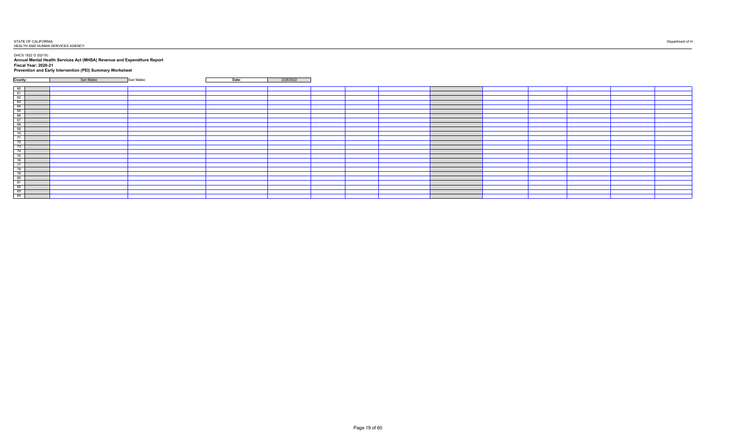STATE OF CALIFORNIA
HEALTH AND HUMAN SERVICES AGENCY

Department of H

DHCS 1822 D (02/19)
**Annual Mental Health Services Act (MHSA) Revenue and Expenditure Report**
**Fiscal Year: 2020-21**
**Prevention and Early Intervention (PEI) Summary Worksheet**

| **County:** | San Mateo | San Mateo | **Date:** | 2/28/2022 |
|---|---|---|---|---|

| | | | | | | | | | | | | | | |
|---|---|---|---|---|---|---|---|---|---|---|---|---|---|---|
| 60 | | | | | | | | | | | | | | |
| 61 | | | | | | | | | | | | | | |
| 62 | | | | | | | | | | | | | | |
| 63 | | | | | | | | | | | | | | |
| 64 | | | | | | | | | | | | | | |
| 65 | | | | | | | | | | | | | | |
| 66 | | | | | | | | | | | | | | |
| 67 | | | | | | | | | | | | | | |
| 68 | | | | | | | | | | | | | | |
| 69 | | | | | | | | | | | | | | |
| 70 | | | | | | | | | | | | | | |
| 71 | | | | | | | | | | | | | | |
| 72 | | | | | | | | | | | | | | |
| 73 | | | | | | | | | | | | | | |
| 74 | | | | | | | | | | | | | | |
| 75 | | | | | | | | | | | | | | |
| 76 | | | | | | | | | | | | | | |
| 77 | | | | | | | | | | | | | | |
| 78 | | | | | | | | | | | | | | |
| 79 | | | | | | | | | | | | | | |
| 80 | | | | | | | | | | | | | | |
| 81 | | | | | | | | | | | | | | |
| 82 | | | | | | | | | | | | | | |
| 83 | | | | | | | | | | | | | | |
| 84 | | | | | | | | | | | | | | |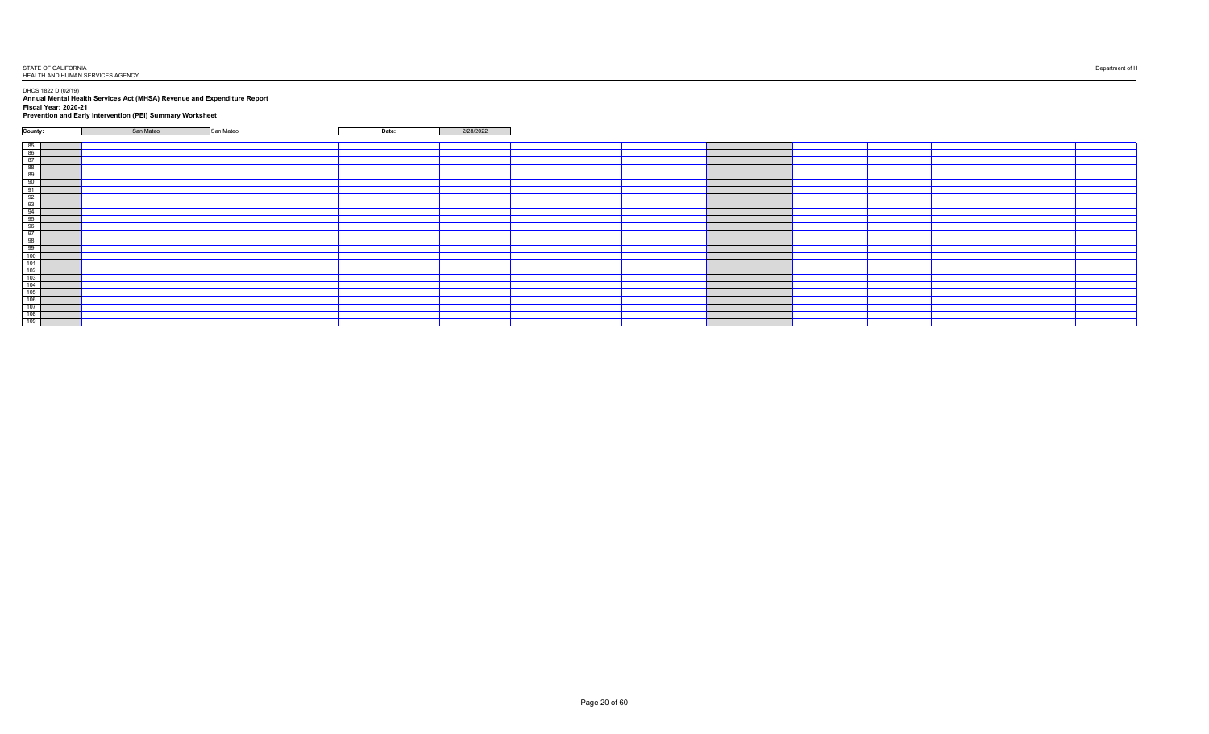STATE OF CALIFORNIA
HEALTH AND HUMAN SERVICES AGENCY

Department of H

DHCS 1822 D (02/19)

**Annual Mental Health Services Act (MHSA) Revenue and Expenditure Report**

**Fiscal Year: 2020-21**

**Prevention and Early Intervention (PEI) Summary Worksheet**

| **County:** | San Mateo | San Mateo | **Date:** | 2/28/2022 |
|---|---|---|---|---|

| | | | | | | | | | | | | | | | |
|---|---|---|---|---|---|---|---|---|---|---|---|---|---|---|---|
| 85 | | | | | | | | | | | | | | | |
| 86 | | | | | | | | | | | | | | | |
| 87 | | | | | | | | | | | | | | | |
| 88 | | | | | | | | | | | | | | | |
| 89 | | | | | | | | | | | | | | | |
| 90 | | | | | | | | | | | | | | | |
| 91 | | | | | | | | | | | | | | | |
| 92 | | | | | | | | | | | | | | | |
| 93 | | | | | | | | | | | | | | | |
| 94 | | | | | | | | | | | | | | | |
| 95 | | | | | | | | | | | | | | | |
| 96 | | | | | | | | | | | | | | | |
| 97 | | | | | | | | | | | | | | | |
| 98 | | | | | | | | | | | | | | | |
| 99 | | | | | | | | | | | | | | | |
| 100 | | | | | | | | | | | | | | | |
| 101 | | | | | | | | | | | | | | | |
| 102 | | | | | | | | | | | | | | | |
| 103 | | | | | | | | | | | | | | | |
| 104 | | | | | | | | | | | | | | | |
| 105 | | | | | | | | | | | | | | | |
| 106 | | | | | | | | | | | | | | | |
| 107 | | | | | | | | | | | | | | | |
| 108 | | | | | | | | | | | | | | | |
| 109 | | | | | | | | | | | | | | | |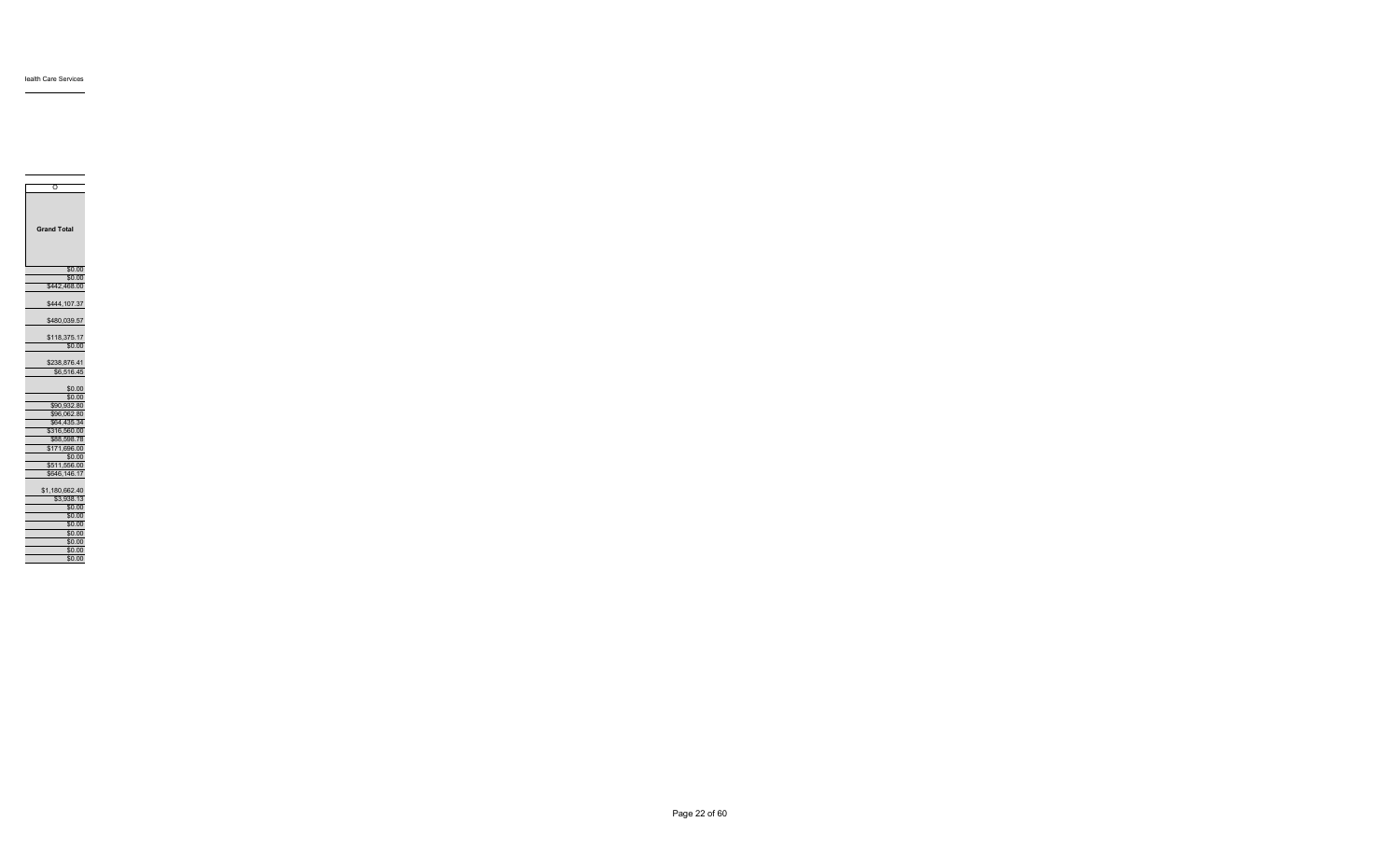lealth Care Services

| O |
| --- |
| **Grand Total** |
| $0.00 |
| $0.00 |
| $442,468.00 |
| $444,107.37 |
| $480,039.57 |
| $118,375.17 |
| $0.00 |
| $238,876.41 |
| $6,516.45 |
| $0.00 |
| $0.00 |
| $90,932.80 |
| $96,062.80 |
| $64,435.34 |
| $316,560.00 |
| $88,598.78 |
| $171,696.00 |
| $0.00 |
| $511,556.00 |
| $646,146.17 |
| $1,180,662.40 |
| $3,938.13 |
| $0.00 |
| $0.00 |
| $0.00 |
| $0.00 |
| $0.00 |
| $0.00 |
| $0.00 |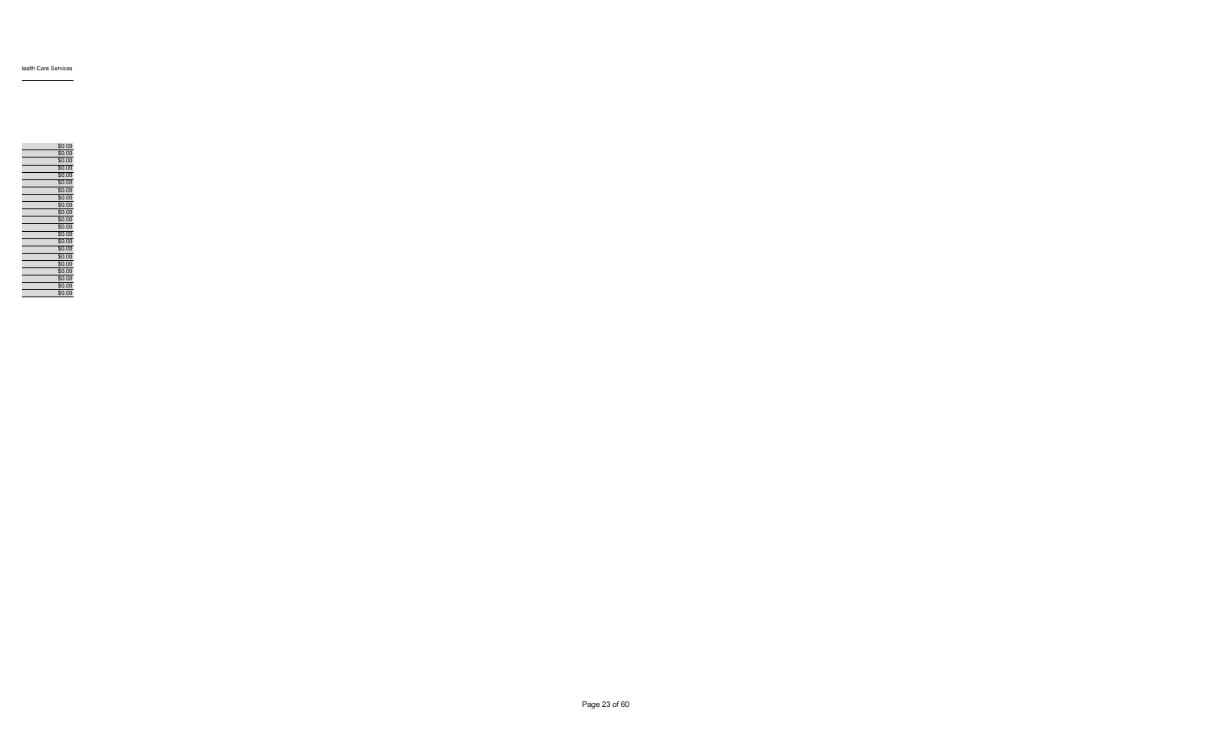lealth Care Services

| |
|---|
| $0.00 |
| $0.00 |
| $0.00 |
| $0.00 |
| $0.00 |
| $0.00 |
| $0.00 |
| $0.00 |
| $0.00 |
| $0.00 |
| $0.00 |
| $0.00 |
| $0.00 |
| $0.00 |
| $0.00 |
| $0.00 |
| $0.00 |
| $0.00 |
| $0.00 |
| $0.00 |
| $0.00 |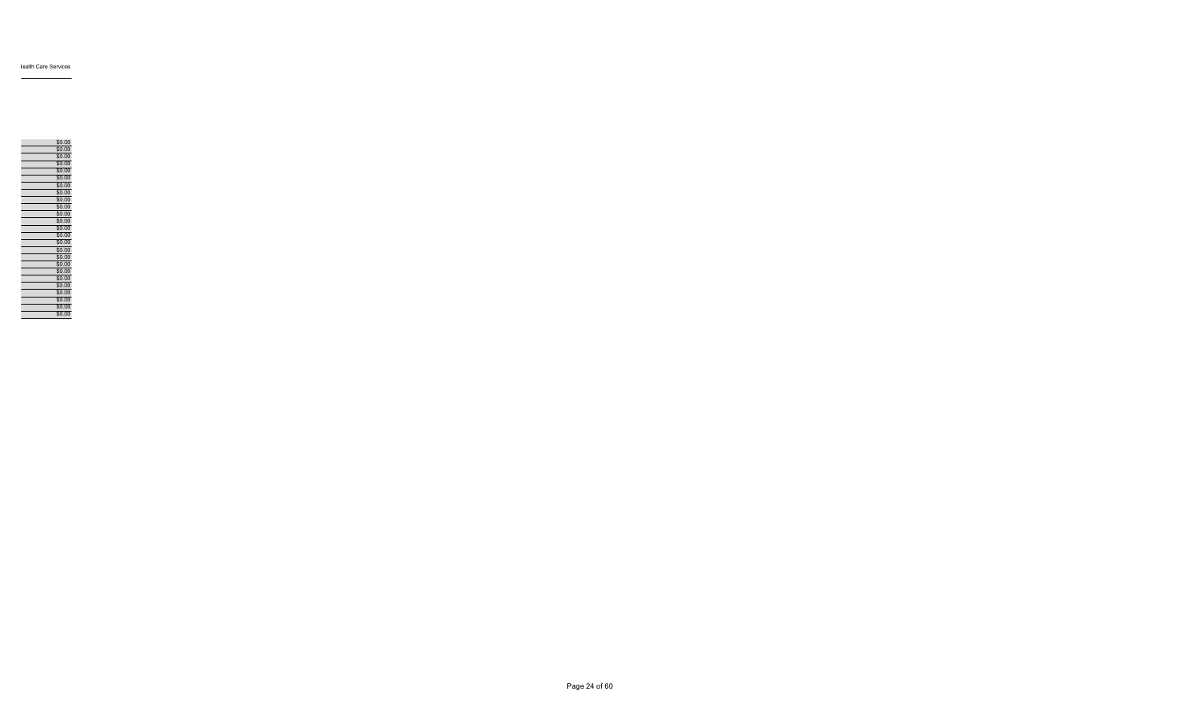lealth Care Services

| |
|---|
| $0.00 |
| $0.00 |
| $0.00 |
| $0.00 |
| $0.00 |
| $0.00 |
| $0.00 |
| $0.00 |
| $0.00 |
| $0.00 |
| $0.00 |
| $0.00 |
| $0.00 |
| $0.00 |
| $0.00 |
| $0.00 |
| $0.00 |
| $0.00 |
| $0.00 |
| $0.00 |
| $0.00 |
| $0.00 |
| $0.00 |
| $0.00 |
| $0.00 |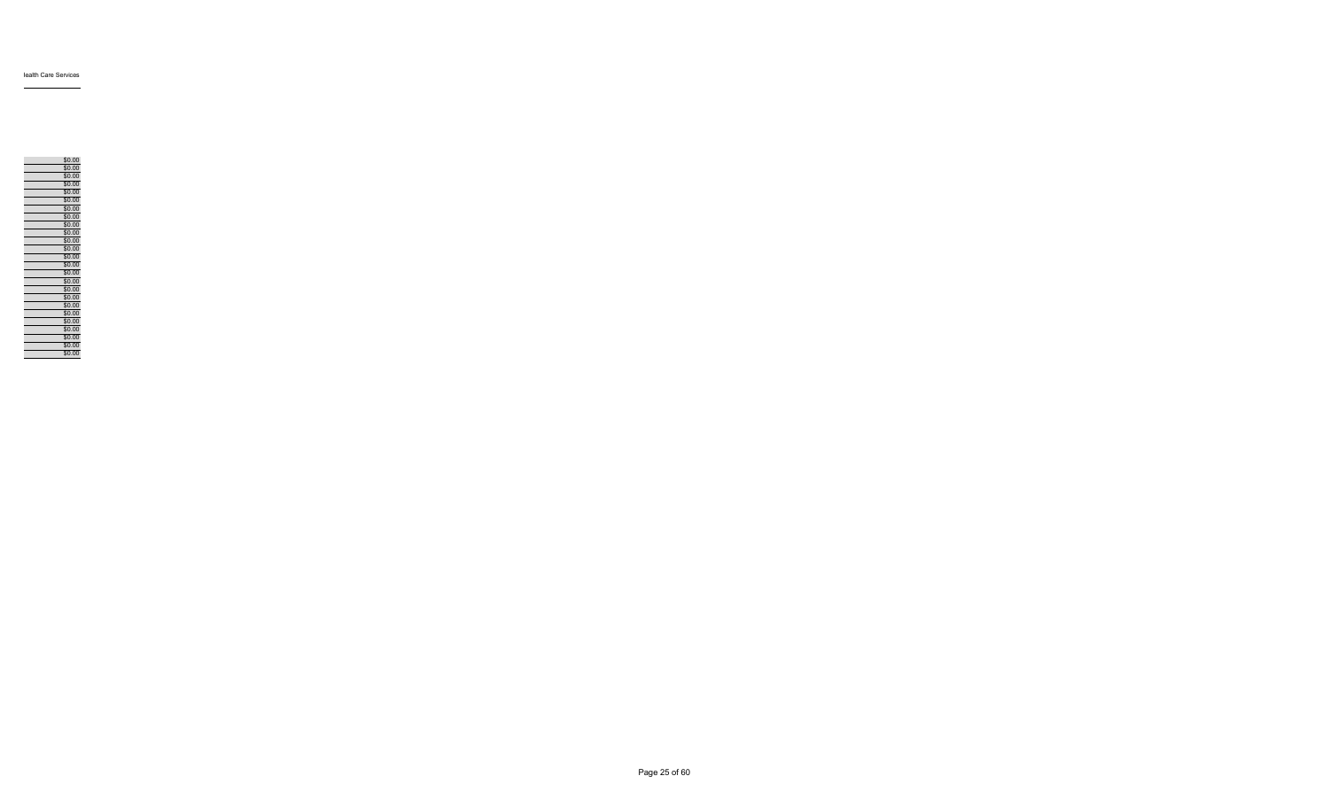| lealth Care Services |
| --- |
| $0.00 |
| $0.00 |
| $0.00 |
| $0.00 |
| $0.00 |
| $0.00 |
| $0.00 |
| $0.00 |
| $0.00 |
| $0.00 |
| $0.00 |
| $0.00 |
| $0.00 |
| $0.00 |
| $0.00 |
| $0.00 |
| $0.00 |
| $0.00 |
| $0.00 |
| $0.00 |
| $0.00 |
| $0.00 |
| $0.00 |
| $0.00 |
| $0.00 |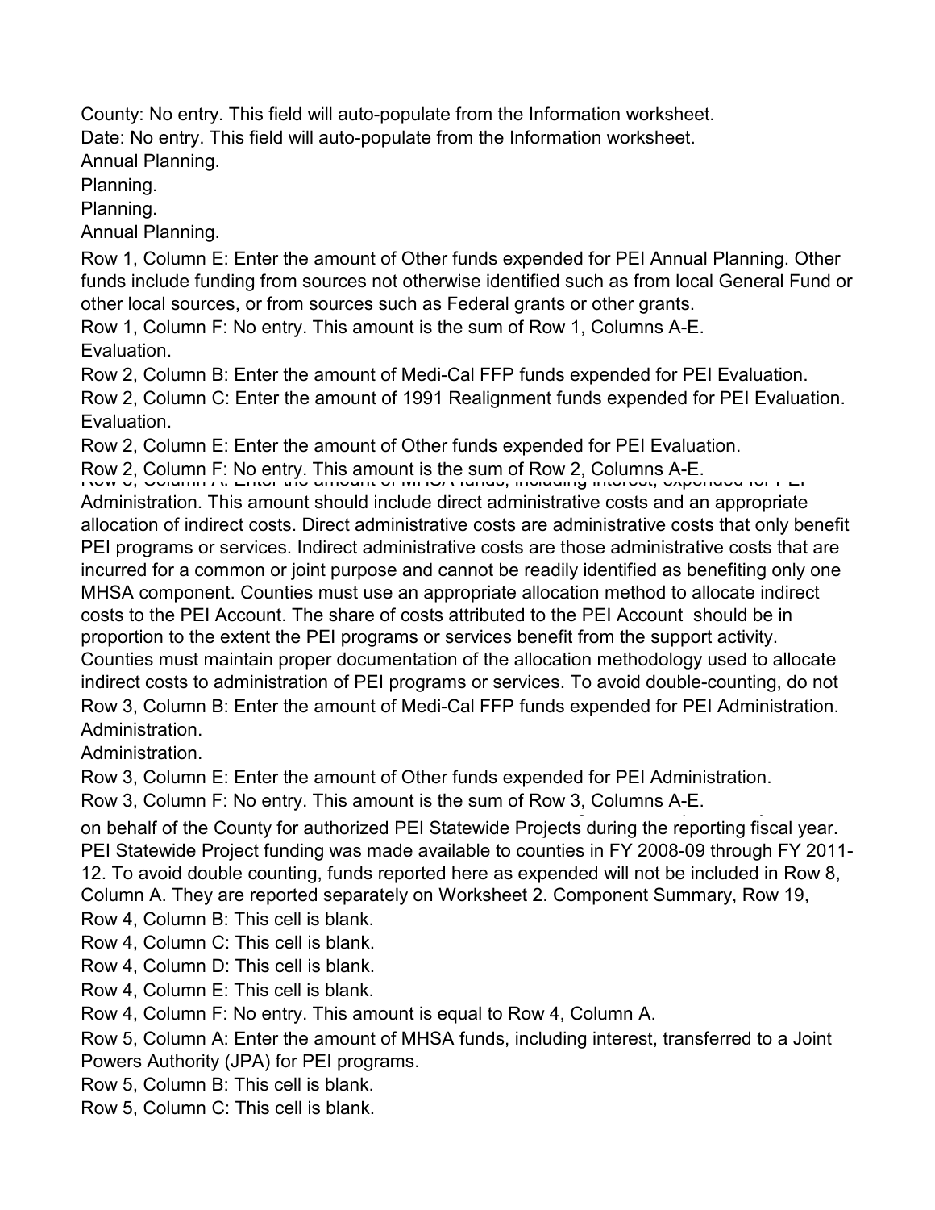County: No entry. This field will auto-populate from the Information worksheet.

Date: No entry. This field will auto-populate from the Information worksheet.

Annual Planning.

Planning.

Planning.

Annual Planning.

Row 1, Column E: Enter the amount of Other funds expended for PEI Annual Planning. Other funds include funding from sources not otherwise identified such as from local General Fund or other local sources, or from sources such as Federal grants or other grants.

Row 1, Column F: No entry. This amount is the sum of Row 1, Columns A-E.

Evaluation.

Row 2, Column B: Enter the amount of Medi-Cal FFP funds expended for PEI Evaluation.

Row 2, Column C: Enter the amount of 1991 Realignment funds expended for PEI Evaluation.

Evaluation.

Row 2, Column E: Enter the amount of Other funds expended for PEI Evaluation.

Row 2, Column F: No entry. This amount is the sum of Row 2, Columns A-E.

Row 3, Column A: Enter the amount of MHSA funds, including interest, expended for PEI Administration. This amount should include direct administrative costs and an appropriate allocation of indirect costs. Direct administrative costs are administrative costs that only benefit PEI programs or services. Indirect administrative costs are those administrative costs that are incurred for a common or joint purpose and cannot be readily identified as benefiting only one MHSA component. Counties must use an appropriate allocation method to allocate indirect costs to the PEI Account. The share of costs attributed to the PEI Account should be in proportion to the extent the PEI programs or services benefit from the support activity. Counties must maintain proper documentation of the allocation methodology used to allocate indirect costs to administration of PEI programs or services. To avoid double-counting, do not

Row 3, Column B: Enter the amount of Medi-Cal FFP funds expended for PEI Administration.

Administration.

Administration.

Row 3, Column E: Enter the amount of Other funds expended for PEI Administration.

Row 3, Column F: No entry. This amount is the sum of Row 3, Columns A-E.

on behalf of the County for authorized PEI Statewide Projects during the reporting fiscal year. PEI Statewide Project funding was made available to counties in FY 2008-09 through FY 2011-12. To avoid double counting, funds reported here as expended will not be included in Row 8, Column A. They are reported separately on Worksheet 2. Component Summary, Row 19,

Row 4, Column B: This cell is blank.

Row 4, Column C: This cell is blank.

Row 4, Column D: This cell is blank.

Row 4, Column E: This cell is blank.

Row 4, Column F: No entry. This amount is equal to Row 4, Column A.

Row 5, Column A: Enter the amount of MHSA funds, including interest, transferred to a Joint Powers Authority (JPA) for PEI programs.

Row 5, Column B: This cell is blank.

Row 5, Column C: This cell is blank.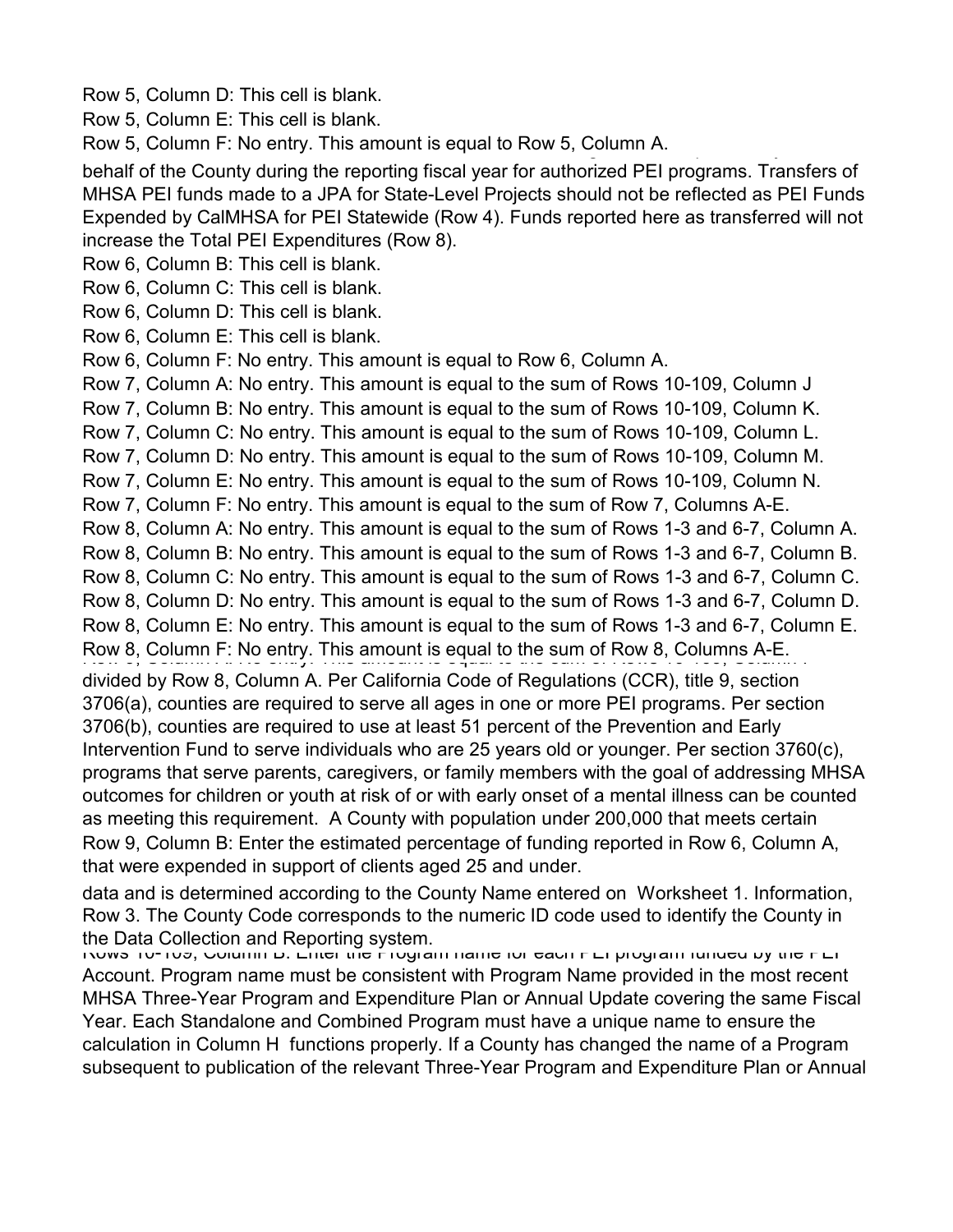Row 5, Column D: This cell is blank.

Row 5, Column E: This cell is blank.

Row 5, Column F: No entry. This amount is equal to Row 5, Column A.

behalf of the County during the reporting fiscal year for authorized PEI programs. Transfers of MHSA PEI funds made to a JPA for State-Level Projects should not be reflected as PEI Funds Expended by CalMHSA for PEI Statewide (Row 4). Funds reported here as transferred will not increase the Total PEI Expenditures (Row 8).

Row 6, Column B: This cell is blank.

Row 6, Column C: This cell is blank.

Row 6, Column D: This cell is blank.

Row 6, Column E: This cell is blank.

Row 6, Column F: No entry. This amount is equal to Row 6, Column A.

Row 7, Column A: No entry. This amount is equal to the sum of Rows 10-109, Column J

Row 7, Column B: No entry. This amount is equal to the sum of Rows 10-109, Column K.

Row 7, Column C: No entry. This amount is equal to the sum of Rows 10-109, Column L.

Row 7, Column D: No entry. This amount is equal to the sum of Rows 10-109, Column M.

Row 7, Column E: No entry. This amount is equal to the sum of Rows 10-109, Column N.

Row 7, Column F: No entry. This amount is equal to the sum of Row 7, Columns A-E.

Row 8, Column A: No entry. This amount is equal to the sum of Rows 1-3 and 6-7, Column A.

Row 8, Column B: No entry. This amount is equal to the sum of Rows 1-3 and 6-7, Column B.

Row 8, Column C: No entry. This amount is equal to the sum of Rows 1-3 and 6-7, Column C.

Row 8, Column D: No entry. This amount is equal to the sum of Rows 1-3 and 6-7, Column D.

Row 8, Column E: No entry. This amount is equal to the sum of Rows 1-3 and 6-7, Column E.

Row 8, Column F: No entry. This amount is equal to the sum of Row 8, Columns A-E.

divided by Row 8, Column A. Per California Code of Regulations (CCR), title 9, section 3706(a), counties are required to serve all ages in one or more PEI programs. Per section 3706(b), counties are required to use at least 51 percent of the Prevention and Early Intervention Fund to serve individuals who are 25 years old or younger. Per section 3760(c), programs that serve parents, caregivers, or family members with the goal of addressing MHSA outcomes for children or youth at risk of or with early onset of a mental illness can be counted as meeting this requirement. A County with population under 200,000 that meets certain

Row 9, Column B: Enter the estimated percentage of funding reported in Row 6, Column A, that were expended in support of clients aged 25 and under.

data and is determined according to the County Name entered on Worksheet 1. Information, Row 3. The County Code corresponds to the numeric ID code used to identify the County in the Data Collection and Reporting system.

Rows 10-109, Column B: Enter the Program name for each PEI program funded by the PEI Account. Program name must be consistent with Program Name provided in the most recent MHSA Three-Year Program and Expenditure Plan or Annual Update covering the same Fiscal Year. Each Standalone and Combined Program must have a unique name to ensure the calculation in Column H functions properly. If a County has changed the name of a Program subsequent to publication of the relevant Three-Year Program and Expenditure Plan or Annual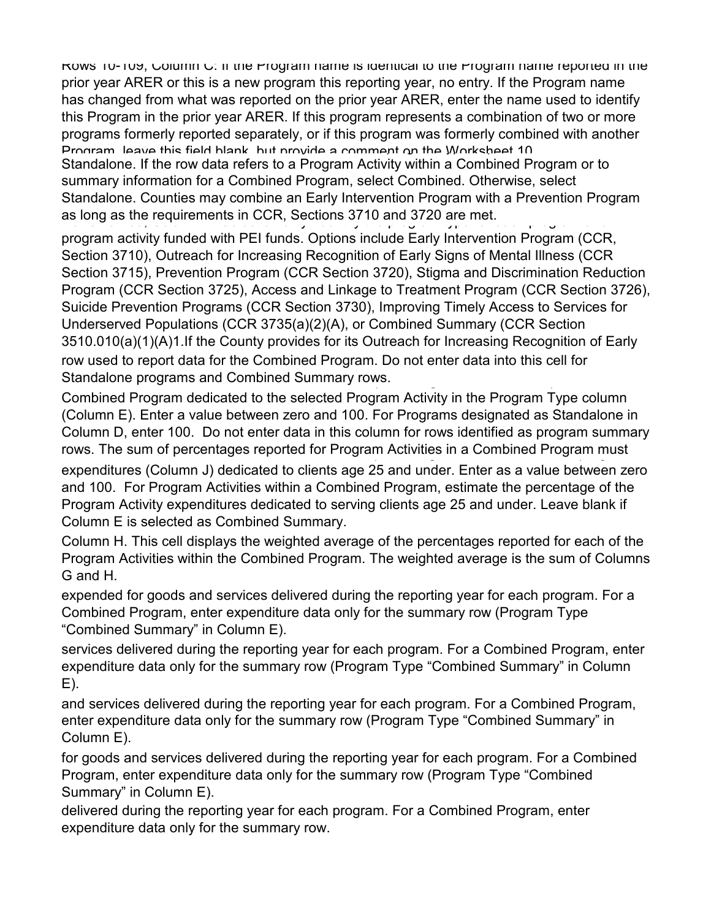Rows 10-109, Column C: If the Program name is identical to the Program name reported in the prior year ARER or this is a new program this reporting year, no entry. If the Program name has changed from what was reported on the prior year ARER, enter the name used to identify this Program in the prior year ARER. If this program represents a combination of two or more programs formerly reported separately, or if this program was formerly combined with another Program, leave this field blank, but provide a comment on the Worksheet 10.

Standalone. If the row data refers to a Program Activity within a Combined Program or to summary information for a Combined Program, select Combined. Otherwise, select Standalone. Counties may combine an Early Intervention Program with a Prevention Program as long as the requirements in CCR, Sections 3710 and 3720 are met.

program activity funded with PEI funds. Options include Early Intervention Program (CCR, Section 3710), Outreach for Increasing Recognition of Early Signs of Mental Illness (CCR Section 3715), Prevention Program (CCR Section 3720), Stigma and Discrimination Reduction Program (CCR Section 3725), Access and Linkage to Treatment Program (CCR Section 3726), Suicide Prevention Programs (CCR Section 3730), Improving Timely Access to Services for Underserved Populations (CCR 3735(a)(2)(A), or Combined Summary (CCR Section 3510.010(a)(1)(A)1.If the County provides for its Outreach for Increasing Recognition of Early

row used to report data for the Combined Program. Do not enter data into this cell for Standalone programs and Combined Summary rows.

Combined Program dedicated to the selected Program Activity in the Program Type column (Column E). Enter a value between zero and 100. For Programs designated as Standalone in Column D, enter 100. Do not enter data in this column for rows identified as program summary rows. The sum of percentages reported for Program Activities in a Combined Program must

expenditures (Column J) dedicated to clients age 25 and under. Enter as a value between zero and 100. For Program Activities within a Combined Program, estimate the percentage of the Program Activity expenditures dedicated to serving clients age 25 and under. Leave blank if Column E is selected as Combined Summary.

Column H. This cell displays the weighted average of the percentages reported for each of the Program Activities within the Combined Program. The weighted average is the sum of Columns G and H.

expended for goods and services delivered during the reporting year for each program. For a Combined Program, enter expenditure data only for the summary row (Program Type "Combined Summary" in Column E).

services delivered during the reporting year for each program. For a Combined Program, enter expenditure data only for the summary row (Program Type "Combined Summary" in Column E).

and services delivered during the reporting year for each program. For a Combined Program, enter expenditure data only for the summary row (Program Type "Combined Summary" in Column E).

for goods and services delivered during the reporting year for each program. For a Combined Program, enter expenditure data only for the summary row (Program Type "Combined Summary" in Column E).

delivered during the reporting year for each program. For a Combined Program, enter expenditure data only for the summary row.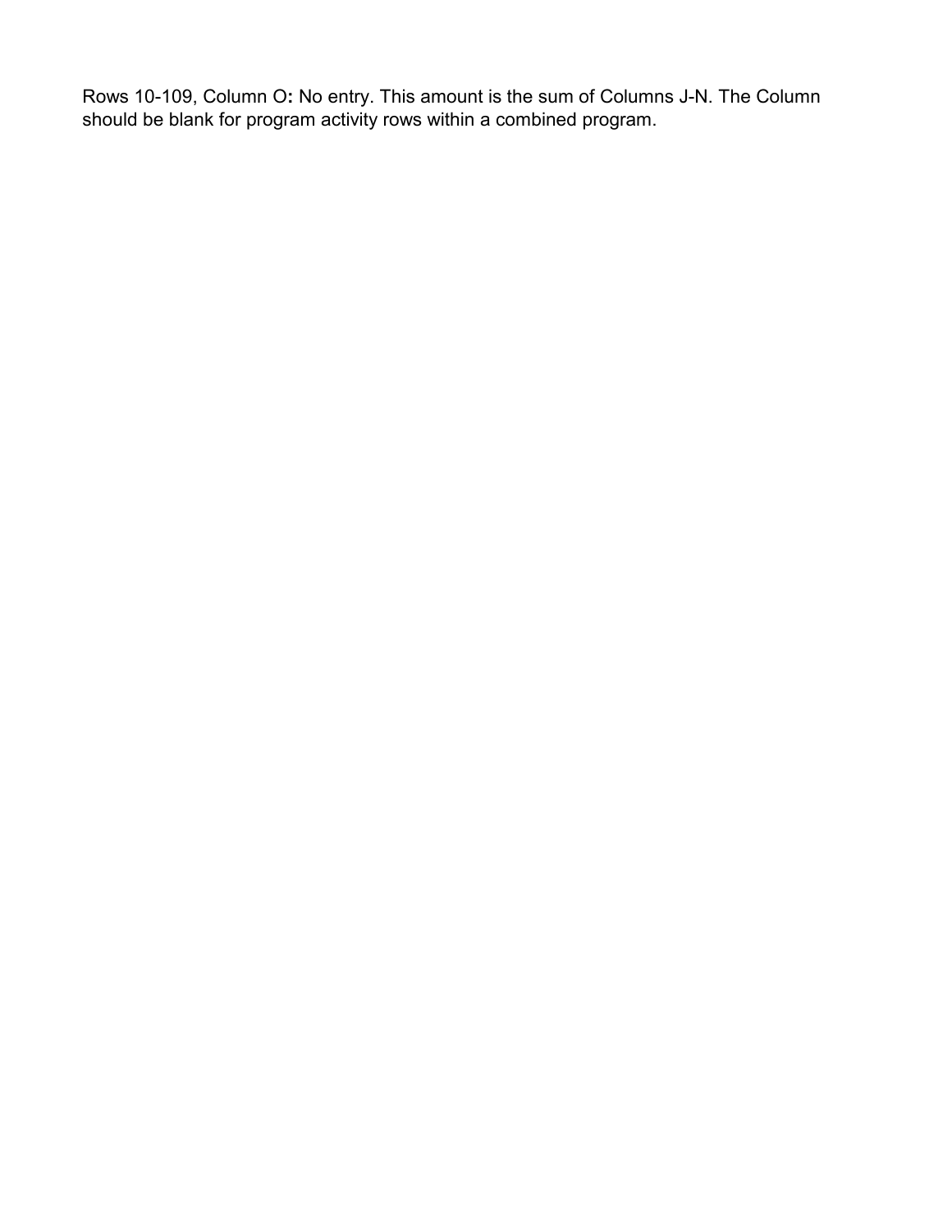Rows 10-109, Column O**:** No entry. This amount is the sum of Columns J-N. The Column should be blank for program activity rows within a combined program.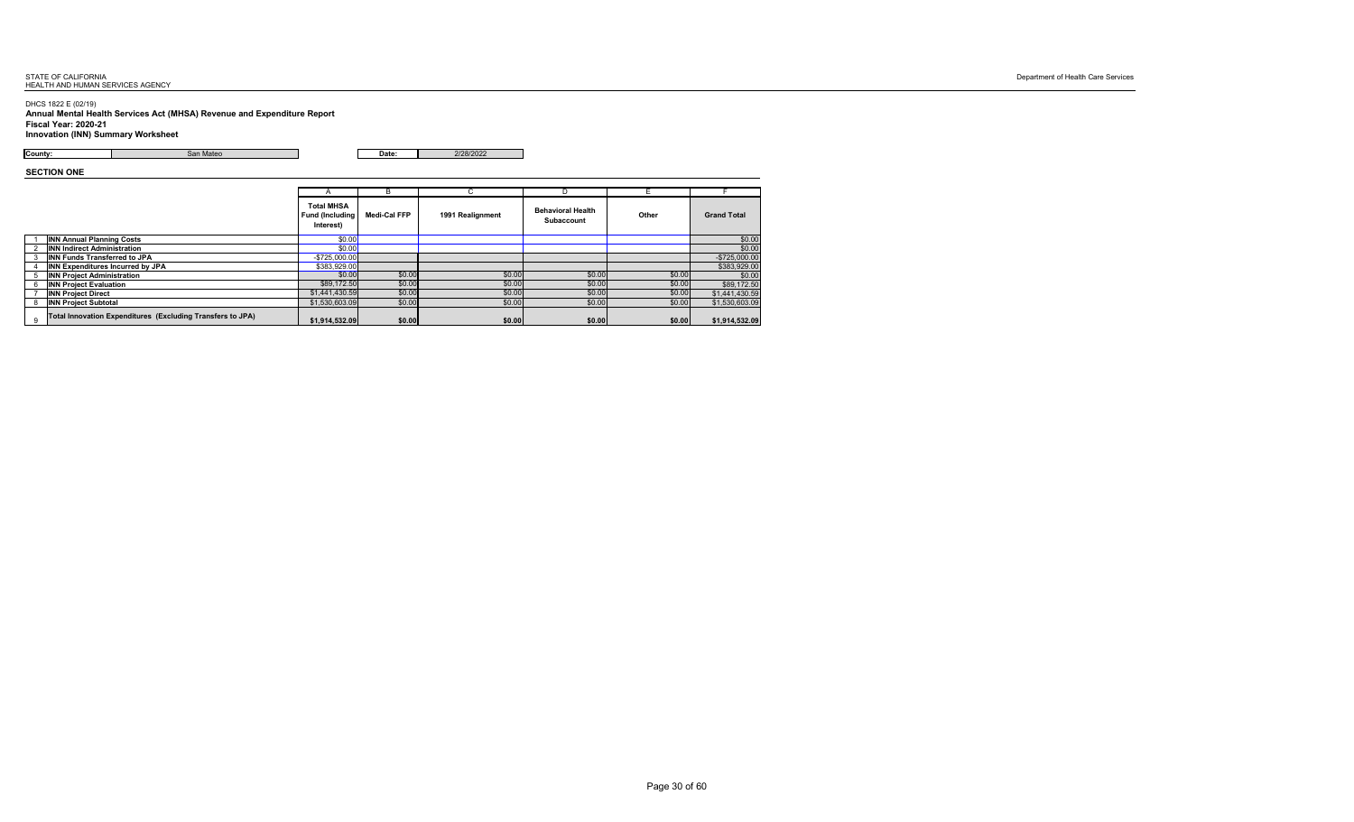STATE OF CALIFORNIA
HEALTH AND HUMAN SERVICES AGENCY

Department of Health Care Services

DHCS 1822 E (02/19)

**Annual Mental Health Services Act (MHSA) Revenue and Expenditure Report**

**Fiscal Year: 2020-21**

**Innovation (INN) Summary Worksheet**

| County: | San Mateo | Date: | 2/28/2022 |
|---|---|---|---|

**SECTION ONE**

| | | A | B | C | D | E | F |
|---|---|---|---|---|---|---|---|
| | | **Total MHSA Fund (Including Interest)** | **Medi-Cal FFP** | **1991 Realignment** | **Behavioral Health Subaccount** | **Other** | **Grand Total** |
| 1 | **INN Annual Planning Costs** | $0.00 | | | | | $0.00 |
| 2 | **INN Indirect Administration** | $0.00 | | | | | $0.00 |
| 3 | **INN Funds Transferred to JPA** | -$725,000.00 | | | | | -$725,000.00 |
| 4 | **INN Expenditures Incurred by JPA** | $383,929.00 | | | | | $383,929.00 |
| 5 | **INN Project Administration** | $0.00 | $0.00 | $0.00 | $0.00 | $0.00 | $0.00 |
| 6 | **INN Project Evaluation** | $89,172.50 | $0.00 | $0.00 | $0.00 | $0.00 | $89,172.50 |
| 7 | **INN Project Direct** | $1,441,430.59 | $0.00 | $0.00 | $0.00 | $0.00 | $1,441,430.59 |
| 8 | **INN Project Subtotal** | $1,530,603.09 | $0.00 | $0.00 | $0.00 | $0.00 | $1,530,603.09 |
| 9 | **Total Innovation Expenditures (Excluding Transfers to JPA)** | **$1,914,532.09** | **$0.00** | **$0.00** | **$0.00** | **$0.00** | **$1,914,532.09** |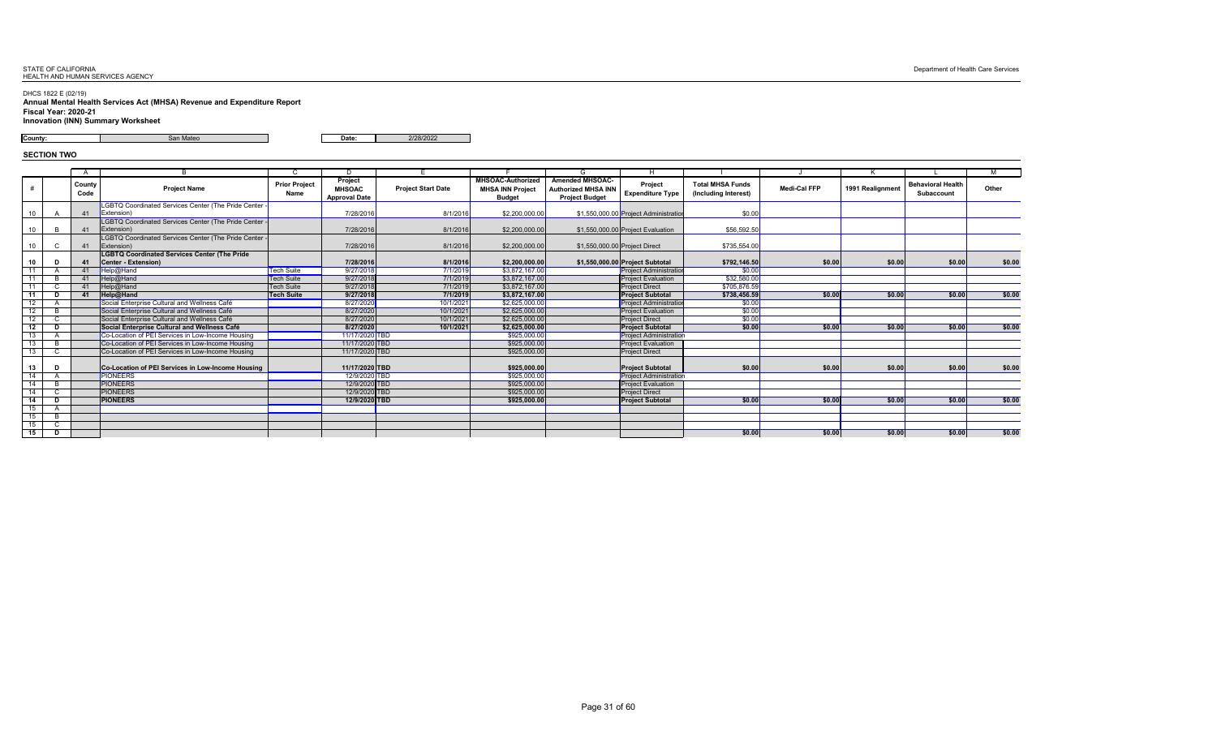STATE OF CALIFORNIA
HEALTH AND HUMAN SERVICES AGENCY

Department of Health Care Services

DHCS 1822 E (02/19)

**Annual Mental Health Services Act (MHSA) Revenue and Expenditure Report**
**Fiscal Year: 2020-21**
**Innovation (INN) Summary Worksheet**

**County:** San Mateo **Date:** 2/28/2022

**SECTION TWO**

| | | A | B | C | D | E | F | G | H | I | J | K | L | M |
|---|---|---|---|---|---|---|---|---|---|---|---|---|---|---|
| # | | County Code | Project Name | Prior Project Name | Project MHSOAC Approval Date | Project Start Date | MHSOAC-Authorized MHSA INN Project Budget | Amended MHSOAC-Authorized MHSA INN Project Budget | Project Expenditure Type | Total MHSA Funds (Including Interest) | Medi-Cal FFP | 1991 Realignment | Behavioral Health Subaccount | Other |
| 10 | A | 41 | LGBTQ Coordinated Services Center (The Pride Center - Extension) | | 7/28/2016 | 8/1/2016 | $2,200,000.00 | $1,550,000.00 | Project Administration | $0.00 | | | | |
| 10 | B | 41 | LGBTQ Coordinated Services Center (The Pride Center - Extension) | | 7/28/2016 | 8/1/2016 | $2,200,000.00 | $1,550,000.00 | Project Evaluation | $56,592.50 | | | | |
| 10 | C | 41 | LGBTQ Coordinated Services Center (The Pride Center - Extension) | | 7/28/2016 | 8/1/2016 | $2,200,000.00 | $1,550,000.00 | Project Direct | $735,554.00 | | | | |
| **10** | **D** | **41** | **LGBTQ Coordinated Services Center (The Pride Center - Extension)** | | **7/28/2016** | **8/1/2016** | **$2,200,000.00** | **$1,550,000.00** | **Project Subtotal** | **$792,146.50** | **$0.00** | **$0.00** | **$0.00** | **$0.00** |
| 11 | A | 41 | Help@Hand | Tech Suite | 9/27/2018 | 7/1/2019 | $3,872,167.00 | | Project Administration | $0.00 | | | | |
| 11 | B | 41 | Help@Hand | Tech Suite | 9/27/2018 | 7/1/2019 | $3,872,167.00 | | Project Evaluation | $32,580.00 | | | | |
| 11 | C | 41 | Help@Hand | Tech Suite | 9/27/2018 | 7/1/2019 | $3,872,167.00 | | Project Direct | $705,876.59 | | | | |
| **11** | **D** | **41** | **Help@Hand** | **Tech Suite** | **9/27/2018** | **7/1/2019** | **$3,872,167.00** | | **Project Subtotal** | **$738,456.59** | **$0.00** | **$0.00** | **$0.00** | **$0.00** |
| 12 | A | | Social Enterprise Cultural and Wellness Café | | 8/27/2020 | 10/1/2021 | $2,625,000.00 | | Project Administration | $0.00 | | | | |
| 12 | B | | Social Enterprise Cultural and Wellness Café | | 8/27/2020 | 10/1/2021 | $2,625,000.00 | | Project Evaluation | $0.00 | | | | |
| 12 | C | | Social Enterprise Cultural and Wellness Café | | 8/27/2020 | 10/1/2021 | $2,625,000.00 | | Project Direct | $0.00 | | | | |
| **12** | **D** | | **Social Enterprise Cultural and Wellness Café** | | **8/27/2020** | **10/1/2021** | **$2,625,000.00** | | **Project Subtotal** | **$0.00** | **$0.00** | **$0.00** | **$0.00** | **$0.00** |
| 13 | A | | Co-Location of PEI Services in Low-Income Housing | | 11/17/2020 | TBD | $925,000.00 | | Project Administration | | | | | |
| 13 | B | | Co-Location of PEI Services in Low-Income Housing | | 11/17/2020 | TBD | $925,000.00 | | Project Evaluation | | | | | |
| 13 | C | | Co-Location of PEI Services in Low-Income Housing | | 11/17/2020 | TBD | $925,000.00 | | Project Direct | | | | | |
| **13** | **D** | | **Co-Location of PEI Services in Low-Income Housing** | | **11/17/2020** | **TBD** | **$925,000.00** | | **Project Subtotal** | **$0.00** | **$0.00** | **$0.00** | **$0.00** | **$0.00** |
| 14 | A | | PIONEERS | | 12/9/2020 | TBD | $925,000.00 | | Project Administration | | | | | |
| 14 | B | | PIONEERS | | 12/9/2020 | TBD | $925,000.00 | | Project Evaluation | | | | | |
| 14 | C | | PIONEERS | | 12/9/2020 | TBD | $925,000.00 | | Project Direct | | | | | |
| **14** | **D** | | **PIONEERS** | | **12/9/2020** | **TBD** | **$925,000.00** | | **Project Subtotal** | **$0.00** | **$0.00** | **$0.00** | **$0.00** | **$0.00** |
| 15 | A | | | | | | | | | | | | | |
| 15 | B | | | | | | | | | | | | | |
| 15 | C | | | | | | | | | | | | | |
| **15** | **D** | | | | | | | | | **$0.00** | **$0.00** | **$0.00** | **$0.00** | **$0.00** |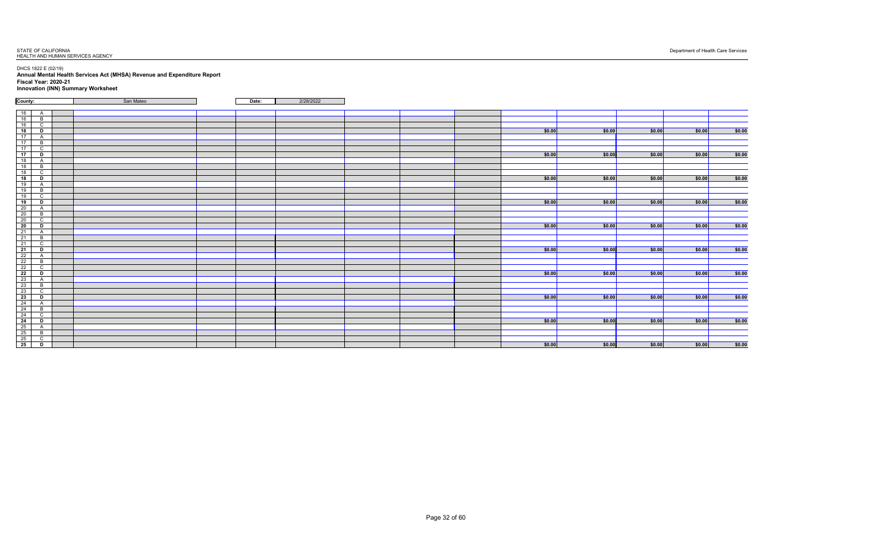STATE OF CALIFORNIA
HEALTH AND HUMAN SERVICES AGENCY

Department of Health Care Services

DHCS 1822 E (02/19)

**Annual Mental Health Services Act (MHSA) Revenue and Expenditure Report**
**Fiscal Year: 2020-21**
**Innovation (INN) Summary Worksheet**

| County: | San Mateo | Date: | 2/28/2022 |
|---|---|---|---|

| | | | | | | | | | | | | | | |
|---|---|---|---|---|---|---|---|---|---|---|---|---|---|---|
| 16 | A | | | | | | | | | | | | | |
| 16 | B | | | | | | | | | | | | | |
| 16 | C | | | | | | | | | | | | | |
| **16** | **D** | | | | | | | | | **$0.00** | **$0.00** | **$0.00** | **$0.00** | **$0.00** |
| 17 | A | | | | | | | | | | | | | |
| 17 | B | | | | | | | | | | | | | |
| 17 | C | | | | | | | | | | | | | |
| **17** | **D** | | | | | | | | | **$0.00** | **$0.00** | **$0.00** | **$0.00** | **$0.00** |
| 18 | A | | | | | | | | | | | | | |
| 18 | B | | | | | | | | | | | | | |
| 18 | C | | | | | | | | | | | | | |
| **18** | **D** | | | | | | | | | **$0.00** | **$0.00** | **$0.00** | **$0.00** | **$0.00** |
| 19 | A | | | | | | | | | | | | | |
| 19 | B | | | | | | | | | | | | | |
| 19 | C | | | | | | | | | | | | | |
| **19** | **D** | | | | | | | | | **$0.00** | **$0.00** | **$0.00** | **$0.00** | **$0.00** |
| 20 | A | | | | | | | | | | | | | |
| 20 | B | | | | | | | | | | | | | |
| 20 | C | | | | | | | | | | | | | |
| **20** | **D** | | | | | | | | | **$0.00** | **$0.00** | **$0.00** | **$0.00** | **$0.00** |
| 21 | A | | | | | | | | | | | | | |
| 21 | B | | | | | | | | | | | | | |
| 21 | C | | | | | | | | | | | | | |
| **21** | **D** | | | | | | | | | **$0.00** | **$0.00** | **$0.00** | **$0.00** | **$0.00** |
| 22 | A | | | | | | | | | | | | | |
| 22 | B | | | | | | | | | | | | | |
| 22 | C | | | | | | | | | | | | | |
| **22** | **D** | | | | | | | | | **$0.00** | **$0.00** | **$0.00** | **$0.00** | **$0.00** |
| 23 | A | | | | | | | | | | | | | |
| 23 | B | | | | | | | | | | | | | |
| 23 | C | | | | | | | | | | | | | |
| **23** | **D** | | | | | | | | | **$0.00** | **$0.00** | **$0.00** | **$0.00** | **$0.00** |
| 24 | A | | | | | | | | | | | | | |
| 24 | B | | | | | | | | | | | | | |
| 24 | C | | | | | | | | | | | | | |
| **24** | **D** | | | | | | | | | **$0.00** | **$0.00** | **$0.00** | **$0.00** | **$0.00** |
| 25 | A | | | | | | | | | | | | | |
| 25 | B | | | | | | | | | | | | | |
| 25 | C | | | | | | | | | | | | | |
| **25** | **D** | | | | | | | | | **$0.00** | **$0.00** | **$0.00** | **$0.00** | **$0.00** |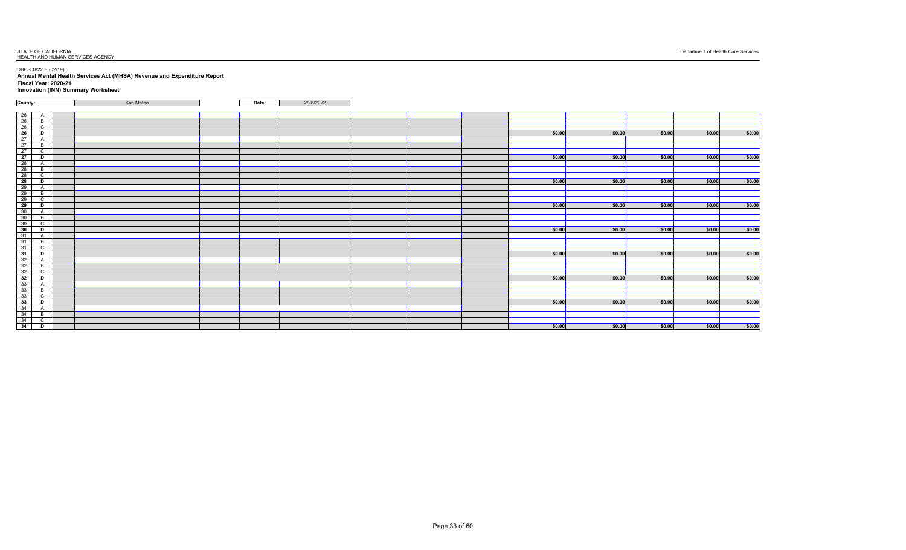STATE OF CALIFORNIA
HEALTH AND HUMAN SERVICES AGENCY

Department of Health Care Services

DHCS 1822 E (02/19)

**Annual Mental Health Services Act (MHSA) Revenue and Expenditure Report**
**Fiscal Year: 2020-21**
**Innovation (INN) Summary Worksheet**

**County:** San Mateo **Date:** 2/28/2022

| | | | | | | | | | | | | | | |
|---|---|---|---|---|---|---|---|---|---|---|---|---|---|---|
| 26 | A | | | | | | | | | | | | | |
| 26 | B | | | | | | | | | | | | | |
| 26 | C | | | | | | | | | | | | | |
| **26** | **D** | | | | | | | | | **$0.00** | **$0.00** | **$0.00** | **$0.00** | **$0.00** |
| 27 | A | | | | | | | | | | | | | |
| 27 | B | | | | | | | | | | | | | |
| 27 | C | | | | | | | | | | | | | |
| **27** | **D** | | | | | | | | | **$0.00** | **$0.00** | **$0.00** | **$0.00** | **$0.00** |
| 28 | A | | | | | | | | | | | | | |
| 28 | B | | | | | | | | | | | | | |
| 28 | C | | | | | | | | | | | | | |
| **28** | **D** | | | | | | | | | **$0.00** | **$0.00** | **$0.00** | **$0.00** | **$0.00** |
| 29 | A | | | | | | | | | | | | | |
| 29 | B | | | | | | | | | | | | | |
| 29 | C | | | | | | | | | | | | | |
| **29** | **D** | | | | | | | | | **$0.00** | **$0.00** | **$0.00** | **$0.00** | **$0.00** |
| 30 | A | | | | | | | | | | | | | |
| 30 | B | | | | | | | | | | | | | |
| 30 | C | | | | | | | | | | | | | |
| **30** | **D** | | | | | | | | | **$0.00** | **$0.00** | **$0.00** | **$0.00** | **$0.00** |
| 31 | A | | | | | | | | | | | | | |
| 31 | B | | | | | | | | | | | | | |
| 31 | C | | | | | | | | | | | | | |
| **31** | **D** | | | | | | | | | **$0.00** | **$0.00** | **$0.00** | **$0.00** | **$0.00** |
| 32 | A | | | | | | | | | | | | | |
| 32 | B | | | | | | | | | | | | | |
| 32 | C | | | | | | | | | | | | | |
| **32** | **D** | | | | | | | | | **$0.00** | **$0.00** | **$0.00** | **$0.00** | **$0.00** |
| 33 | A | | | | | | | | | | | | | |
| 33 | B | | | | | | | | | | | | | |
| 33 | C | | | | | | | | | | | | | |
| **33** | **D** | | | | | | | | | **$0.00** | **$0.00** | **$0.00** | **$0.00** | **$0.00** |
| 34 | A | | | | | | | | | | | | | |
| 34 | B | | | | | | | | | | | | | |
| 34 | C | | | | | | | | | | | | | |
| **34** | **D** | | | | | | | | | **$0.00** | **$0.00** | **$0.00** | **$0.00** | **$0.00** |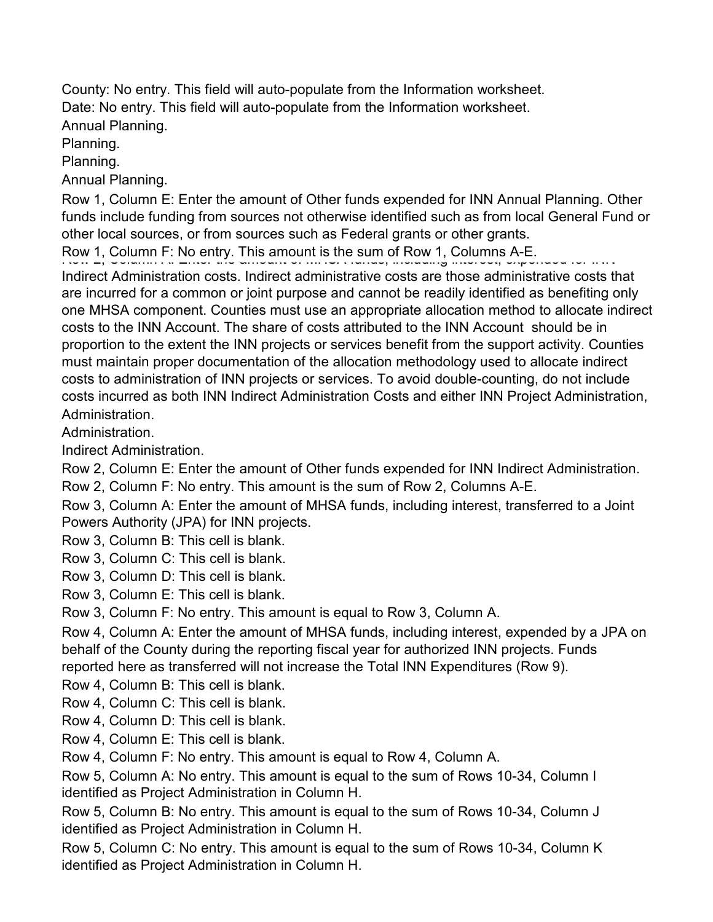County: No entry. This field will auto-populate from the Information worksheet.

Date: No entry. This field will auto-populate from the Information worksheet.

Annual Planning.

Planning.

Planning.

Annual Planning.

Row 1, Column E: Enter the amount of Other funds expended for INN Annual Planning. Other funds include funding from sources not otherwise identified such as from local General Fund or other local sources, or from sources such as Federal grants or other grants.

Row 1, Column F: No entry. This amount is the sum of Row 1, Columns A-E.

Row 2, Column A: Enter the amount of MHSA funds, including interest, expended for INN Indirect Administration costs. Indirect administrative costs are those administrative costs that are incurred for a common or joint purpose and cannot be readily identified as benefiting only one MHSA component. Counties must use an appropriate allocation method to allocate indirect costs to the INN Account. The share of costs attributed to the INN Account should be in proportion to the extent the INN projects or services benefit from the support activity. Counties must maintain proper documentation of the allocation methodology used to allocate indirect costs to administration of INN projects or services. To avoid double-counting, do not include costs incurred as both INN Indirect Administration Costs and either INN Project Administration, Administration.

Administration.

Indirect Administration.

Row 2, Column E: Enter the amount of Other funds expended for INN Indirect Administration.

Row 2, Column F: No entry. This amount is the sum of Row 2, Columns A-E.

Row 3, Column A: Enter the amount of MHSA funds, including interest, transferred to a Joint Powers Authority (JPA) for INN projects.

Row 3, Column B: This cell is blank.

Row 3, Column C: This cell is blank.

Row 3, Column D: This cell is blank.

Row 3, Column E: This cell is blank.

Row 3, Column F: No entry. This amount is equal to Row 3, Column A.

Row 4, Column A: Enter the amount of MHSA funds, including interest, expended by a JPA on behalf of the County during the reporting fiscal year for authorized INN projects. Funds reported here as transferred will not increase the Total INN Expenditures (Row 9).

Row 4, Column B: This cell is blank.

Row 4, Column C: This cell is blank.

Row 4, Column D: This cell is blank.

Row 4, Column E: This cell is blank.

Row 4, Column F: No entry. This amount is equal to Row 4, Column A.

Row 5, Column A: No entry. This amount is equal to the sum of Rows 10-34, Column I identified as Project Administration in Column H.

Row 5, Column B: No entry. This amount is equal to the sum of Rows 10-34, Column J identified as Project Administration in Column H.

Row 5, Column C: No entry. This amount is equal to the sum of Rows 10-34, Column K identified as Project Administration in Column H.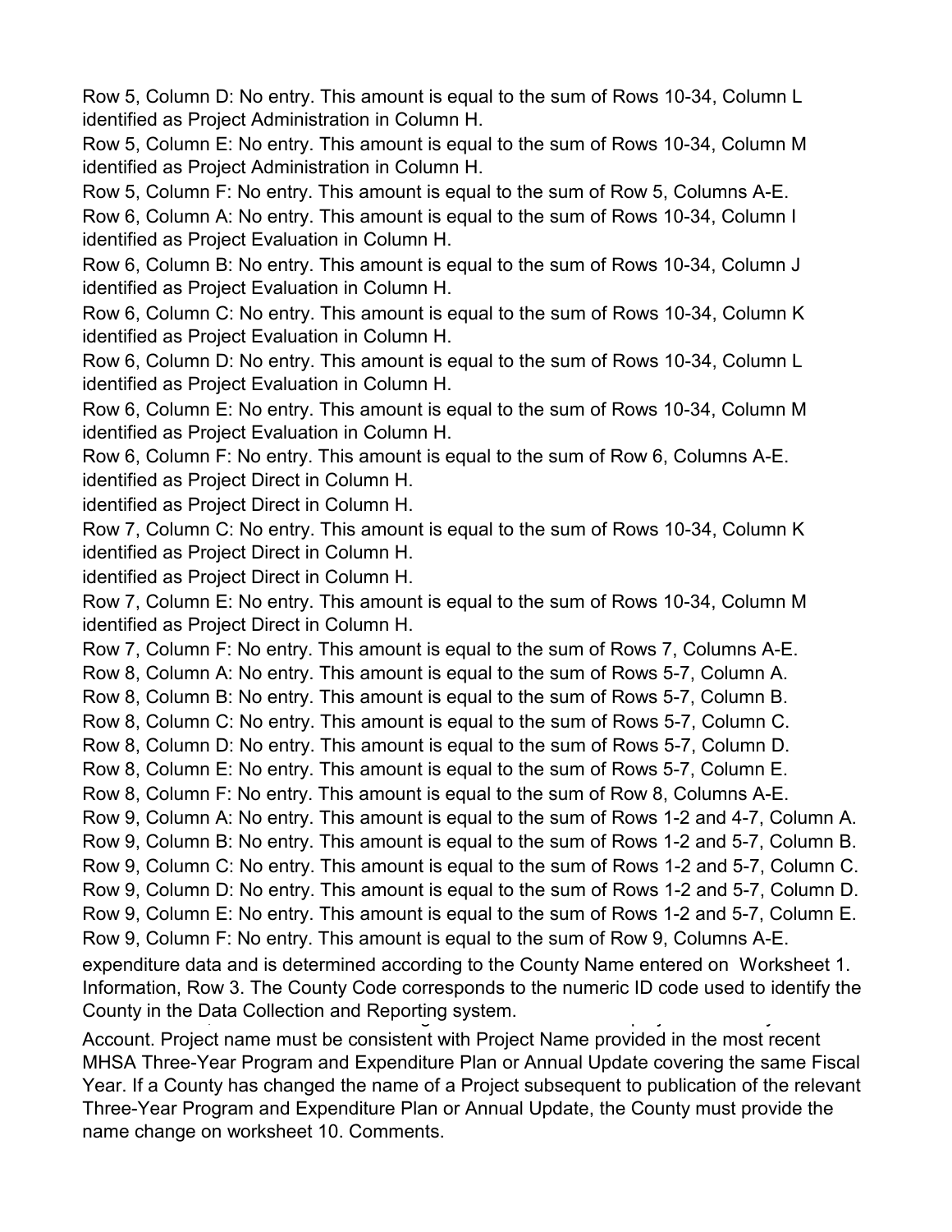Row 5, Column D: No entry. This amount is equal to the sum of Rows 10-34, Column L identified as Project Administration in Column H.

Row 5, Column E: No entry. This amount is equal to the sum of Rows 10-34, Column M identified as Project Administration in Column H.

Row 5, Column F: No entry. This amount is equal to the sum of Row 5, Columns A-E.

Row 6, Column A: No entry. This amount is equal to the sum of Rows 10-34, Column I identified as Project Evaluation in Column H.

Row 6, Column B: No entry. This amount is equal to the sum of Rows 10-34, Column J identified as Project Evaluation in Column H.

Row 6, Column C: No entry. This amount is equal to the sum of Rows 10-34, Column K identified as Project Evaluation in Column H.

Row 6, Column D: No entry. This amount is equal to the sum of Rows 10-34, Column L identified as Project Evaluation in Column H.

Row 6, Column E: No entry. This amount is equal to the sum of Rows 10-34, Column M identified as Project Evaluation in Column H.

Row 6, Column F: No entry. This amount is equal to the sum of Row 6, Columns A-E.

identified as Project Direct in Column H.

identified as Project Direct in Column H.

Row 7, Column C: No entry. This amount is equal to the sum of Rows 10-34, Column K identified as Project Direct in Column H.

identified as Project Direct in Column H.

Row 7, Column E: No entry. This amount is equal to the sum of Rows 10-34, Column M identified as Project Direct in Column H.

Row 7, Column F: No entry. This amount is equal to the sum of Rows 7, Columns A-E.

Row 8, Column A: No entry. This amount is equal to the sum of Rows 5-7, Column A.

Row 8, Column B: No entry. This amount is equal to the sum of Rows 5-7, Column B.

Row 8, Column C: No entry. This amount is equal to the sum of Rows 5-7, Column C.

Row 8, Column D: No entry. This amount is equal to the sum of Rows 5-7, Column D.

Row 8, Column E: No entry. This amount is equal to the sum of Rows 5-7, Column E.

Row 8, Column F: No entry. This amount is equal to the sum of Row 8, Columns A-E.

Row 9, Column A: No entry. This amount is equal to the sum of Rows 1-2 and 4-7, Column A.

Row 9, Column B: No entry. This amount is equal to the sum of Rows 1-2 and 5-7, Column B.

Row 9, Column C: No entry. This amount is equal to the sum of Rows 1-2 and 5-7, Column C.

Row 9, Column D: No entry. This amount is equal to the sum of Rows 1-2 and 5-7, Column D.

Row 9, Column E: No entry. This amount is equal to the sum of Rows 1-2 and 5-7, Column E.

Row 9, Column F: No entry. This amount is equal to the sum of Row 9, Columns A-E.

expenditure data and is determined according to the County Name entered on Worksheet 1. Information, Row 3. The County Code corresponds to the numeric ID code used to identify the County in the Data Collection and Reporting system.

Account. Project name must be consistent with Project Name provided in the most recent MHSA Three-Year Program and Expenditure Plan or Annual Update covering the same Fiscal Year. If a County has changed the name of a Project subsequent to publication of the relevant Three-Year Program and Expenditure Plan or Annual Update, the County must provide the name change on worksheet 10. Comments.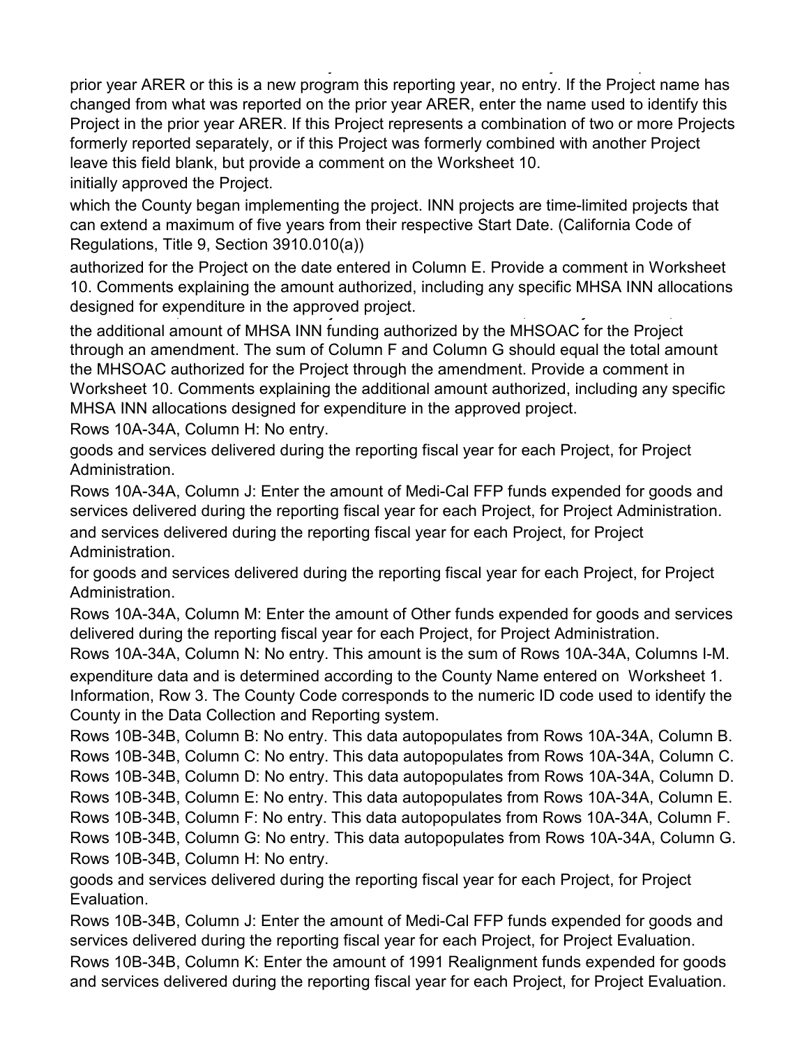prior year ARER or this is a new program this reporting year, no entry. If the Project name has changed from what was reported on the prior year ARER, enter the name used to identify this Project in the prior year ARER. If this Project represents a combination of two or more Projects formerly reported separately, or if this Project was formerly combined with another Project leave this field blank, but provide a comment on the Worksheet 10.

initially approved the Project.

which the County began implementing the project. INN projects are time-limited projects that can extend a maximum of five years from their respective Start Date. (California Code of Regulations, Title 9, Section 3910.010(a))

authorized for the Project on the date entered in Column E. Provide a comment in Worksheet 10. Comments explaining the amount authorized, including any specific MHSA INN allocations designed for expenditure in the approved project.

the additional amount of MHSA INN funding authorized by the MHSOAC for the Project through an amendment. The sum of Column F and Column G should equal the total amount the MHSOAC authorized for the Project through the amendment. Provide a comment in Worksheet 10. Comments explaining the additional amount authorized, including any specific MHSA INN allocations designed for expenditure in the approved project.

Rows 10A-34A, Column H: No entry.

goods and services delivered during the reporting fiscal year for each Project, for Project Administration.

Rows 10A-34A, Column J: Enter the amount of Medi-Cal FFP funds expended for goods and services delivered during the reporting fiscal year for each Project, for Project Administration.

and services delivered during the reporting fiscal year for each Project, for Project Administration.

for goods and services delivered during the reporting fiscal year for each Project, for Project Administration.

Rows 10A-34A, Column M: Enter the amount of Other funds expended for goods and services delivered during the reporting fiscal year for each Project, for Project Administration.

Rows 10A-34A, Column N: No entry. This amount is the sum of Rows 10A-34A, Columns I-M.

expenditure data and is determined according to the County Name entered on Worksheet 1. Information, Row 3. The County Code corresponds to the numeric ID code used to identify the County in the Data Collection and Reporting system.

Rows 10B-34B, Column B: No entry. This data autopopulates from Rows 10A-34A, Column B.

Rows 10B-34B, Column C: No entry. This data autopopulates from Rows 10A-34A, Column C.

Rows 10B-34B, Column D: No entry. This data autopopulates from Rows 10A-34A, Column D.

Rows 10B-34B, Column E: No entry. This data autopopulates from Rows 10A-34A, Column E.

Rows 10B-34B, Column F: No entry. This data autopopulates from Rows 10A-34A, Column F.

Rows 10B-34B, Column G: No entry. This data autopopulates from Rows 10A-34A, Column G.

Rows 10B-34B, Column H: No entry.

goods and services delivered during the reporting fiscal year for each Project, for Project Evaluation.

Rows 10B-34B, Column J: Enter the amount of Medi-Cal FFP funds expended for goods and services delivered during the reporting fiscal year for each Project, for Project Evaluation.

Rows 10B-34B, Column K: Enter the amount of 1991 Realignment funds expended for goods and services delivered during the reporting fiscal year for each Project, for Project Evaluation.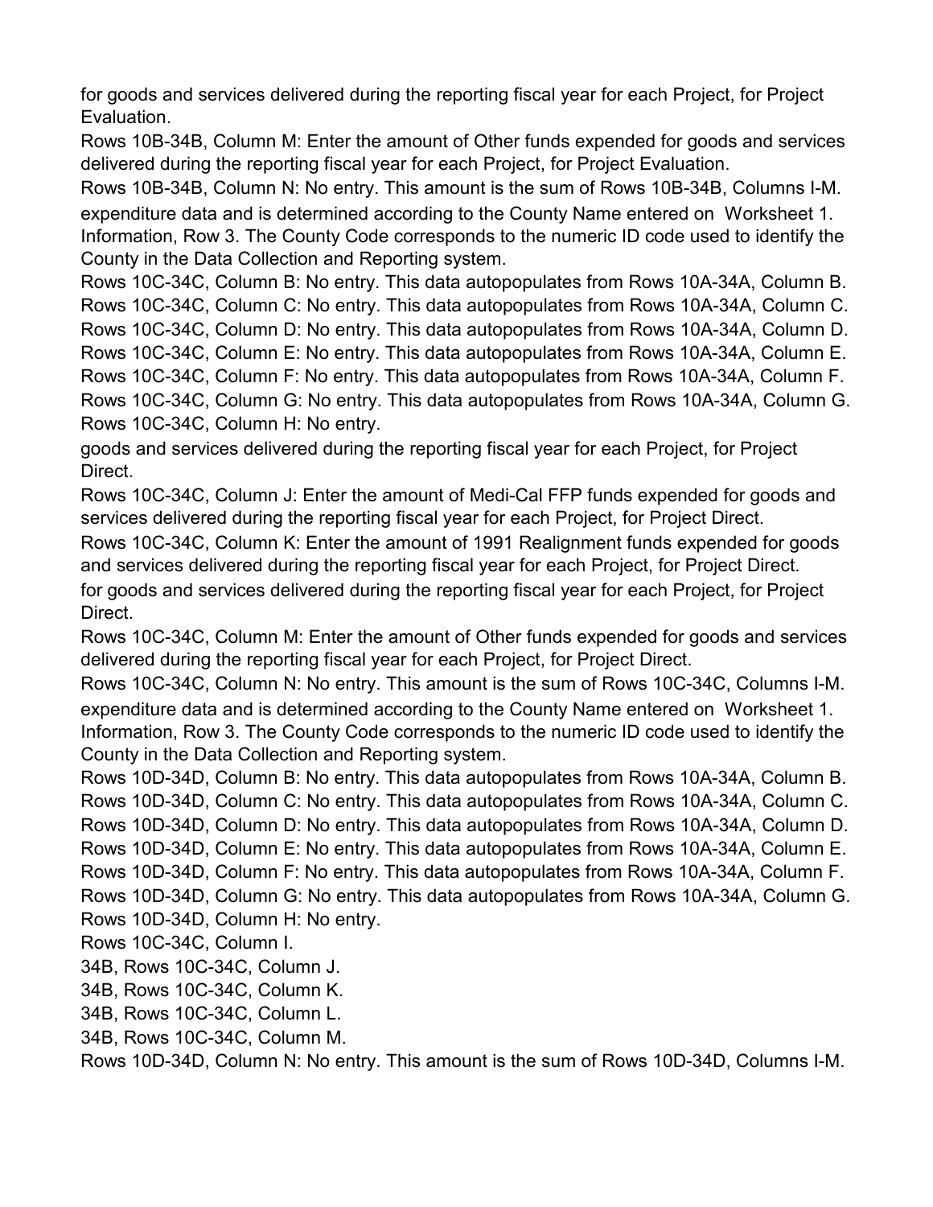for goods and services delivered during the reporting fiscal year for each Project, for Project Evaluation.

Rows 10B-34B, Column M: Enter the amount of Other funds expended for goods and services delivered during the reporting fiscal year for each Project, for Project Evaluation.

Rows 10B-34B, Column N: No entry. This amount is the sum of Rows 10B-34B, Columns I-M.

expenditure data and is determined according to the County Name entered on Worksheet 1. Information, Row 3. The County Code corresponds to the numeric ID code used to identify the County in the Data Collection and Reporting system.

Rows 10C-34C, Column B: No entry. This data autopopulates from Rows 10A-34A, Column B.

Rows 10C-34C, Column C: No entry. This data autopopulates from Rows 10A-34A, Column C.

Rows 10C-34C, Column D: No entry. This data autopopulates from Rows 10A-34A, Column D.

Rows 10C-34C, Column E: No entry. This data autopopulates from Rows 10A-34A, Column E.

Rows 10C-34C, Column F: No entry. This data autopopulates from Rows 10A-34A, Column F.

Rows 10C-34C, Column G: No entry. This data autopopulates from Rows 10A-34A, Column G.

Rows 10C-34C, Column H: No entry.

goods and services delivered during the reporting fiscal year for each Project, for Project Direct.

Rows 10C-34C, Column J: Enter the amount of Medi-Cal FFP funds expended for goods and services delivered during the reporting fiscal year for each Project, for Project Direct.

Rows 10C-34C, Column K: Enter the amount of 1991 Realignment funds expended for goods and services delivered during the reporting fiscal year for each Project, for Project Direct.

for goods and services delivered during the reporting fiscal year for each Project, for Project Direct.

Rows 10C-34C, Column M: Enter the amount of Other funds expended for goods and services delivered during the reporting fiscal year for each Project, for Project Direct.

Rows 10C-34C, Column N: No entry. This amount is the sum of Rows 10C-34C, Columns I-M.

expenditure data and is determined according to the County Name entered on Worksheet 1. Information, Row 3. The County Code corresponds to the numeric ID code used to identify the County in the Data Collection and Reporting system.

Rows 10D-34D, Column B: No entry. This data autopopulates from Rows 10A-34A, Column B.

Rows 10D-34D, Column C: No entry. This data autopopulates from Rows 10A-34A, Column C.

Rows 10D-34D, Column D: No entry. This data autopopulates from Rows 10A-34A, Column D.

Rows 10D-34D, Column E: No entry. This data autopopulates from Rows 10A-34A, Column E.

Rows 10D-34D, Column F: No entry. This data autopopulates from Rows 10A-34A, Column F.

Rows 10D-34D, Column G: No entry. This data autopopulates from Rows 10A-34A, Column G.

Rows 10D-34D, Column H: No entry.

Rows 10C-34C, Column I.

34B, Rows 10C-34C, Column J.

34B, Rows 10C-34C, Column K.

34B, Rows 10C-34C, Column L.

34B, Rows 10C-34C, Column M.

Rows 10D-34D, Column N: No entry. This amount is the sum of Rows 10D-34D, Columns I-M.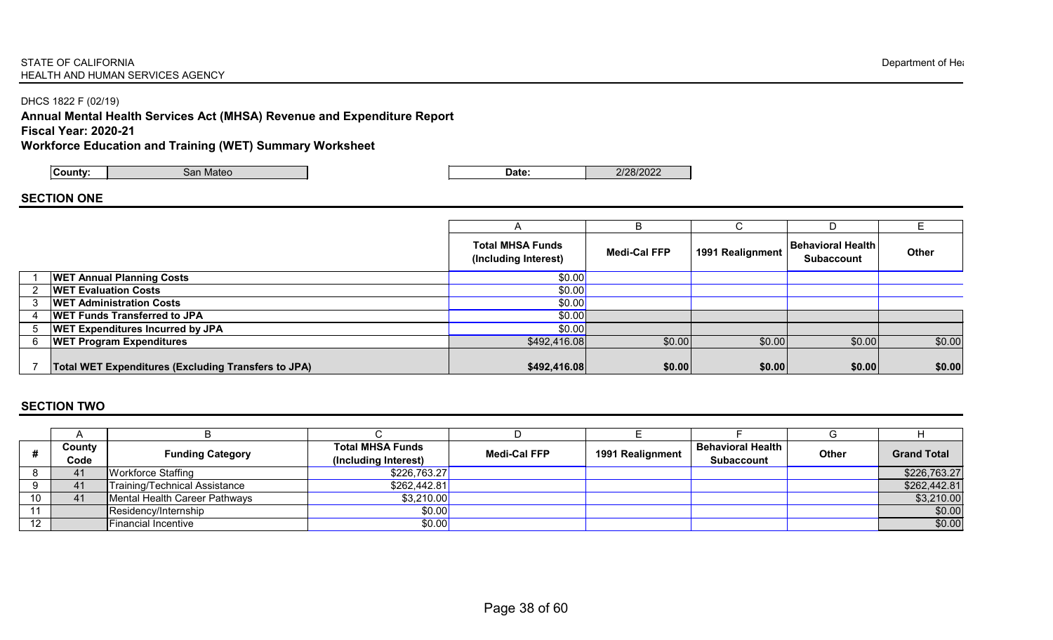STATE OF CALIFORNIA
HEALTH AND HUMAN SERVICES AGENCY

Department of He

DHCS 1822 F (02/19)

**Annual Mental Health Services Act (MHSA) Revenue and Expenditure Report**
**Fiscal Year: 2020-21**
**Workforce Education and Training (WET) Summary Worksheet**

| County: | San Mateo | Date: | 2/28/2022 |
|---|---|---|---|

## SECTION ONE

| | | A | B | C | D | E |
|---|---|---|---|---|---|---|
| | | Total MHSA Funds (Including Interest) | Medi-Cal FFP | 1991 Realignment | Behavioral Health Subaccount | Other |
| 1 | **WET Annual Planning Costs** | $0.00 | | | | |
| 2 | **WET Evaluation Costs** | $0.00 | | | | |
| 3 | **WET Administration Costs** | $0.00 | | | | |
| 4 | **WET Funds Transferred to JPA** | $0.00 | | | | |
| 5 | **WET Expenditures Incurred by JPA** | $0.00 | | | | |
| 6 | **WET Program Expenditures** | $492,416.08 | $0.00 | $0.00 | $0.00 | $0.00 |
| 7 | **Total WET Expenditures (Excluding Transfers to JPA)** | **$492,416.08** | **$0.00** | **$0.00** | **$0.00** | **$0.00** |

## SECTION TWO

| | A | B | C | D | E | F | G | H |
|---|---|---|---|---|---|---|---|---|
| # | County Code | Funding Category | Total MHSA Funds (Including Interest) | Medi-Cal FFP | 1991 Realignment | Behavioral Health Subaccount | Other | Grand Total |
| 8 | 41 | Workforce Staffing | $226,763.27 | | | | | $226,763.27 |
| 9 | 41 | Training/Technical Assistance | $262,442.81 | | | | | $262,442.81 |
| 10 | 41 | Mental Health Career Pathways | $3,210.00 | | | | | $3,210.00 |
| 11 | | Residency/Internship | $0.00 | | | | | $0.00 |
| 12 | | Financial Incentive | $0.00 | | | | | $0.00 |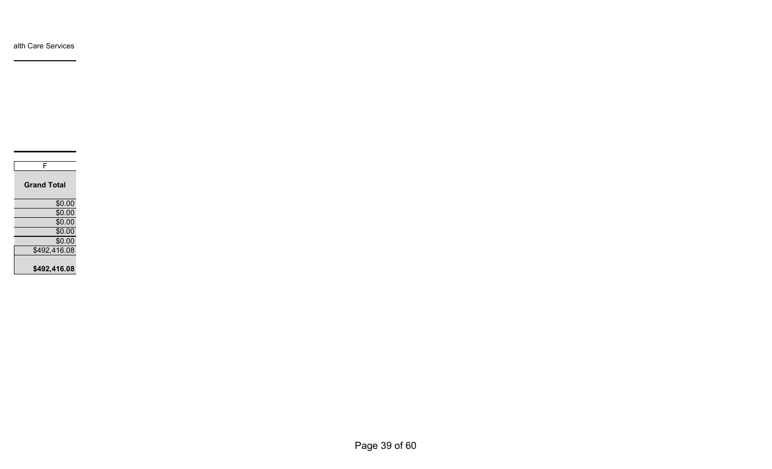alth Care Services

| F |
|---|
| **Grand Total** |
| $0.00 |
| $0.00 |
| $0.00 |
| $0.00 |
| $0.00 |
| $492,416.08 |
| **$492,416.08** |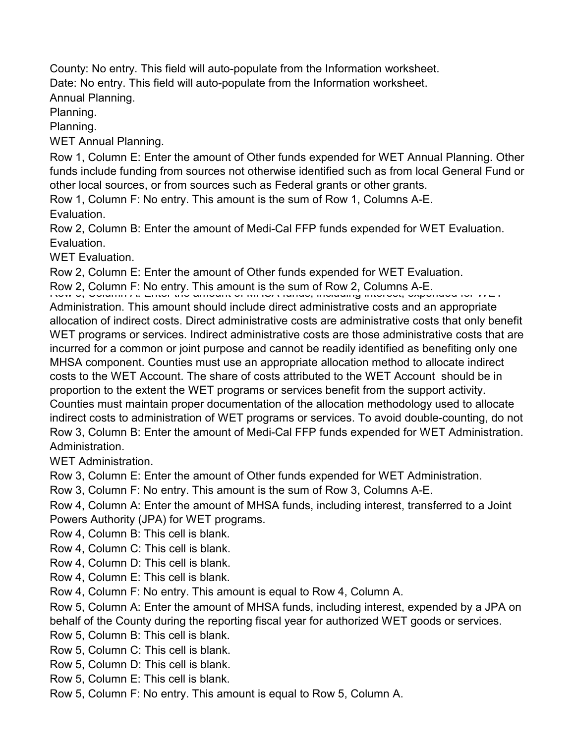County: No entry. This field will auto-populate from the Information worksheet.

Date: No entry. This field will auto-populate from the Information worksheet.

Annual Planning.

Planning.

Planning.

WET Annual Planning.

Row 1, Column E: Enter the amount of Other funds expended for WET Annual Planning. Other funds include funding from sources not otherwise identified such as from local General Fund or other local sources, or from sources such as Federal grants or other grants.

Row 1, Column F: No entry. This amount is the sum of Row 1, Columns A-E.

Evaluation.

Row 2, Column B: Enter the amount of Medi-Cal FFP funds expended for WET Evaluation.

Evaluation.

WET Evaluation.

Row 2, Column E: Enter the amount of Other funds expended for WET Evaluation.

Row 2, Column F: No entry. This amount is the sum of Row 2, Columns A-E.

Row 3, Column A: Enter the amount of MHSA funds, including interest, expended for WET Administration. This amount should include direct administrative costs and an appropriate allocation of indirect costs. Direct administrative costs are administrative costs that only benefit WET programs or services. Indirect administrative costs are those administrative costs that are incurred for a common or joint purpose and cannot be readily identified as benefiting only one MHSA component. Counties must use an appropriate allocation method to allocate indirect costs to the WET Account. The share of costs attributed to the WET Account should be in proportion to the extent the WET programs or services benefit from the support activity. Counties must maintain proper documentation of the allocation methodology used to allocate indirect costs to administration of WET programs or services. To avoid double-counting, do not

Row 3, Column B: Enter the amount of Medi-Cal FFP funds expended for WET Administration.

Administration.

WET Administration.

Row 3, Column E: Enter the amount of Other funds expended for WET Administration.

Row 3, Column F: No entry. This amount is the sum of Row 3, Columns A-E.

Row 4, Column A: Enter the amount of MHSA funds, including interest, transferred to a Joint Powers Authority (JPA) for WET programs.

Row 4, Column B: This cell is blank.

Row 4, Column C: This cell is blank.

Row 4, Column D: This cell is blank.

Row 4, Column E: This cell is blank.

Row 4, Column F: No entry. This amount is equal to Row 4, Column A.

Row 5, Column A: Enter the amount of MHSA funds, including interest, expended by a JPA on behalf of the County during the reporting fiscal year for authorized WET goods or services.

Row 5, Column B: This cell is blank.

Row 5, Column C: This cell is blank.

Row 5, Column D: This cell is blank.

Row 5, Column E: This cell is blank.

Row 5, Column F: No entry. This amount is equal to Row 5, Column A.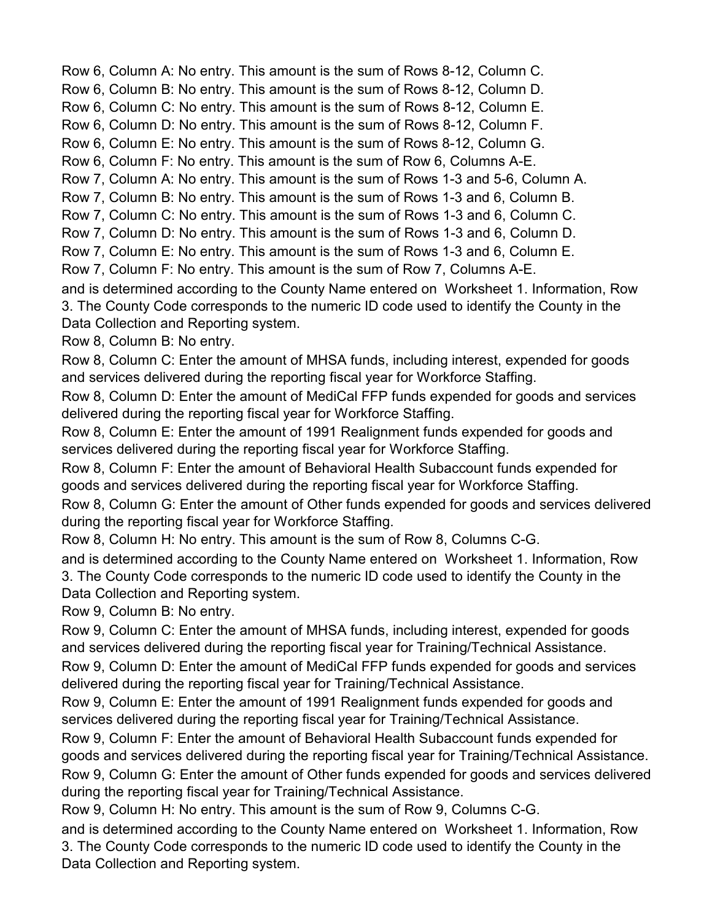Row 6, Column A: No entry. This amount is the sum of Rows 8-12, Column C.
Row 6, Column B: No entry. This amount is the sum of Rows 8-12, Column D.
Row 6, Column C: No entry. This amount is the sum of Rows 8-12, Column E.
Row 6, Column D: No entry. This amount is the sum of Rows 8-12, Column F.
Row 6, Column E: No entry. This amount is the sum of Rows 8-12, Column G.
Row 6, Column F: No entry. This amount is the sum of Row 6, Columns A-E.
Row 7, Column A: No entry. This amount is the sum of Rows 1-3 and 5-6, Column A.
Row 7, Column B: No entry. This amount is the sum of Rows 1-3 and 6, Column B.
Row 7, Column C: No entry. This amount is the sum of Rows 1-3 and 6, Column C.
Row 7, Column D: No entry. This amount is the sum of Rows 1-3 and 6, Column D.
Row 7, Column E: No entry. This amount is the sum of Rows 1-3 and 6, Column E.
Row 7, Column F: No entry. This amount is the sum of Row 7, Columns A-E.
and is determined according to the County Name entered on Worksheet 1. Information, Row 3. The County Code corresponds to the numeric ID code used to identify the County in the Data Collection and Reporting system.
Row 8, Column B: No entry.
Row 8, Column C: Enter the amount of MHSA funds, including interest, expended for goods and services delivered during the reporting fiscal year for Workforce Staffing.
Row 8, Column D: Enter the amount of MediCal FFP funds expended for goods and services delivered during the reporting fiscal year for Workforce Staffing.
Row 8, Column E: Enter the amount of 1991 Realignment funds expended for goods and services delivered during the reporting fiscal year for Workforce Staffing.
Row 8, Column F: Enter the amount of Behavioral Health Subaccount funds expended for goods and services delivered during the reporting fiscal year for Workforce Staffing.
Row 8, Column G: Enter the amount of Other funds expended for goods and services delivered during the reporting fiscal year for Workforce Staffing.
Row 8, Column H: No entry. This amount is the sum of Row 8, Columns C-G.
and is determined according to the County Name entered on Worksheet 1. Information, Row 3. The County Code corresponds to the numeric ID code used to identify the County in the Data Collection and Reporting system.
Row 9, Column B: No entry.
Row 9, Column C: Enter the amount of MHSA funds, including interest, expended for goods and services delivered during the reporting fiscal year for Training/Technical Assistance.
Row 9, Column D: Enter the amount of MediCal FFP funds expended for goods and services delivered during the reporting fiscal year for Training/Technical Assistance.
Row 9, Column E: Enter the amount of 1991 Realignment funds expended for goods and services delivered during the reporting fiscal year for Training/Technical Assistance.
Row 9, Column F: Enter the amount of Behavioral Health Subaccount funds expended for goods and services delivered during the reporting fiscal year for Training/Technical Assistance.
Row 9, Column G: Enter the amount of Other funds expended for goods and services delivered during the reporting fiscal year for Training/Technical Assistance.
Row 9, Column H: No entry. This amount is the sum of Row 9, Columns C-G.
and is determined according to the County Name entered on Worksheet 1. Information, Row 3. The County Code corresponds to the numeric ID code used to identify the County in the Data Collection and Reporting system.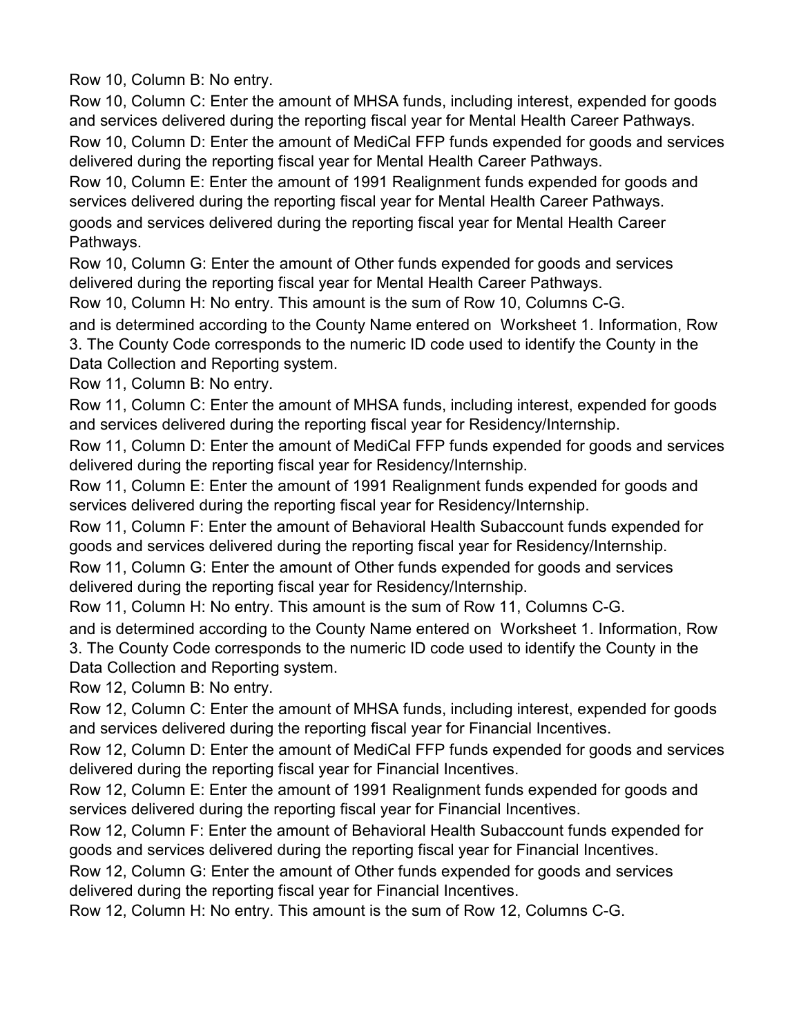Row 10, Column B: No entry.

Row 10, Column C: Enter the amount of MHSA funds, including interest, expended for goods and services delivered during the reporting fiscal year for Mental Health Career Pathways.

Row 10, Column D: Enter the amount of MediCal FFP funds expended for goods and services delivered during the reporting fiscal year for Mental Health Career Pathways.

Row 10, Column E: Enter the amount of 1991 Realignment funds expended for goods and services delivered during the reporting fiscal year for Mental Health Career Pathways.

goods and services delivered during the reporting fiscal year for Mental Health Career Pathways.

Row 10, Column G: Enter the amount of Other funds expended for goods and services delivered during the reporting fiscal year for Mental Health Career Pathways.

Row 10, Column H: No entry. This amount is the sum of Row 10, Columns C-G.

and is determined according to the County Name entered on Worksheet 1. Information, Row 3. The County Code corresponds to the numeric ID code used to identify the County in the Data Collection and Reporting system.

Row 11, Column B: No entry.

Row 11, Column C: Enter the amount of MHSA funds, including interest, expended for goods and services delivered during the reporting fiscal year for Residency/Internship.

Row 11, Column D: Enter the amount of MediCal FFP funds expended for goods and services delivered during the reporting fiscal year for Residency/Internship.

Row 11, Column E: Enter the amount of 1991 Realignment funds expended for goods and services delivered during the reporting fiscal year for Residency/Internship.

Row 11, Column F: Enter the amount of Behavioral Health Subaccount funds expended for goods and services delivered during the reporting fiscal year for Residency/Internship.

Row 11, Column G: Enter the amount of Other funds expended for goods and services delivered during the reporting fiscal year for Residency/Internship.

Row 11, Column H: No entry. This amount is the sum of Row 11, Columns C-G.

and is determined according to the County Name entered on Worksheet 1. Information, Row 3. The County Code corresponds to the numeric ID code used to identify the County in the Data Collection and Reporting system.

Row 12, Column B: No entry.

Row 12, Column C: Enter the amount of MHSA funds, including interest, expended for goods and services delivered during the reporting fiscal year for Financial Incentives.

Row 12, Column D: Enter the amount of MediCal FFP funds expended for goods and services delivered during the reporting fiscal year for Financial Incentives.

Row 12, Column E: Enter the amount of 1991 Realignment funds expended for goods and services delivered during the reporting fiscal year for Financial Incentives.

Row 12, Column F: Enter the amount of Behavioral Health Subaccount funds expended for goods and services delivered during the reporting fiscal year for Financial Incentives.

Row 12, Column G: Enter the amount of Other funds expended for goods and services delivered during the reporting fiscal year for Financial Incentives.

Row 12, Column H: No entry. This amount is the sum of Row 12, Columns C-G.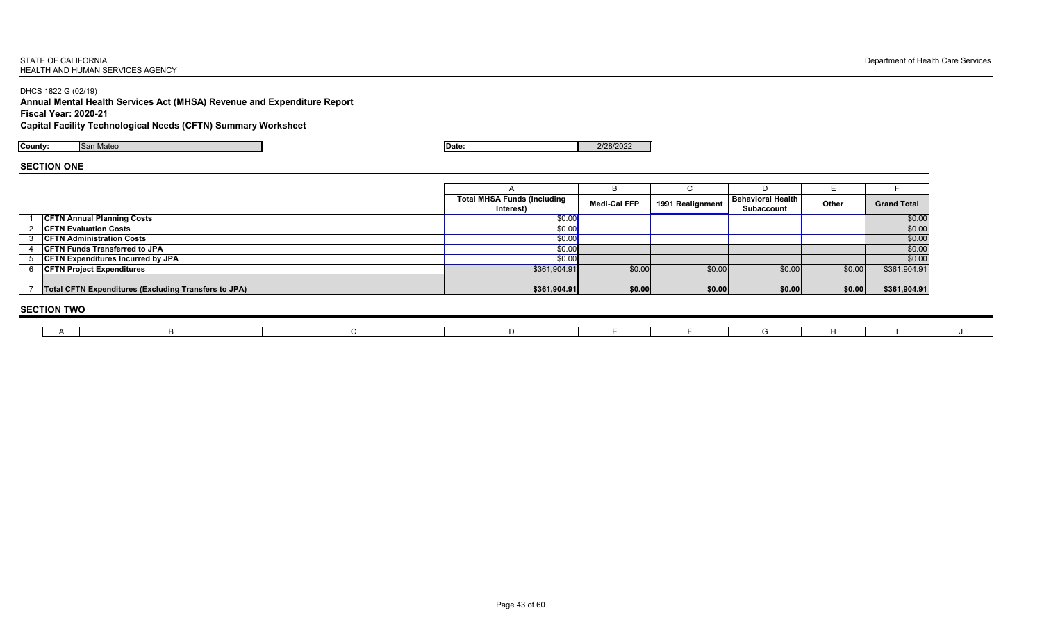STATE OF CALIFORNIA
HEALTH AND HUMAN SERVICES AGENCY

Department of Health Care Services

DHCS 1822 G (02/19)

**Annual Mental Health Services Act (MHSA) Revenue and Expenditure Report**

**Fiscal Year: 2020-21**

**Capital Facility Technological Needs (CFTN) Summary Worksheet**

| **County:** | San Mateo | **Date:** | 2/28/2022 |
|---|---|---|---|

## SECTION ONE

| | | A | B | C | D | E | F |
|---|---|---|---|---|---|---|---|
| | | **Total MHSA Funds (Including Interest)** | **Medi-Cal FFP** | **1991 Realignment** | **Behavioral Health Subaccount** | **Other** | **Grand Total** |
| 1 | **CFTN Annual Planning Costs** | $0.00 | | | | | $0.00 |
| 2 | **CFTN Evaluation Costs** | $0.00 | | | | | $0.00 |
| 3 | **CFTN Administration Costs** | $0.00 | | | | | $0.00 |
| 4 | **CFTN Funds Transferred to JPA** | $0.00 | | | | | $0.00 |
| 5 | **CFTN Expenditures Incurred by JPA** | $0.00 | | | | | $0.00 |
| 6 | **CFTN Project Expenditures** | $361,904.91 | $0.00 | $0.00 | $0.00 | $0.00 | $361,904.91 |
| 7 | **Total CFTN Expenditures (Excluding Transfers to JPA)** | **$361,904.91** | **$0.00** | **$0.00** | **$0.00** | **$0.00** | **$361,904.91** |

## SECTION TWO

| A | B | C | D | E | F | G | H | I | J |
|---|---|---|---|---|---|---|---|---|---|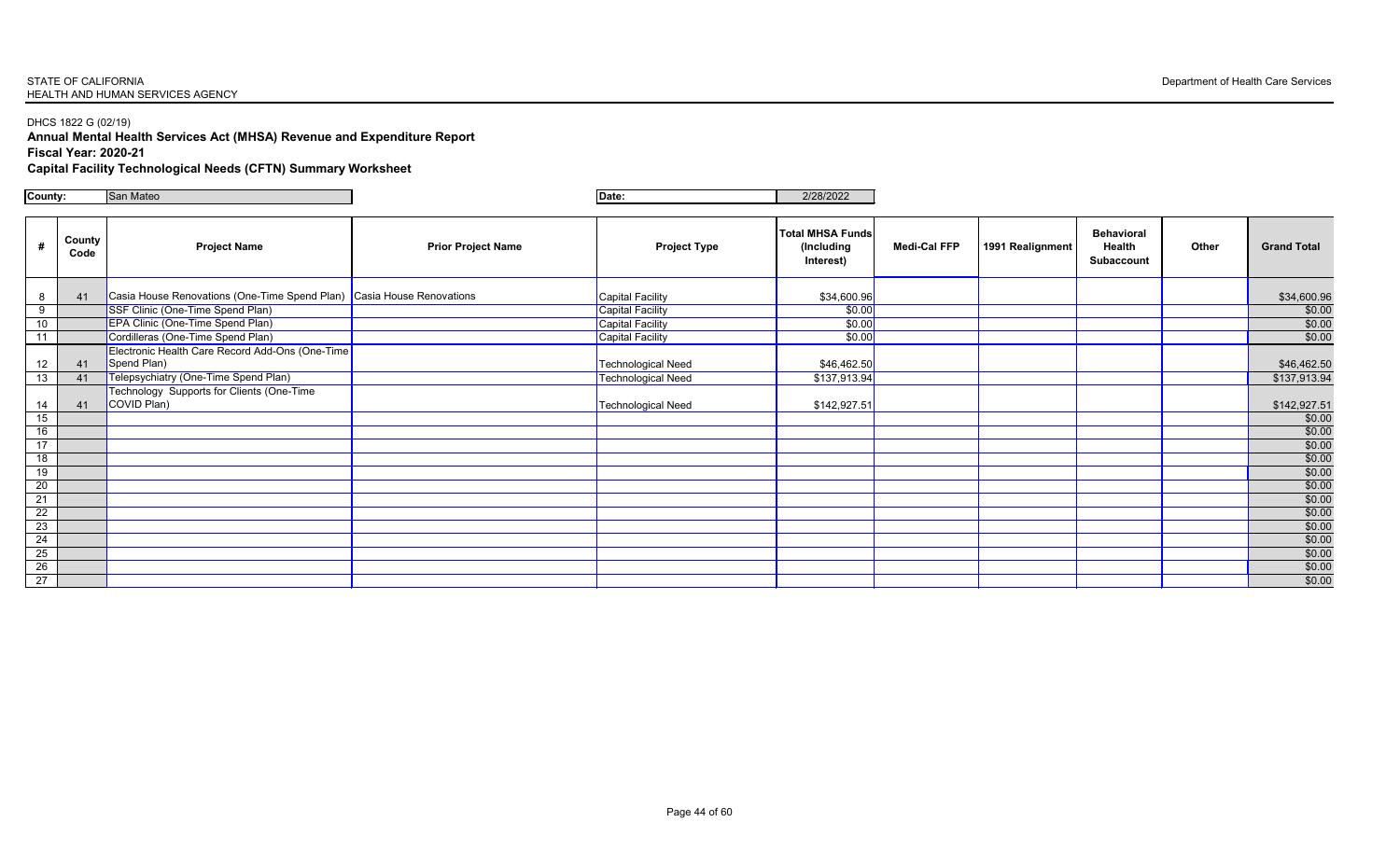STATE OF CALIFORNIA
HEALTH AND HUMAN SERVICES AGENCY

Department of Health Care Services

DHCS 1822 G (02/19)

**Annual Mental Health Services Act (MHSA) Revenue and Expenditure Report**

**Fiscal Year: 2020-21**

**Capital Facility Technological Needs (CFTN) Summary Worksheet**

**County:** San Mateo

**Date:** 2/28/2022

| # | County Code | Project Name | Prior Project Name | Project Type | Total MHSA Funds (Including Interest) | Medi-Cal FFP | 1991 Realignment | Behavioral Health Subaccount | Other | Grand Total |
|---|---|---|---|---|---|---|---|---|---|---|
| 8 | 41 | Casia House Renovations (One-Time Spend Plan) | Casia House Renovations | Capital Facility | $34,600.96 | | | | | $34,600.96 |
| 9 | | SSF Clinic (One-Time Spend Plan) | | Capital Facility | $0.00 | | | | | $0.00 |
| 10 | | EPA Clinic (One-Time Spend Plan) | | Capital Facility | $0.00 | | | | | $0.00 |
| 11 | | Cordilleras (One-Time Spend Plan) | | Capital Facility | $0.00 | | | | | $0.00 |
| 12 | 41 | Electronic Health Care Record Add-Ons (One-Time Spend Plan) | | Technological Need | $46,462.50 | | | | | $46,462.50 |
| 13 | 41 | Telepsychiatry (One-Time Spend Plan) | | Technological Need | $137,913.94 | | | | | $137,913.94 |
| 14 | 41 | Technology Supports for Clients (One-Time COVID Plan) | | Technological Need | $142,927.51 | | | | | $142,927.51 |
| 15 | | | | | | | | | | $0.00 |
| 16 | | | | | | | | | | $0.00 |
| 17 | | | | | | | | | | $0.00 |
| 18 | | | | | | | | | | $0.00 |
| 19 | | | | | | | | | | $0.00 |
| 20 | | | | | | | | | | $0.00 |
| 21 | | | | | | | | | | $0.00 |
| 22 | | | | | | | | | | $0.00 |
| 23 | | | | | | | | | | $0.00 |
| 24 | | | | | | | | | | $0.00 |
| 25 | | | | | | | | | | $0.00 |
| 26 | | | | | | | | | | $0.00 |
| 27 | | | | | | | | | | $0.00 |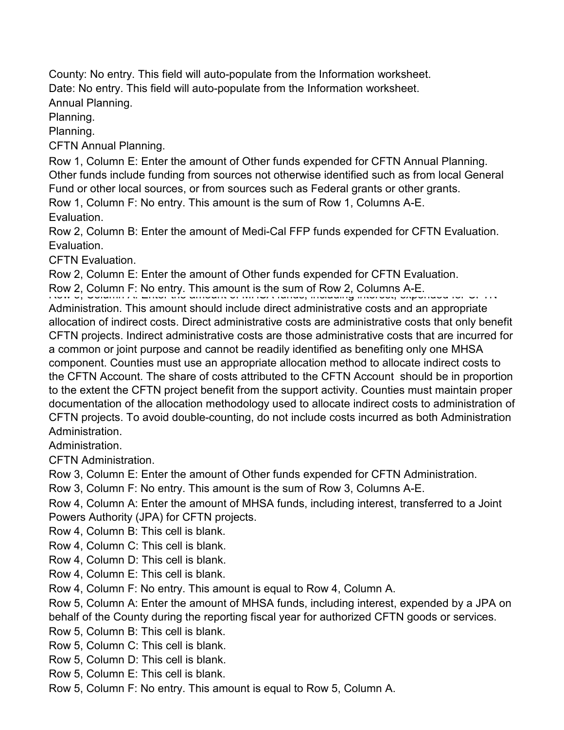County: No entry. This field will auto-populate from the Information worksheet.

Date: No entry. This field will auto-populate from the Information worksheet.

Annual Planning.

Planning.

Planning.

CFTN Annual Planning.

Row 1, Column E: Enter the amount of Other funds expended for CFTN Annual Planning. Other funds include funding from sources not otherwise identified such as from local General Fund or other local sources, or from sources such as Federal grants or other grants.

Row 1, Column F: No entry. This amount is the sum of Row 1, Columns A-E.

Evaluation.

Row 2, Column B: Enter the amount of Medi-Cal FFP funds expended for CFTN Evaluation.

Evaluation.

CFTN Evaluation.

Row 2, Column E: Enter the amount of Other funds expended for CFTN Evaluation.

Row 2, Column F: No entry. This amount is the sum of Row 2, Columns A-E.

Row 3, Column A: Enter the amount of MHSA funds, including interest, expended for CFTN Administration. This amount should include direct administrative costs and an appropriate allocation of indirect costs. Direct administrative costs are administrative costs that only benefit CFTN projects. Indirect administrative costs are those administrative costs that are incurred for a common or joint purpose and cannot be readily identified as benefiting only one MHSA component. Counties must use an appropriate allocation method to allocate indirect costs to the CFTN Account. The share of costs attributed to the CFTN Account should be in proportion to the extent the CFTN project benefit from the support activity. Counties must maintain proper documentation of the allocation methodology used to allocate indirect costs to administration of CFTN projects. To avoid double-counting, do not include costs incurred as both Administration Administration.

Administration.

CFTN Administration.

Row 3, Column E: Enter the amount of Other funds expended for CFTN Administration.

Row 3, Column F: No entry. This amount is the sum of Row 3, Columns A-E.

Row 4, Column A: Enter the amount of MHSA funds, including interest, transferred to a Joint Powers Authority (JPA) for CFTN projects.

Row 4, Column B: This cell is blank.

Row 4, Column C: This cell is blank.

Row 4, Column D: This cell is blank.

Row 4, Column E: This cell is blank.

Row 4, Column F: No entry. This amount is equal to Row 4, Column A.

Row 5, Column A: Enter the amount of MHSA funds, including interest, expended by a JPA on behalf of the County during the reporting fiscal year for authorized CFTN goods or services.

Row 5, Column B: This cell is blank.

Row 5, Column C: This cell is blank.

Row 5, Column D: This cell is blank.

Row 5, Column E: This cell is blank.

Row 5, Column F: No entry. This amount is equal to Row 5, Column A.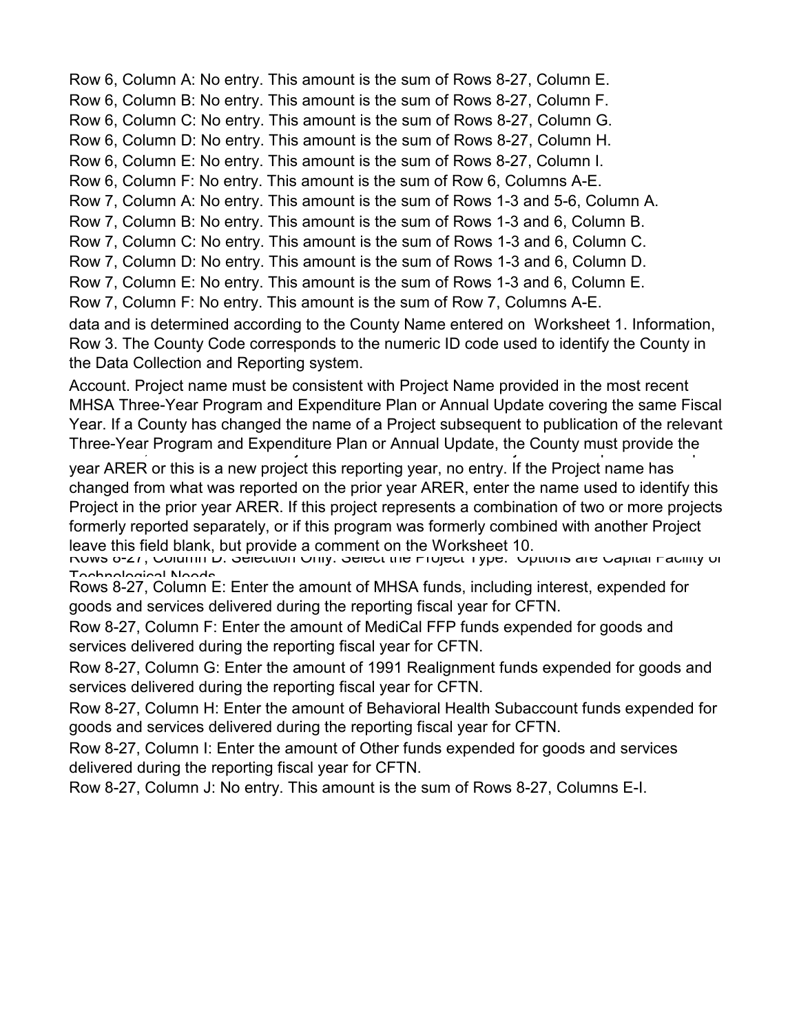Row 6, Column A: No entry. This amount is the sum of Rows 8-27, Column E.
Row 6, Column B: No entry. This amount is the sum of Rows 8-27, Column F.
Row 6, Column C: No entry. This amount is the sum of Rows 8-27, Column G.
Row 6, Column D: No entry. This amount is the sum of Rows 8-27, Column H.
Row 6, Column E: No entry. This amount is the sum of Rows 8-27, Column I.
Row 6, Column F: No entry. This amount is the sum of Row 6, Columns A-E.
Row 7, Column A: No entry. This amount is the sum of Rows 1-3 and 5-6, Column A.
Row 7, Column B: No entry. This amount is the sum of Rows 1-3 and 6, Column B.
Row 7, Column C: No entry. This amount is the sum of Rows 1-3 and 6, Column C.
Row 7, Column D: No entry. This amount is the sum of Rows 1-3 and 6, Column D.
Row 7, Column E: No entry. This amount is the sum of Rows 1-3 and 6, Column E.
Row 7, Column F: No entry. This amount is the sum of Row 7, Columns A-E.

data and is determined according to the County Name entered on Worksheet 1. Information, Row 3. The County Code corresponds to the numeric ID code used to identify the County in the Data Collection and Reporting system.

Account. Project name must be consistent with Project Name provided in the most recent MHSA Three-Year Program and Expenditure Plan or Annual Update covering the same Fiscal Year. If a County has changed the name of a Project subsequent to publication of the relevant Three-Year Program and Expenditure Plan or Annual Update, the County must provide the

year ARER or this is a new project this reporting year, no entry. If the Project name has changed from what was reported on the prior year ARER, enter the name used to identify this Project in the prior year ARER. If this project represents a combination of two or more projects formerly reported separately, or if this program was formerly combined with another Project leave this field blank, but provide a comment on the Worksheet 10.

Rows 8-27, Column D: Selection Only. Select the Project Type. Options are Capital Facility or Technological Needs

Rows 8-27, Column E: Enter the amount of MHSA funds, including interest, expended for goods and services delivered during the reporting fiscal year for CFTN.
Row 8-27, Column F: Enter the amount of MediCal FFP funds expended for goods and services delivered during the reporting fiscal year for CFTN.
Row 8-27, Column G: Enter the amount of 1991 Realignment funds expended for goods and services delivered during the reporting fiscal year for CFTN.
Row 8-27, Column H: Enter the amount of Behavioral Health Subaccount funds expended for goods and services delivered during the reporting fiscal year for CFTN.
Row 8-27, Column I: Enter the amount of Other funds expended for goods and services delivered during the reporting fiscal year for CFTN.
Row 8-27, Column J: No entry. This amount is the sum of Rows 8-27, Columns E-I.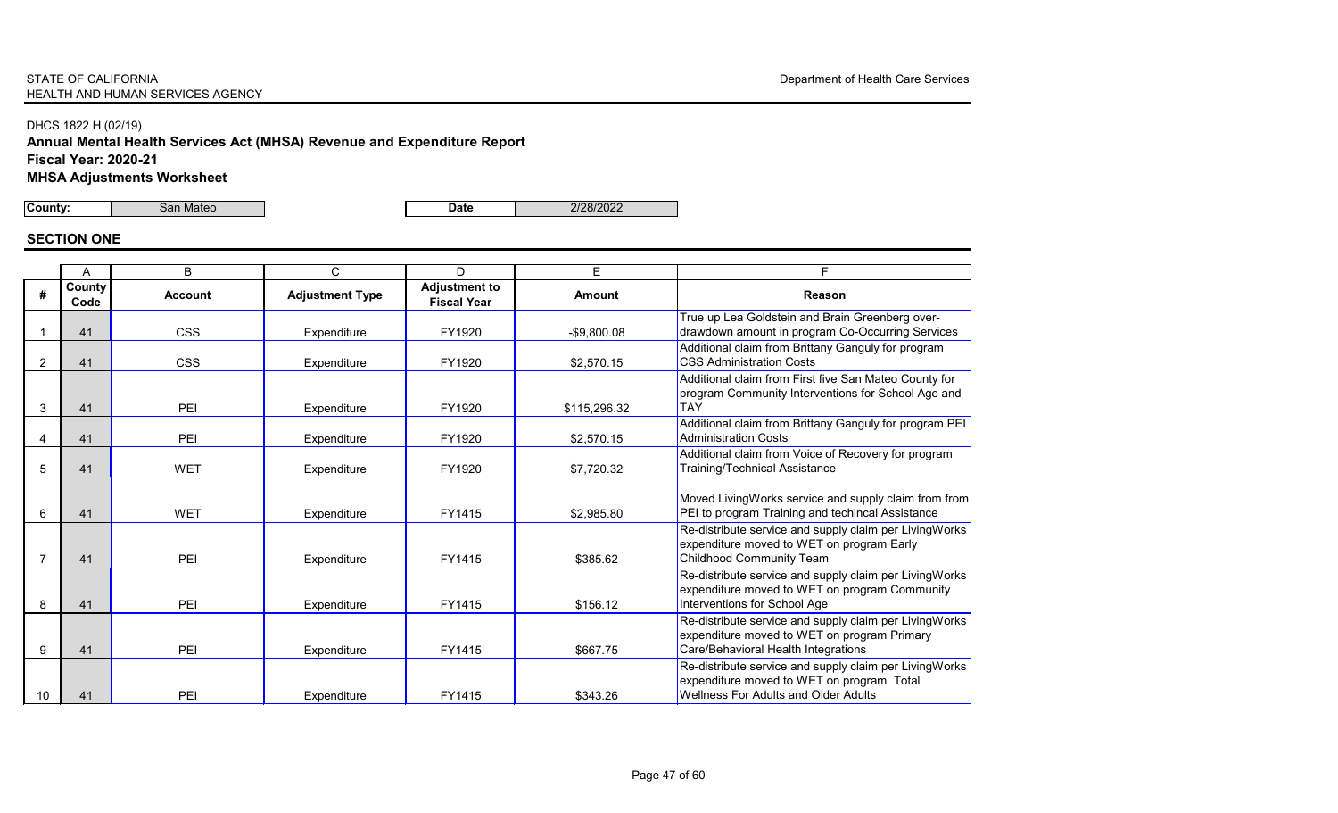STATE OF CALIFORNIA
HEALTH AND HUMAN SERVICES AGENCY

Department of Health Care Services

DHCS 1822 H (02/19)

**Annual Mental Health Services Act (MHSA) Revenue and Expenditure Report**

**Fiscal Year: 2020-21**

**MHSA Adjustments Worksheet**

| **County:** | San Mateo | **Date** | 2/28/2022 |
|---|---|---|---|

## SECTION ONE

| | A | B | C | D | E | F |
|---|---|---|---|---|---|---|
| **#** | **County Code** | **Account** | **Adjustment Type** | **Adjustment to Fiscal Year** | **Amount** | **Reason** |
| 1 | 41 | CSS | Expenditure | FY1920 | -$9,800.08 | True up Lea Goldstein and Brain Greenberg over-drawdown amount in program Co-Occurring Services |
| 2 | 41 | CSS | Expenditure | FY1920 | $2,570.15 | Additional claim from Brittany Ganguly for program CSS Administration Costs |
| 3 | 41 | PEI | Expenditure | FY1920 | $115,296.32 | Additional claim from First five San Mateo County for program Community Interventions for School Age and TAY |
| 4 | 41 | PEI | Expenditure | FY1920 | $2,570.15 | Additional claim from Brittany Ganguly for program PEI Administration Costs |
| 5 | 41 | WET | Expenditure | FY1920 | $7,720.32 | Additional claim from Voice of Recovery for program Training/Technical Assistance |
| 6 | 41 | WET | Expenditure | FY1415 | $2,985.80 | Moved LivingWorks service and supply claim from from PEI to program Training and techincal Assistance |
| 7 | 41 | PEI | Expenditure | FY1415 | $385.62 | Re-distribute service and supply claim per LivingWorks expenditure moved to WET on program Early Childhood Community Team |
| 8 | 41 | PEI | Expenditure | FY1415 | $156.12 | Re-distribute service and supply claim per LivingWorks expenditure moved to WET on program Community Interventions for School Age |
| 9 | 41 | PEI | Expenditure | FY1415 | $667.75 | Re-distribute service and supply claim per LivingWorks expenditure moved to WET on program Primary Care/Behavioral Health Integrations |
| 10 | 41 | PEI | Expenditure | FY1415 | $343.26 | Re-distribute service and supply claim per LivingWorks expenditure moved to WET on program Total Wellness For Adults and Older Adults |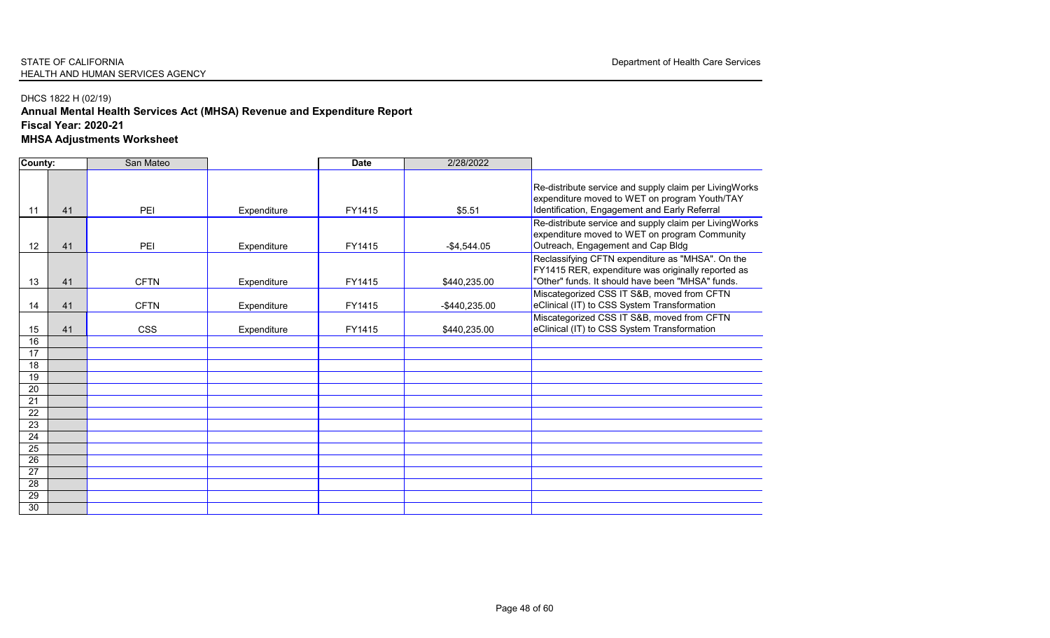STATE OF CALIFORNIA
HEALTH AND HUMAN SERVICES AGENCY

Department of Health Care Services

DHCS 1822 H (02/19)

**Annual Mental Health Services Act (MHSA) Revenue and Expenditure Report**

**Fiscal Year: 2020-21**

**MHSA Adjustments Worksheet**

| **County:** | | San Mateo | | **Date** | 2/28/2022 | |
|---|---|---|---|---|---|---|
| 11 | 41 | PEI | Expenditure | FY1415 | $5.51 | Re-distribute service and supply claim per LivingWorks expenditure moved to WET on program Youth/TAY Identification, Engagement and Early Referral |
| 12 | 41 | PEI | Expenditure | FY1415 | -$4,544.05 | Re-distribute service and supply claim per LivingWorks expenditure moved to WET on program Community Outreach, Engagement and Cap Bldg |
| 13 | 41 | CFTN | Expenditure | FY1415 | $440,235.00 | Reclassifying CFTN expenditure as "MHSA". On the FY1415 RER, expenditure was originally reported as "Other" funds. It should have been "MHSA" funds. |
| 14 | 41 | CFTN | Expenditure | FY1415 | -$440,235.00 | Miscategorized CSS IT S&B, moved from CFTN eClinical (IT) to CSS System Transformation |
| 15 | 41 | CSS | Expenditure | FY1415 | $440,235.00 | Miscategorized CSS IT S&B, moved from CFTN eClinical (IT) to CSS System Transformation |
| 16 | | | | | | |
| 17 | | | | | | |
| 18 | | | | | | |
| 19 | | | | | | |
| 20 | | | | | | |
| 21 | | | | | | |
| 22 | | | | | | |
| 23 | | | | | | |
| 24 | | | | | | |
| 25 | | | | | | |
| 26 | | | | | | |
| 27 | | | | | | |
| 28 | | | | | | |
| 29 | | | | | | |
| 30 | | | | | | |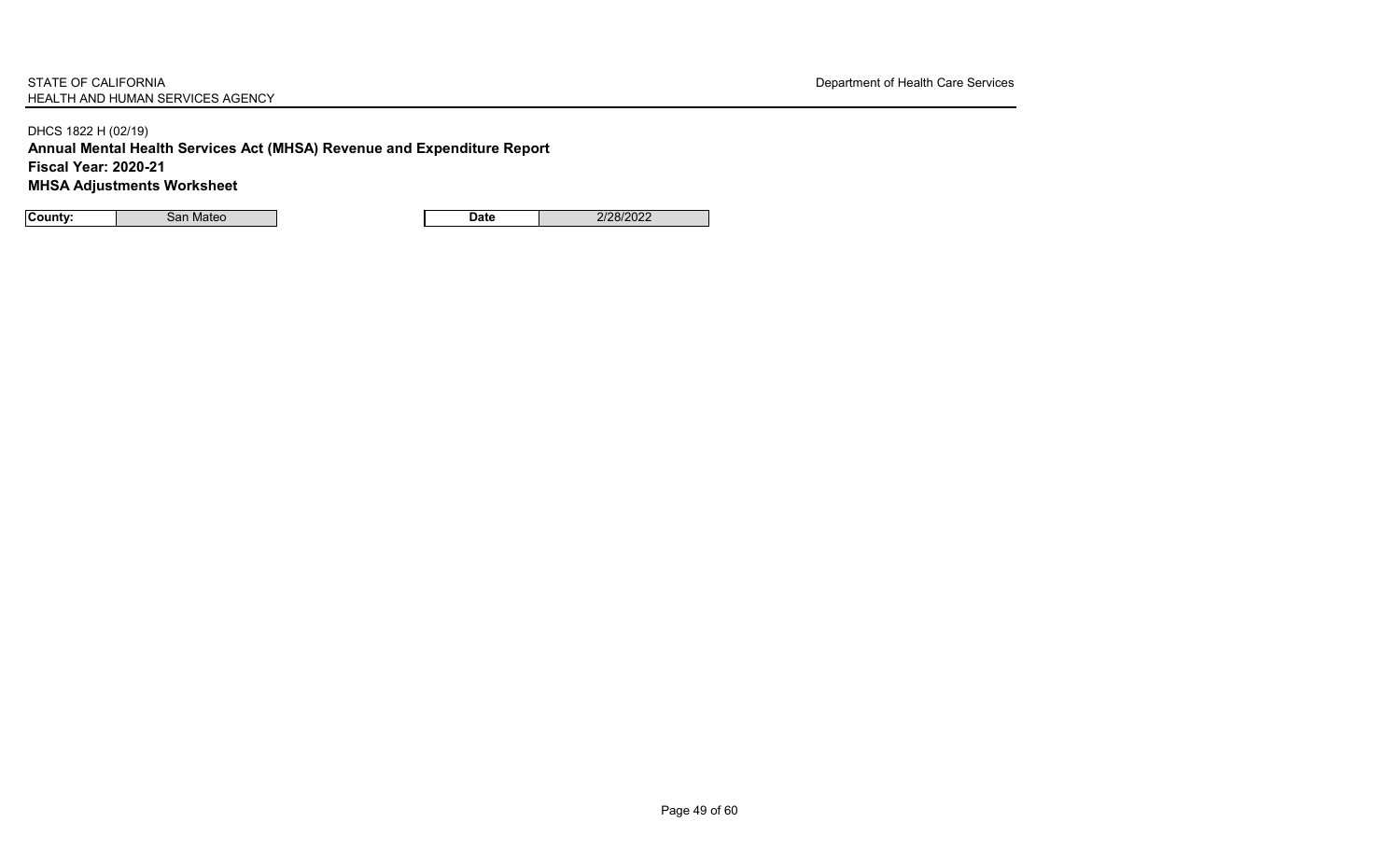STATE OF CALIFORNIA
HEALTH AND HUMAN SERVICES AGENCY

Department of Health Care Services

DHCS 1822 H (02/19)

**Annual Mental Health Services Act (MHSA) Revenue and Expenditure Report**

**Fiscal Year: 2020-21**

**MHSA Adjustments Worksheet**

| **County:** | San Mateo | | **Date** | 2/28/2022 |
|---|---|---|---|---|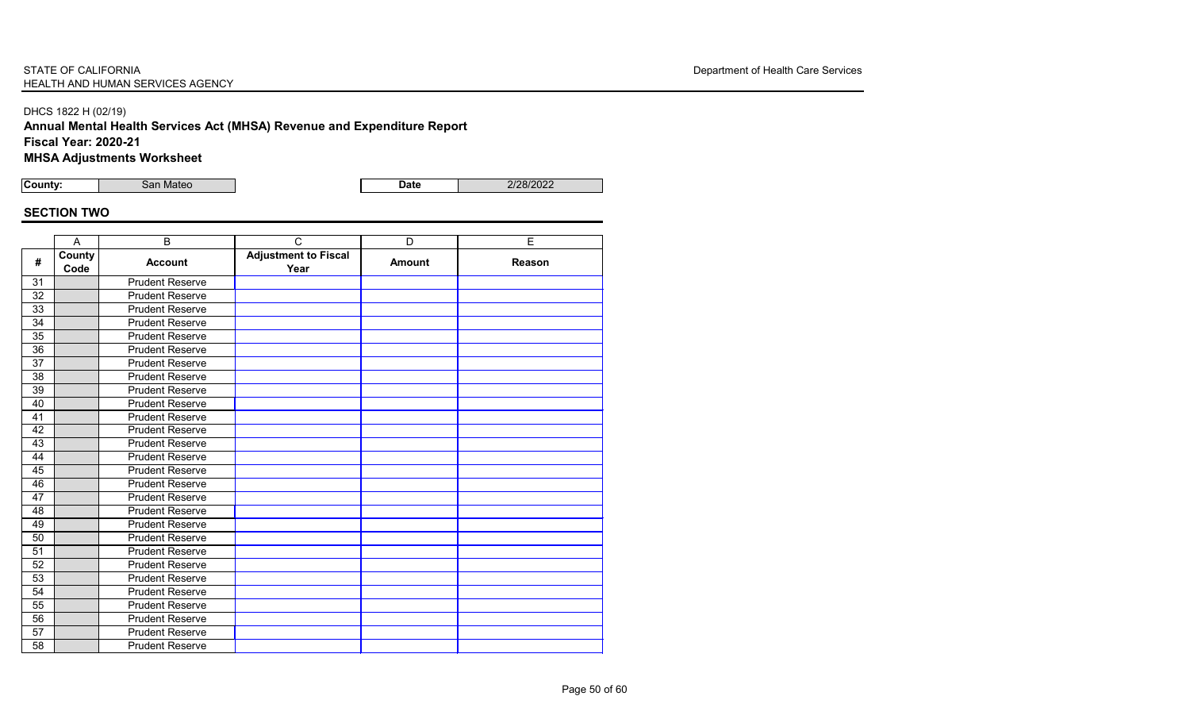STATE OF CALIFORNIA
HEALTH AND HUMAN SERVICES AGENCY

Department of Health Care Services

DHCS 1822 H (02/19)

**Annual Mental Health Services Act (MHSA) Revenue and Expenditure Report**
**Fiscal Year: 2020-21**
**MHSA Adjustments Worksheet**

| County: | San Mateo | | Date | 2/28/2022 |
|---|---|---|---|---|

## SECTION TWO

| | A | B | C | D | E |
|---|---|---|---|---|---|
| **#** | **County Code** | **Account** | **Adjustment to Fiscal Year** | **Amount** | **Reason** |
| 31 | | Prudent Reserve | | | |
| 32 | | Prudent Reserve | | | |
| 33 | | Prudent Reserve | | | |
| 34 | | Prudent Reserve | | | |
| 35 | | Prudent Reserve | | | |
| 36 | | Prudent Reserve | | | |
| 37 | | Prudent Reserve | | | |
| 38 | | Prudent Reserve | | | |
| 39 | | Prudent Reserve | | | |
| 40 | | Prudent Reserve | | | |
| 41 | | Prudent Reserve | | | |
| 42 | | Prudent Reserve | | | |
| 43 | | Prudent Reserve | | | |
| 44 | | Prudent Reserve | | | |
| 45 | | Prudent Reserve | | | |
| 46 | | Prudent Reserve | | | |
| 47 | | Prudent Reserve | | | |
| 48 | | Prudent Reserve | | | |
| 49 | | Prudent Reserve | | | |
| 50 | | Prudent Reserve | | | |
| 51 | | Prudent Reserve | | | |
| 52 | | Prudent Reserve | | | |
| 53 | | Prudent Reserve | | | |
| 54 | | Prudent Reserve | | | |
| 55 | | Prudent Reserve | | | |
| 56 | | Prudent Reserve | | | |
| 57 | | Prudent Reserve | | | |
| 58 | | Prudent Reserve | | | |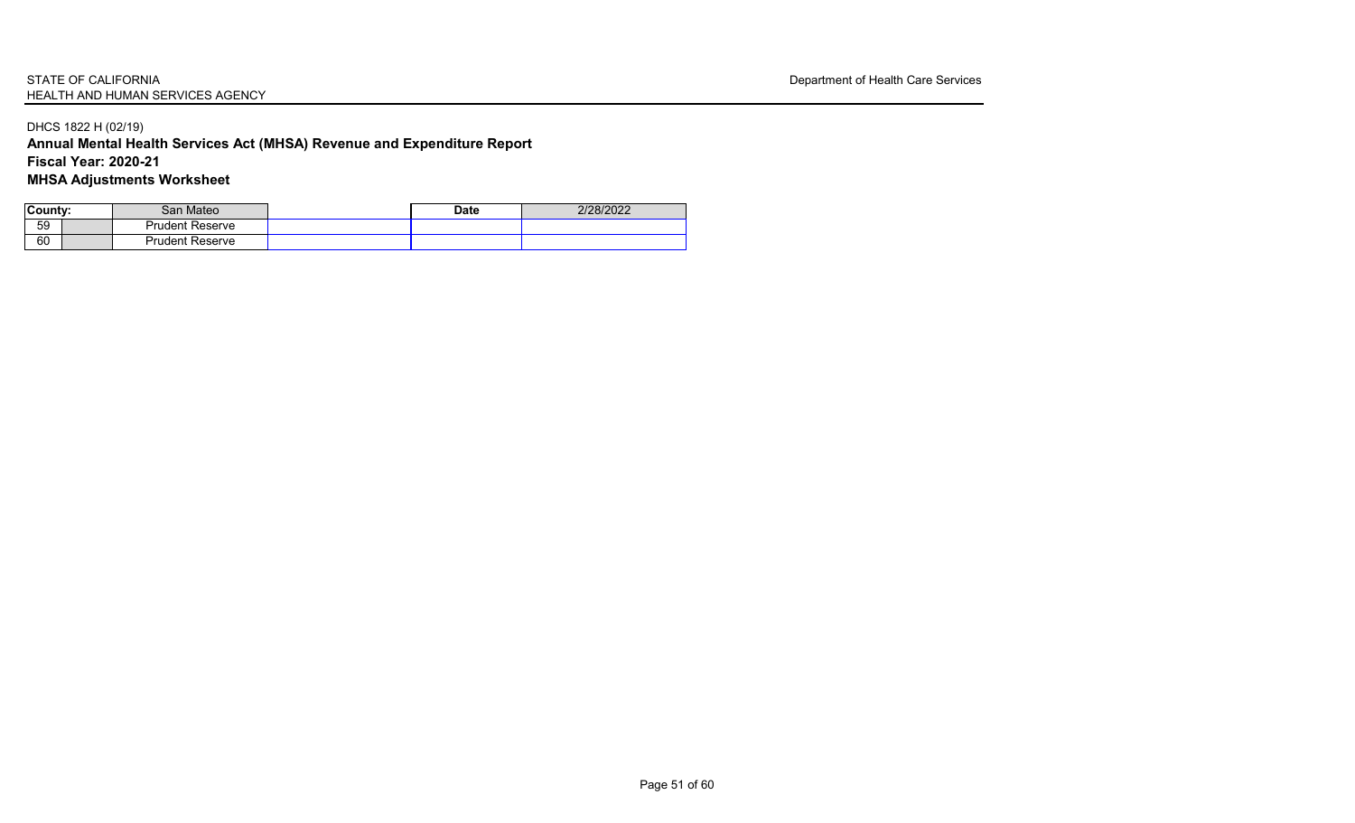STATE OF CALIFORNIA
HEALTH AND HUMAN SERVICES AGENCY

Department of Health Care Services

DHCS 1822 H (02/19)

**Annual Mental Health Services Act (MHSA) Revenue and Expenditure Report**

**Fiscal Year: 2020-21**

**MHSA Adjustments Worksheet**

| **County:** | | San Mateo | | **Date** | 2/28/2022 |
|---|---|---|---|---|---|
| 59 | | Prudent Reserve | | | |
| 60 | | Prudent Reserve | | | |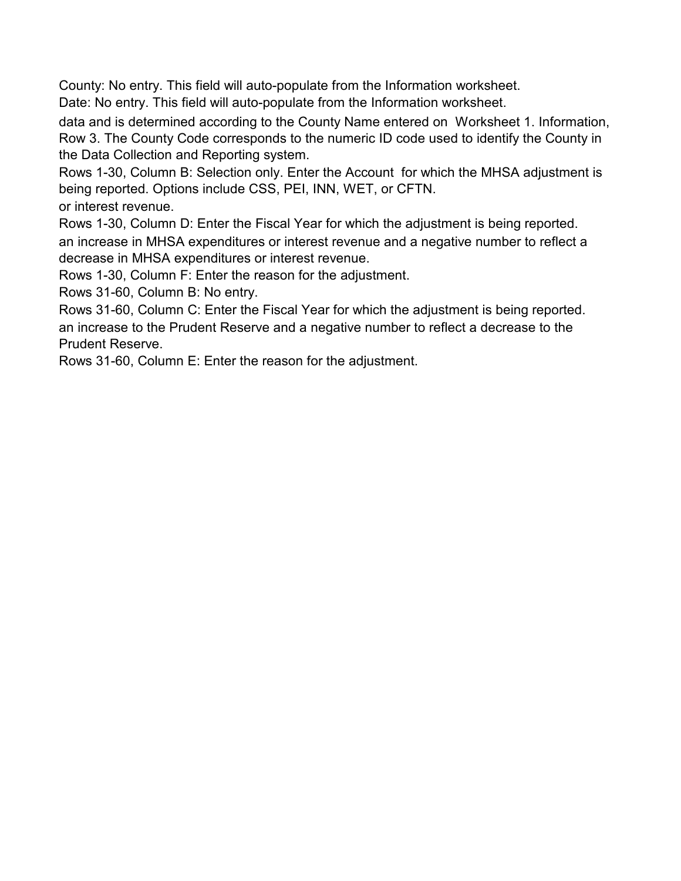County: No entry. This field will auto-populate from the Information worksheet.

Date: No entry. This field will auto-populate from the Information worksheet.

data and is determined according to the County Name entered on Worksheet 1. Information, Row 3. The County Code corresponds to the numeric ID code used to identify the County in the Data Collection and Reporting system.

Rows 1-30, Column B: Selection only. Enter the Account for which the MHSA adjustment is being reported. Options include CSS, PEI, INN, WET, or CFTN.

or interest revenue.

Rows 1-30, Column D: Enter the Fiscal Year for which the adjustment is being reported.

an increase in MHSA expenditures or interest revenue and a negative number to reflect a decrease in MHSA expenditures or interest revenue.

Rows 1-30, Column F: Enter the reason for the adjustment.

Rows 31-60, Column B: No entry.

Rows 31-60, Column C: Enter the Fiscal Year for which the adjustment is being reported.

an increase to the Prudent Reserve and a negative number to reflect a decrease to the Prudent Reserve.

Rows 31-60, Column E: Enter the reason for the adjustment.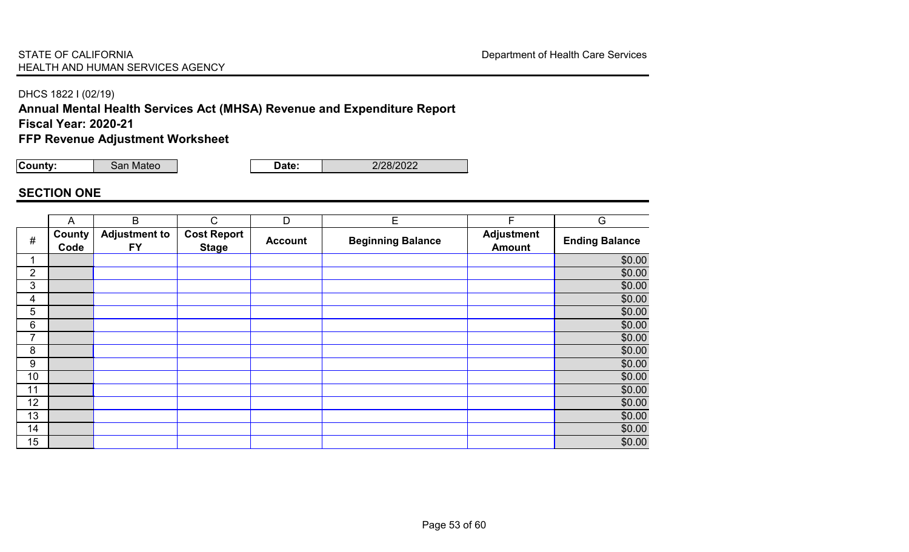STATE OF CALIFORNIA
HEALTH AND HUMAN SERVICES AGENCY

Department of Health Care Services

DHCS 1822 I (02/19)

**Annual Mental Health Services Act (MHSA) Revenue and Expenditure Report**

**Fiscal Year: 2020-21**

**FFP Revenue Adjustment Worksheet**

| **County:** | San Mateo | **Date:** | 2/28/2022 |
|---|---|---|---|

## SECTION ONE

| | A | B | C | D | E | F | G |
|---|---|---|---|---|---|---|---|
| **#** | **County Code** | **Adjustment to FY** | **Cost Report Stage** | **Account** | **Beginning Balance** | **Adjustment Amount** | **Ending Balance** |
| 1 | | | | | | | $0.00 |
| 2 | | | | | | | $0.00 |
| 3 | | | | | | | $0.00 |
| 4 | | | | | | | $0.00 |
| 5 | | | | | | | $0.00 |
| 6 | | | | | | | $0.00 |
| 7 | | | | | | | $0.00 |
| 8 | | | | | | | $0.00 |
| 9 | | | | | | | $0.00 |
| 10 | | | | | | | $0.00 |
| 11 | | | | | | | $0.00 |
| 12 | | | | | | | $0.00 |
| 13 | | | | | | | $0.00 |
| 14 | | | | | | | $0.00 |
| 15 | | | | | | | $0.00 |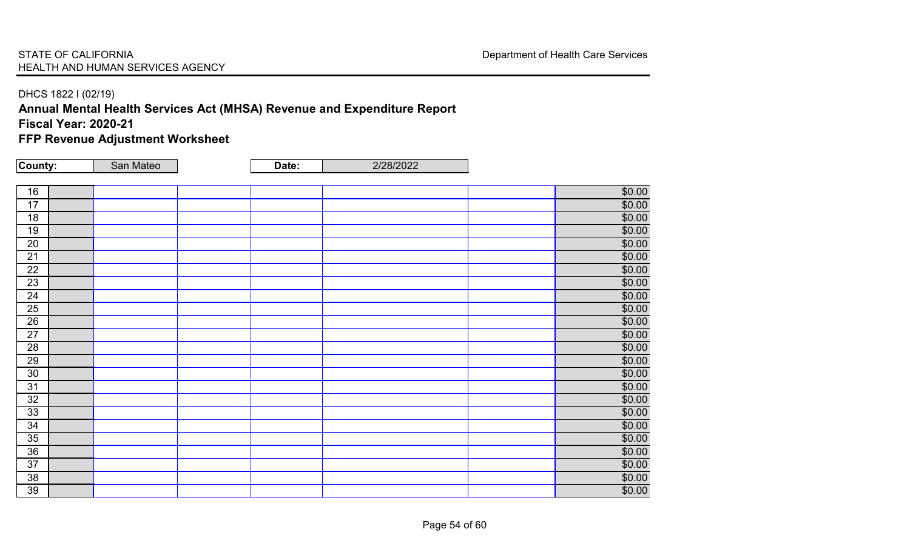STATE OF CALIFORNIA
HEALTH AND HUMAN SERVICES AGENCY

Department of Health Care Services

DHCS 1822 I (02/19)

## Annual Mental Health Services Act (MHSA) Revenue and Expenditure Report
## Fiscal Year: 2020-21
## FFP Revenue Adjustment Worksheet

| County: | San Mateo | Date: | 2/28/2022 |
|---|---|---|---|

| | | | | | | | |
|---|---|---|---|---|---|---|---|
| 16 | | | | | | | $0.00 |
| 17 | | | | | | | $0.00 |
| 18 | | | | | | | $0.00 |
| 19 | | | | | | | $0.00 |
| 20 | | | | | | | $0.00 |
| 21 | | | | | | | $0.00 |
| 22 | | | | | | | $0.00 |
| 23 | | | | | | | $0.00 |
| 24 | | | | | | | $0.00 |
| 25 | | | | | | | $0.00 |
| 26 | | | | | | | $0.00 |
| 27 | | | | | | | $0.00 |
| 28 | | | | | | | $0.00 |
| 29 | | | | | | | $0.00 |
| 30 | | | | | | | $0.00 |
| 31 | | | | | | | $0.00 |
| 32 | | | | | | | $0.00 |
| 33 | | | | | | | $0.00 |
| 34 | | | | | | | $0.00 |
| 35 | | | | | | | $0.00 |
| 36 | | | | | | | $0.00 |
| 37 | | | | | | | $0.00 |
| 38 | | | | | | | $0.00 |
| 39 | | | | | | | $0.00 |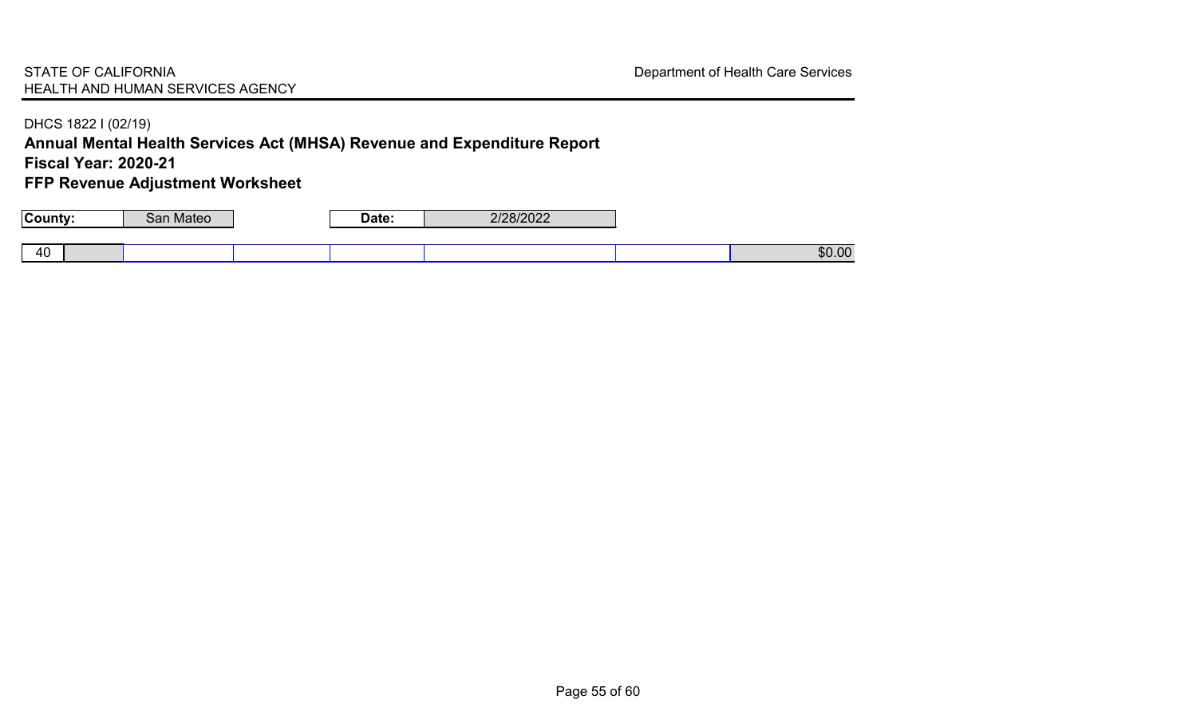STATE OF CALIFORNIA
HEALTH AND HUMAN SERVICES AGENCY

Department of Health Care Services

DHCS 1822 I (02/19)

**Annual Mental Health Services Act (MHSA) Revenue and Expenditure Report**

**Fiscal Year: 2020-21**

**FFP Revenue Adjustment Worksheet**

| **County:** | San Mateo | **Date:** | 2/28/2022 |
|---|---|---|---|

| 40 | | | | | | | $0.00 |
|---|---|---|---|---|---|---|---|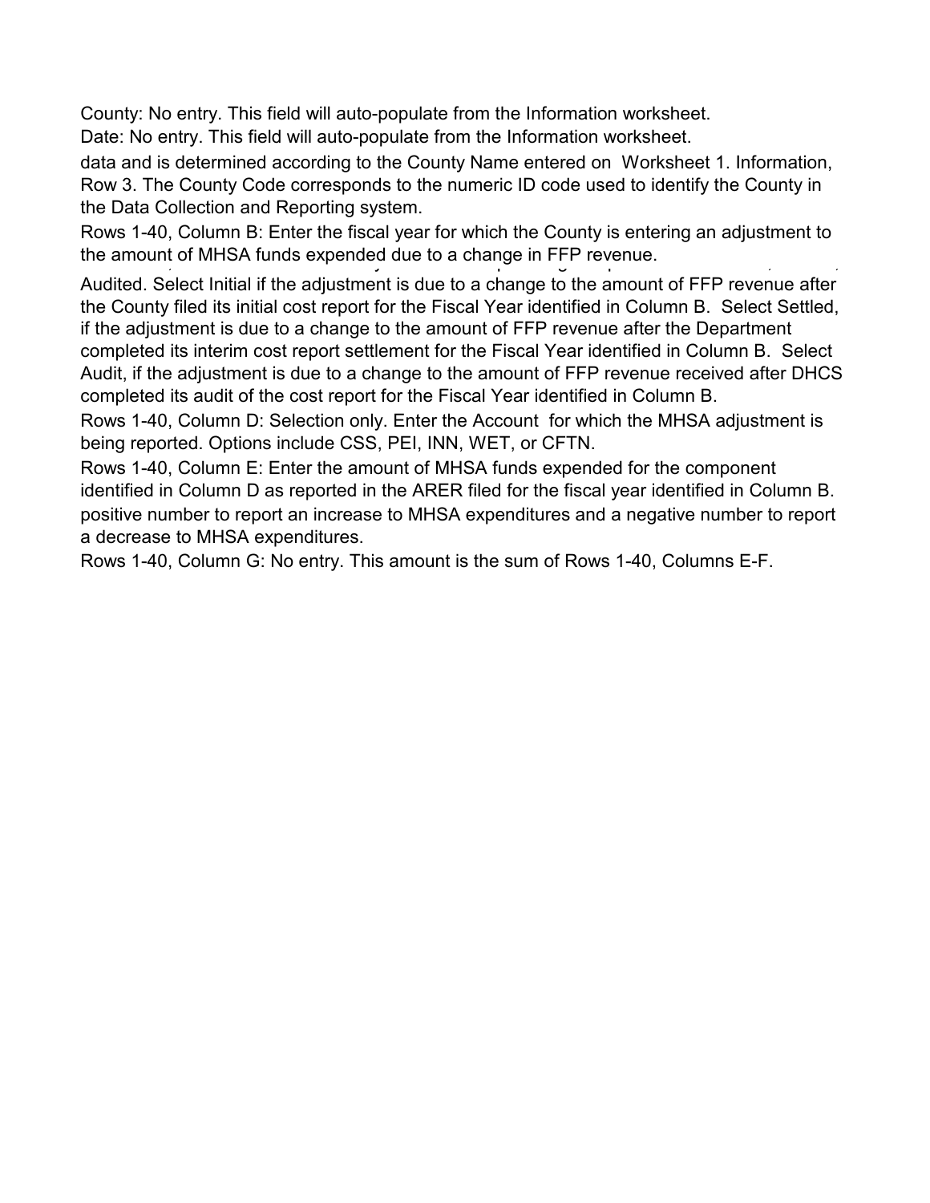County: No entry. This field will auto-populate from the Information worksheet.

Date: No entry. This field will auto-populate from the Information worksheet.

data and is determined according to the County Name entered on Worksheet 1. Information, Row 3. The County Code corresponds to the numeric ID code used to identify the County in the Data Collection and Reporting system.

Rows 1-40, Column B: Enter the fiscal year for which the County is entering an adjustment to the amount of MHSA funds expended due to a change in FFP revenue.

Audited. Select Initial if the adjustment is due to a change to the amount of FFP revenue after the County filed its initial cost report for the Fiscal Year identified in Column B. Select Settled, if the adjustment is due to a change to the amount of FFP revenue after the Department completed its interim cost report settlement for the Fiscal Year identified in Column B. Select Audit, if the adjustment is due to a change to the amount of FFP revenue received after DHCS completed its audit of the cost report for the Fiscal Year identified in Column B.

Rows 1-40, Column D: Selection only. Enter the Account for which the MHSA adjustment is being reported. Options include CSS, PEI, INN, WET, or CFTN.

Rows 1-40, Column E: Enter the amount of MHSA funds expended for the component identified in Column D as reported in the ARER filed for the fiscal year identified in Column B.

positive number to report an increase to MHSA expenditures and a negative number to report a decrease to MHSA expenditures.

Rows 1-40, Column G: No entry. This amount is the sum of Rows 1-40, Columns E-F.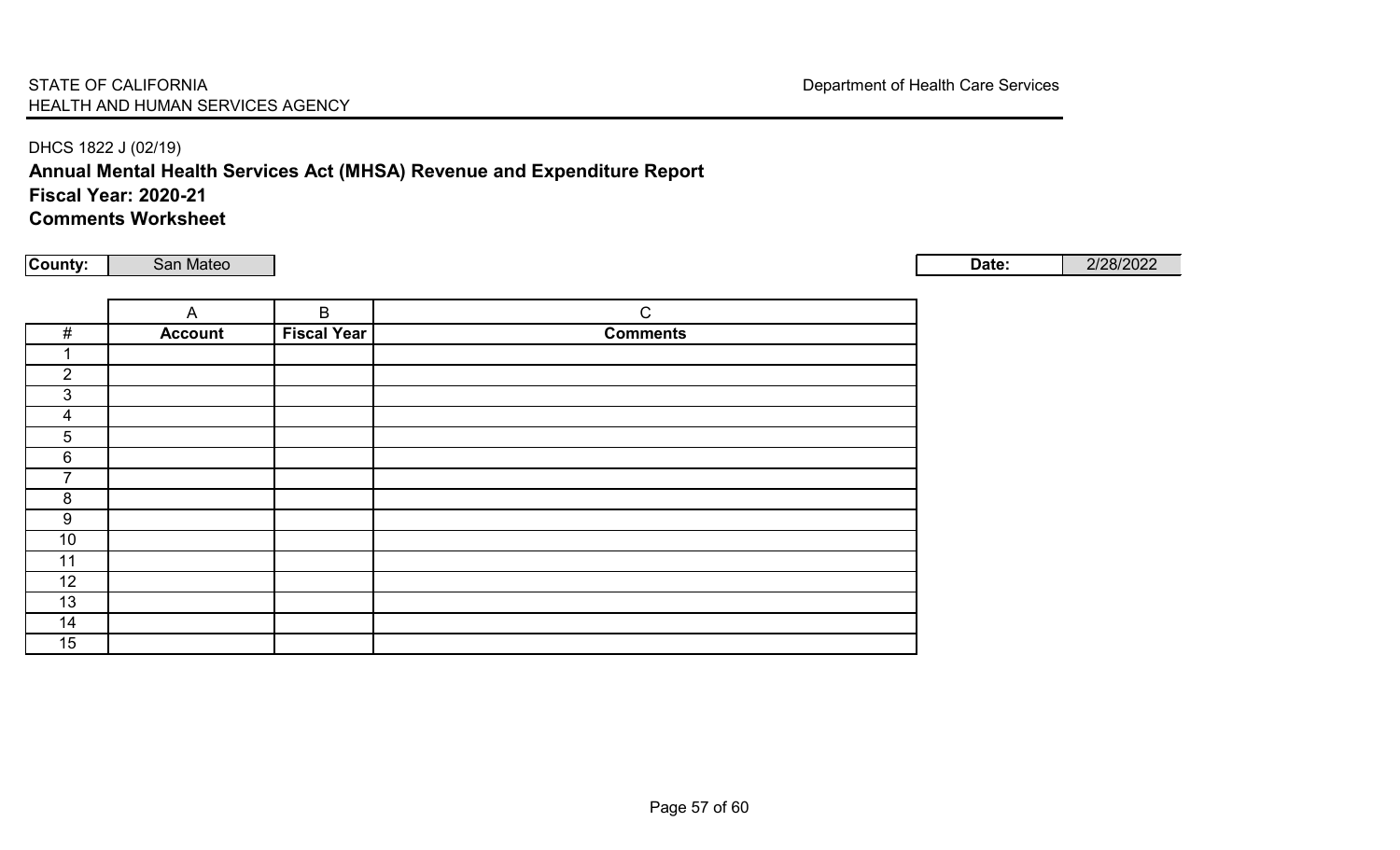STATE OF CALIFORNIA
HEALTH AND HUMAN SERVICES AGENCY

Department of Health Care Services

DHCS 1822 J (02/19)

**Annual Mental Health Services Act (MHSA) Revenue and Expenditure Report**
**Fiscal Year: 2020-21**
**Comments Worksheet**

**County:** San Mateo

**Date:** 2/28/2022

| | A | B | C |
|---|---|---|---|
| **#** | **Account** | **Fiscal Year** | **Comments** |
| 1 | | | |
| 2 | | | |
| 3 | | | |
| 4 | | | |
| 5 | | | |
| 6 | | | |
| 7 | | | |
| 8 | | | |
| 9 | | | |
| 10 | | | |
| 11 | | | |
| 12 | | | |
| 13 | | | |
| 14 | | | |
| 15 | | | |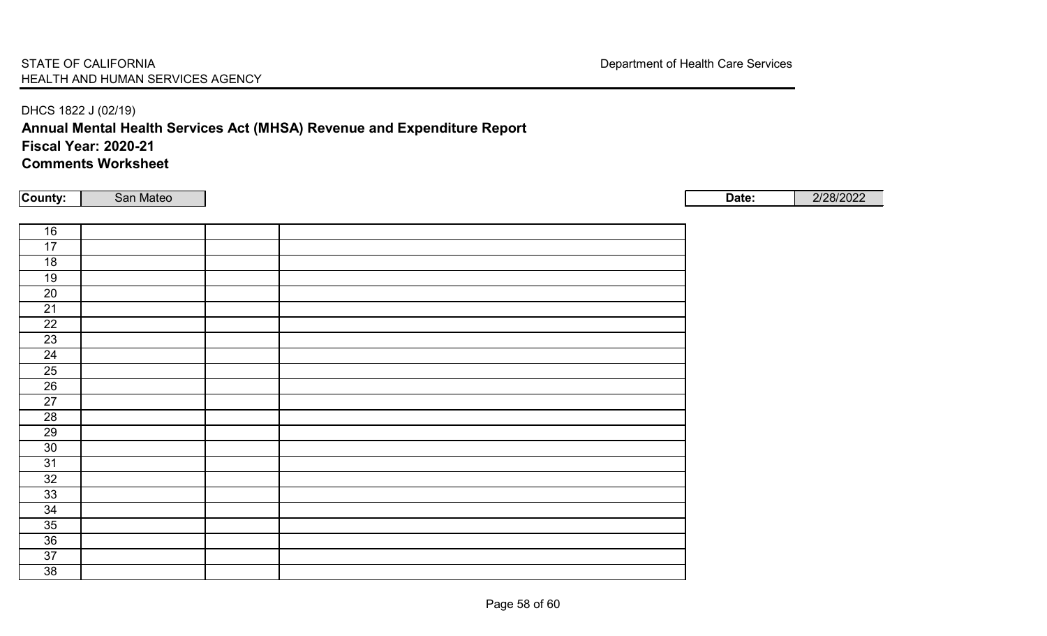STATE OF CALIFORNIA
HEALTH AND HUMAN SERVICES AGENCY

Department of Health Care Services

DHCS 1822 J (02/19)

**Annual Mental Health Services Act (MHSA) Revenue and Expenditure Report**

**Fiscal Year: 2020-21**

**Comments Worksheet**

**County:** San Mateo

**Date:** 2/28/2022

| | | | |
|---|---|---|---|
| 16 | | | |
| 17 | | | |
| 18 | | | |
| 19 | | | |
| 20 | | | |
| 21 | | | |
| 22 | | | |
| 23 | | | |
| 24 | | | |
| 25 | | | |
| 26 | | | |
| 27 | | | |
| 28 | | | |
| 29 | | | |
| 30 | | | |
| 31 | | | |
| 32 | | | |
| 33 | | | |
| 34 | | | |
| 35 | | | |
| 36 | | | |
| 37 | | | |
| 38 | | | |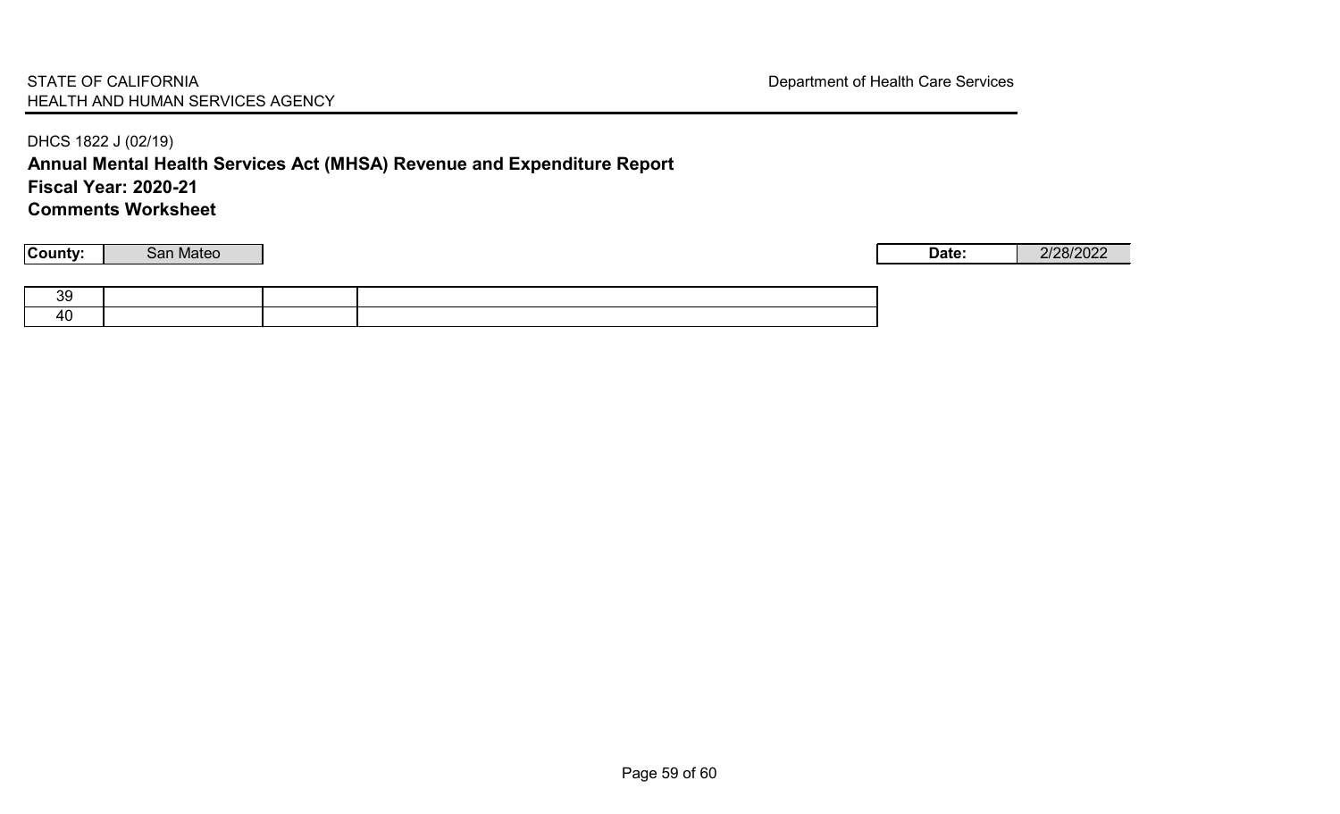STATE OF CALIFORNIA
HEALTH AND HUMAN SERVICES AGENCY

Department of Health Care Services

DHCS 1822 J (02/19)

**Annual Mental Health Services Act (MHSA) Revenue and Expenditure Report**
**Fiscal Year: 2020-21**
**Comments Worksheet**

| **County:** | San Mateo | | | **Date:** | 2/28/2022 |
|---|---|---|---|---|---|

| | | | |
|---|---|---|---|
| 39 | | | |
| 40 | | | |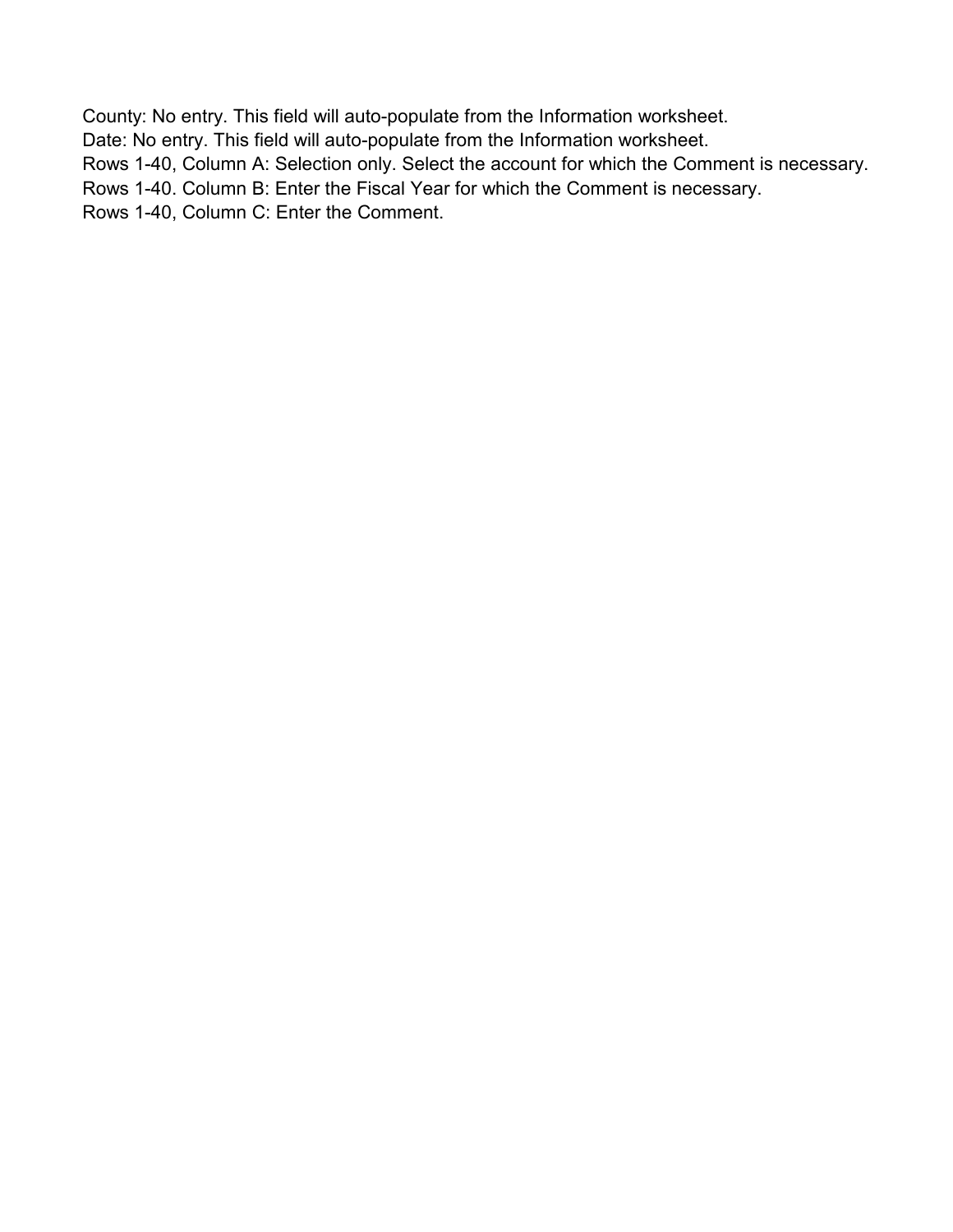County: No entry. This field will auto-populate from the Information worksheet.
Date: No entry. This field will auto-populate from the Information worksheet.
Rows 1-40, Column A: Selection only. Select the account for which the Comment is necessary.
Rows 1-40. Column B: Enter the Fiscal Year for which the Comment is necessary.
Rows 1-40, Column C: Enter the Comment.